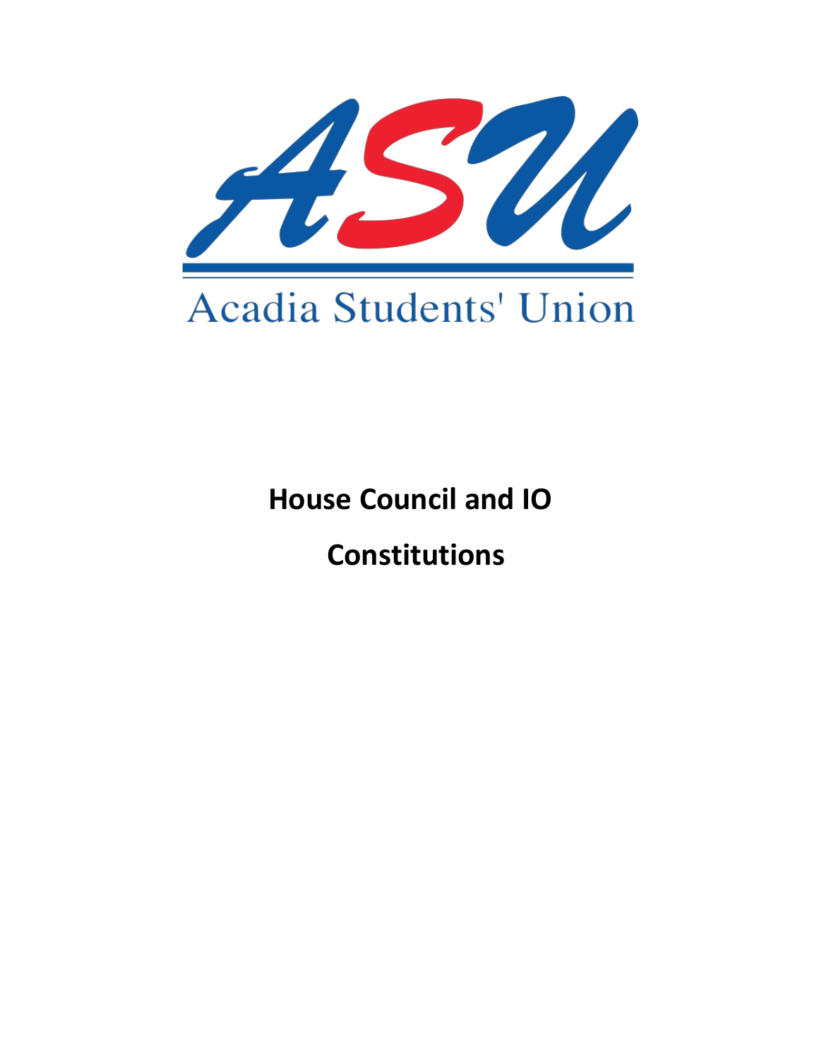ASU

Acadia Students' Union

# House Council and IO

# Constitutions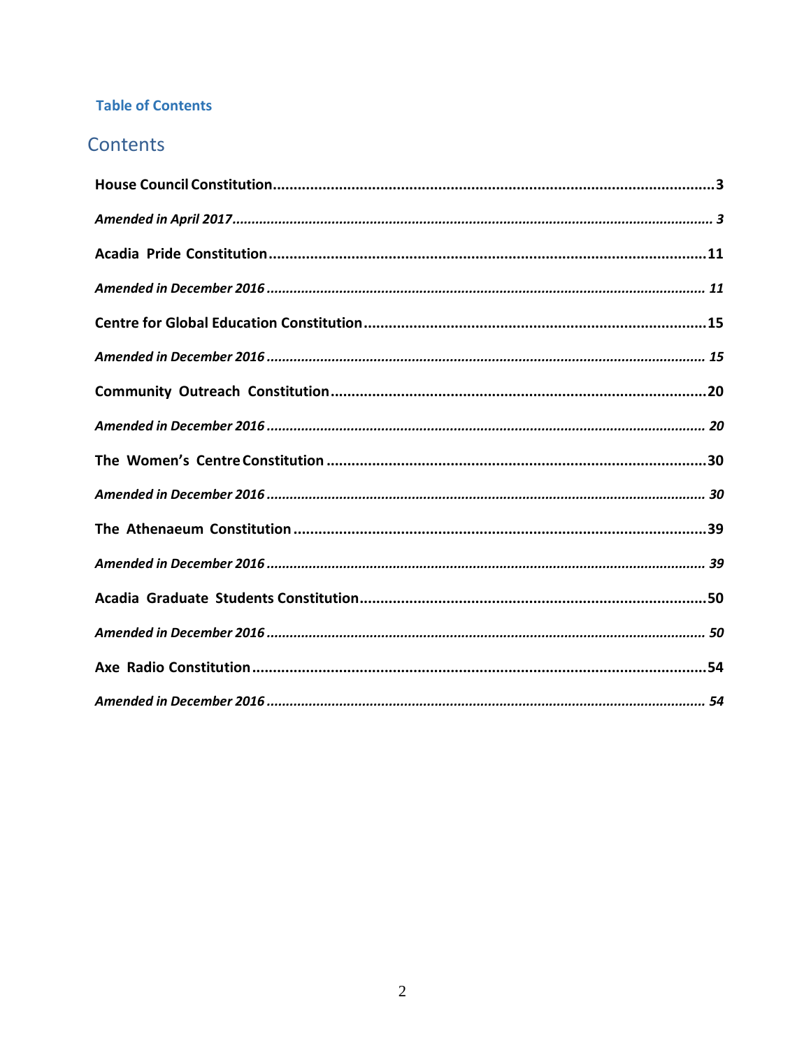**Table of Contents**

# Contents

**House Council Constitution** ........................................................................................................ **3**

*Amended in April 2017* ........................................................................................................ *3*

**Acadia Pride Constitution** ........................................................................................................ **11**

*Amended in December 2016* ........................................................................................................ *11*

**Centre for Global Education Constitution** ........................................................................................................ **15**

*Amended in December 2016* ........................................................................................................ *15*

**Community Outreach Constitution** ........................................................................................................ **20**

*Amended in December 2016* ........................................................................................................ *20*

**The Women's Centre Constitution** ........................................................................................................ **30**

*Amended in December 2016* ........................................................................................................ *30*

**The Athenaeum Constitution** ........................................................................................................ **39**

*Amended in December 2016* ........................................................................................................ *39*

**Acadia Graduate Students Constitution** ........................................................................................................ **50**

*Amended in December 2016* ........................................................................................................ *50*

**Axe Radio Constitution** ........................................................................................................ **54**

*Amended in December 2016* ........................................................................................................ *54*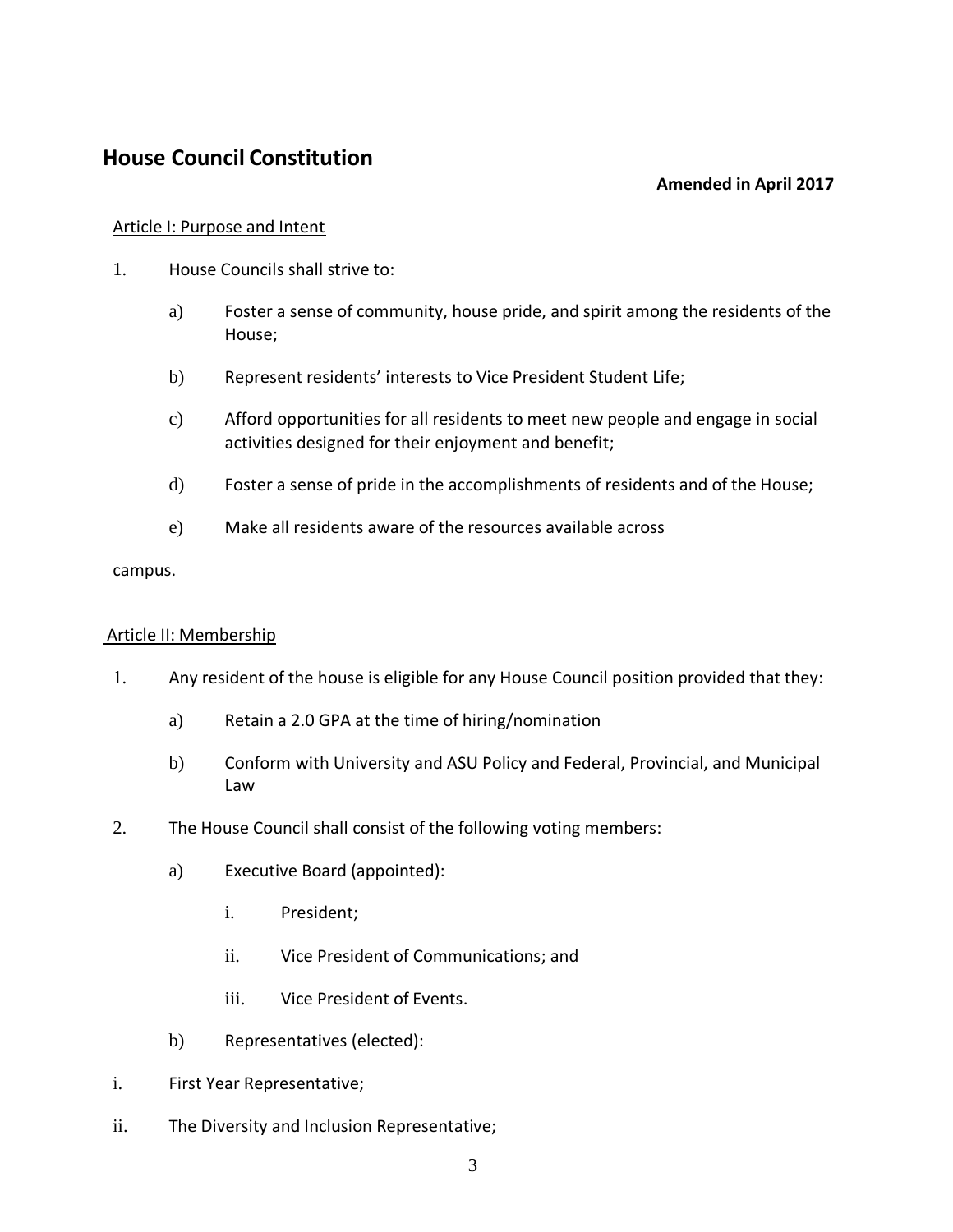# House Council Constitution

**Amended in April 2017**

## Article I: Purpose and Intent

1. House Councils shall strive to:

   a) Foster a sense of community, house pride, and spirit among the residents of the House;

   b) Represent residents' interests to Vice President Student Life;

   c) Afford opportunities for all residents to meet new people and engage in social activities designed for their enjoyment and benefit;

   d) Foster a sense of pride in the accomplishments of residents and of the House;

   e) Make all residents aware of the resources available across campus.

## Article II: Membership

1. Any resident of the house is eligible for any House Council position provided that they:

   a) Retain a 2.0 GPA at the time of hiring/nomination

   b) Conform with University and ASU Policy and Federal, Provincial, and Municipal Law

2. The House Council shall consist of the following voting members:

   a) Executive Board (appointed):

      i. President;

      ii. Vice President of Communications; and

      iii. Vice President of Events.

   b) Representatives (elected):

      i. First Year Representative;

      ii. The Diversity and Inclusion Representative;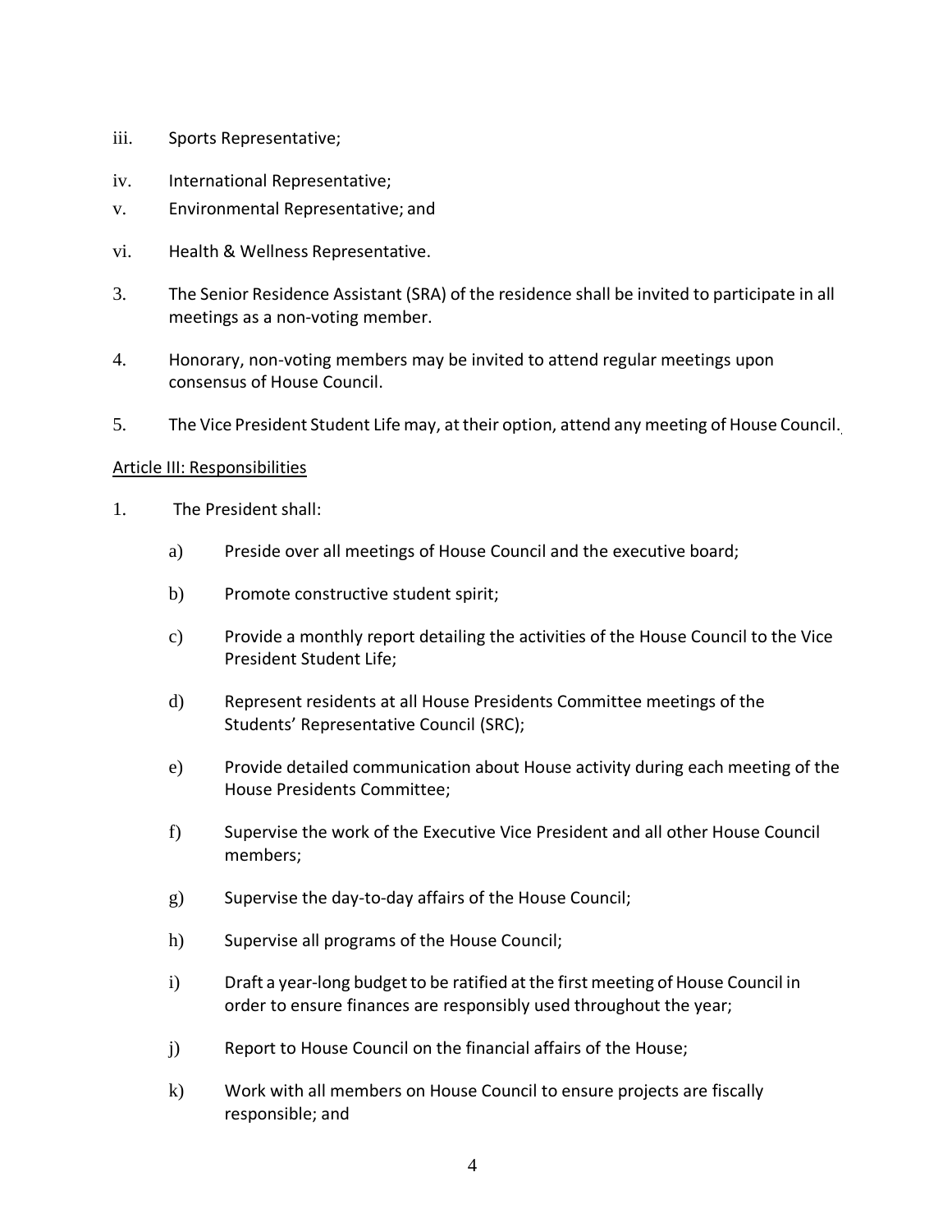iii. Sports Representative;

iv. International Representative;

v. Environmental Representative; and

vi. Health & Wellness Representative.

3. The Senior Residence Assistant (SRA) of the residence shall be invited to participate in all meetings as a non-voting member.

4. Honorary, non-voting members may be invited to attend regular meetings upon consensus of House Council.

5. The Vice President Student Life may, at their option, attend any meeting of House Council.

## Article III: Responsibilities

1. The President shall:

   a) Preside over all meetings of House Council and the executive board;

   b) Promote constructive student spirit;

   c) Provide a monthly report detailing the activities of the House Council to the Vice President Student Life;

   d) Represent residents at all House Presidents Committee meetings of the Students' Representative Council (SRC);

   e) Provide detailed communication about House activity during each meeting of the House Presidents Committee;

   f) Supervise the work of the Executive Vice President and all other House Council members;

   g) Supervise the day-to-day affairs of the House Council;

   h) Supervise all programs of the House Council;

   i) Draft a year-long budget to be ratified at the first meeting of House Council in order to ensure finances are responsibly used throughout the year;

   j) Report to House Council on the financial affairs of the House;

   k) Work with all members on House Council to ensure projects are fiscally responsible; and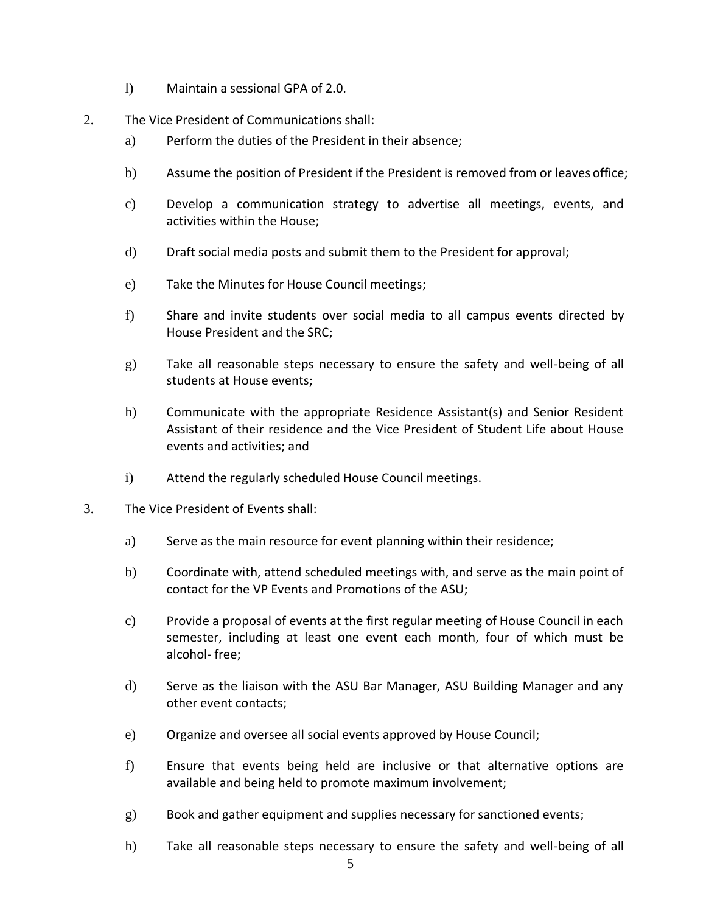l) Maintain a sessional GPA of 2.0.

2. The Vice President of Communications shall:

   a) Perform the duties of the President in their absence;

   b) Assume the position of President if the President is removed from or leaves office;

   c) Develop a communication strategy to advertise all meetings, events, and activities within the House;

   d) Draft social media posts and submit them to the President for approval;

   e) Take the Minutes for House Council meetings;

   f) Share and invite students over social media to all campus events directed by House President and the SRC;

   g) Take all reasonable steps necessary to ensure the safety and well-being of all students at House events;

   h) Communicate with the appropriate Residence Assistant(s) and Senior Resident Assistant of their residence and the Vice President of Student Life about House events and activities; and

   i) Attend the regularly scheduled House Council meetings.

3. The Vice President of Events shall:

   a) Serve as the main resource for event planning within their residence;

   b) Coordinate with, attend scheduled meetings with, and serve as the main point of contact for the VP Events and Promotions of the ASU;

   c) Provide a proposal of events at the first regular meeting of House Council in each semester, including at least one event each month, four of which must be alcohol- free;

   d) Serve as the liaison with the ASU Bar Manager, ASU Building Manager and any other event contacts;

   e) Organize and oversee all social events approved by House Council;

   f) Ensure that events being held are inclusive or that alternative options are available and being held to promote maximum involvement;

   g) Book and gather equipment and supplies necessary for sanctioned events;

   h) Take all reasonable steps necessary to ensure the safety and well-being of all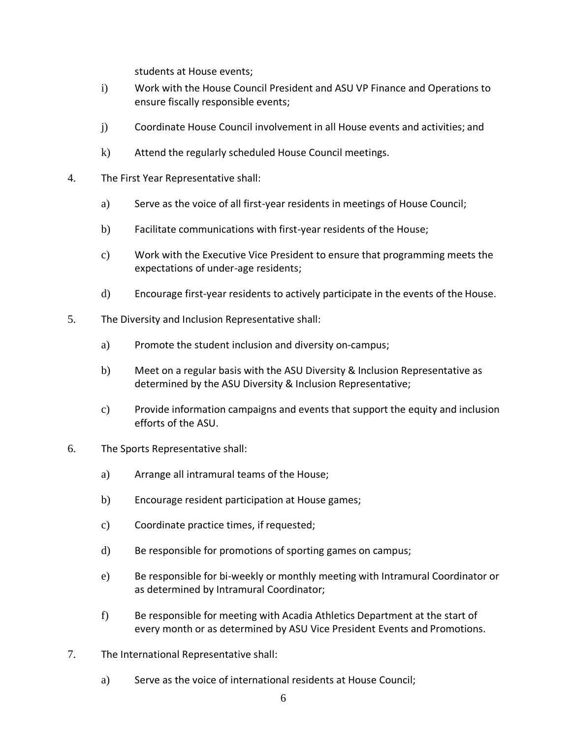students at House events;

i) Work with the House Council President and ASU VP Finance and Operations to ensure fiscally responsible events;

j) Coordinate House Council involvement in all House events and activities; and

k) Attend the regularly scheduled House Council meetings.

4. The First Year Representative shall:

   a) Serve as the voice of all first-year residents in meetings of House Council;

   b) Facilitate communications with first-year residents of the House;

   c) Work with the Executive Vice President to ensure that programming meets the expectations of under-age residents;

   d) Encourage first-year residents to actively participate in the events of the House.

5. The Diversity and Inclusion Representative shall:

   a) Promote the student inclusion and diversity on-campus;

   b) Meet on a regular basis with the ASU Diversity & Inclusion Representative as determined by the ASU Diversity & Inclusion Representative;

   c) Provide information campaigns and events that support the equity and inclusion efforts of the ASU.

6. The Sports Representative shall:

   a) Arrange all intramural teams of the House;

   b) Encourage resident participation at House games;

   c) Coordinate practice times, if requested;

   d) Be responsible for promotions of sporting games on campus;

   e) Be responsible for bi-weekly or monthly meeting with Intramural Coordinator or as determined by Intramural Coordinator;

   f) Be responsible for meeting with Acadia Athletics Department at the start of every month or as determined by ASU Vice President Events and Promotions.

7. The International Representative shall:

   a) Serve as the voice of international residents at House Council;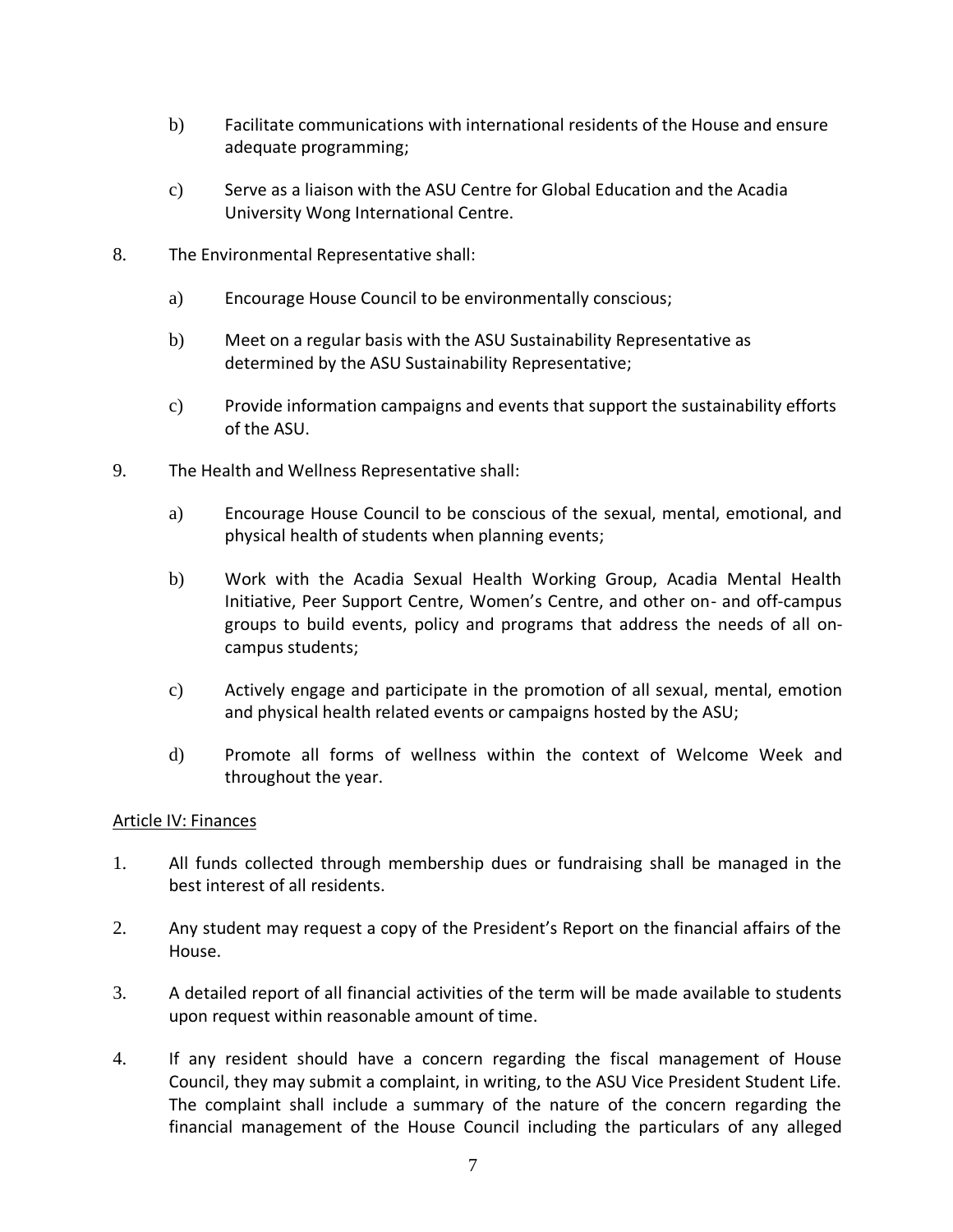b) Facilitate communications with international residents of the House and ensure adequate programming;

c) Serve as a liaison with the ASU Centre for Global Education and the Acadia University Wong International Centre.

8. The Environmental Representative shall:

   a) Encourage House Council to be environmentally conscious;

   b) Meet on a regular basis with the ASU Sustainability Representative as determined by the ASU Sustainability Representative;

   c) Provide information campaigns and events that support the sustainability efforts of the ASU.

9. The Health and Wellness Representative shall:

   a) Encourage House Council to be conscious of the sexual, mental, emotional, and physical health of students when planning events;

   b) Work with the Acadia Sexual Health Working Group, Acadia Mental Health Initiative, Peer Support Centre, Women's Centre, and other on- and off-campus groups to build events, policy and programs that address the needs of all on-campus students;

   c) Actively engage and participate in the promotion of all sexual, mental, emotion and physical health related events or campaigns hosted by the ASU;

   d) Promote all forms of wellness within the context of Welcome Week and throughout the year.

<u>Article IV: Finances</u>

1. All funds collected through membership dues or fundraising shall be managed in the best interest of all residents.

2. Any student may request a copy of the President's Report on the financial affairs of the House.

3. A detailed report of all financial activities of the term will be made available to students upon request within reasonable amount of time.

4. If any resident should have a concern regarding the fiscal management of House Council, they may submit a complaint, in writing, to the ASU Vice President Student Life. The complaint shall include a summary of the nature of the concern regarding the financial management of the House Council including the particulars of any alleged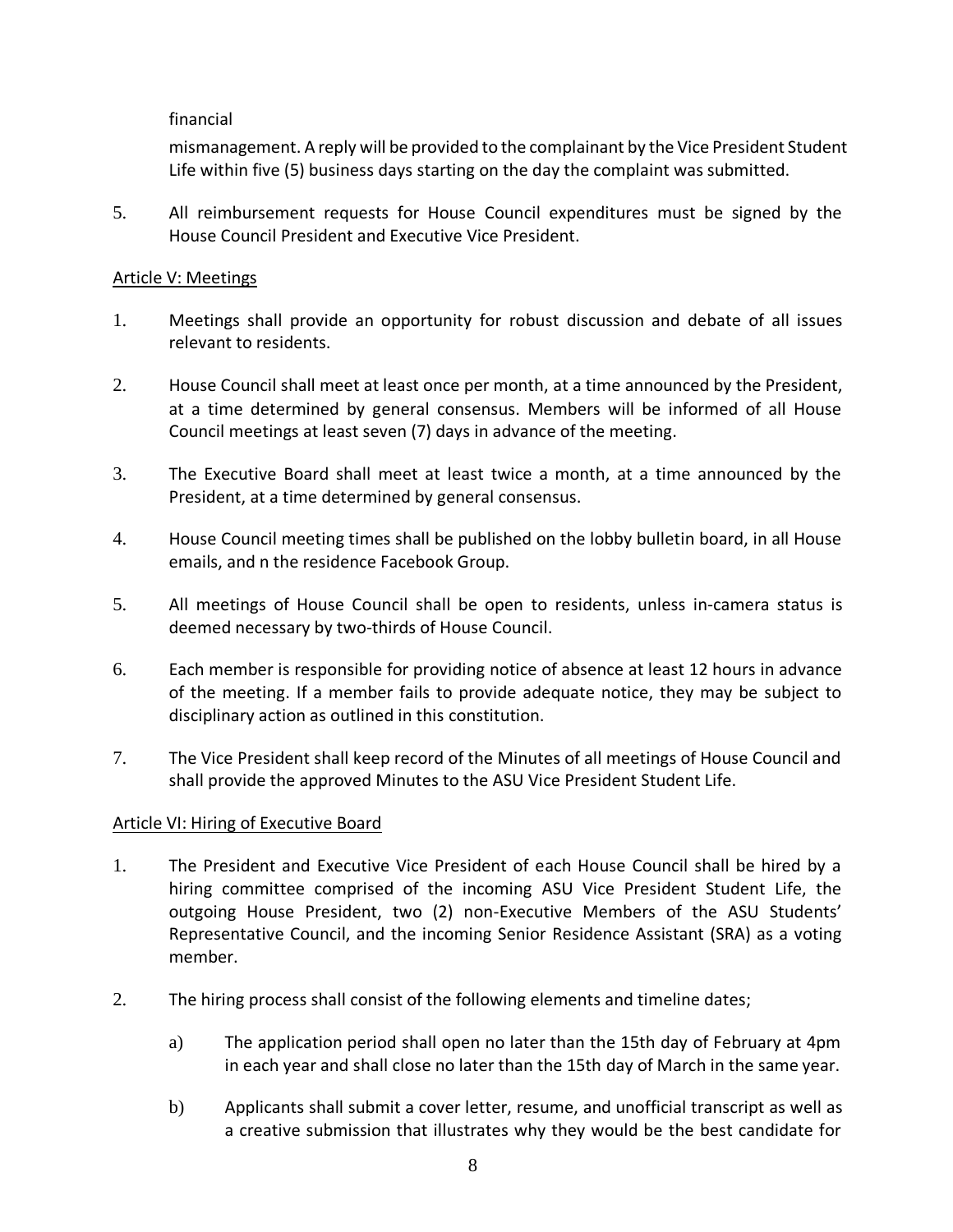financial

mismanagement. A reply will be provided to the complainant by the Vice President Student Life within five (5) business days starting on the day the complaint was submitted.

5. All reimbursement requests for House Council expenditures must be signed by the House Council President and Executive Vice President.

## Article V: Meetings

1. Meetings shall provide an opportunity for robust discussion and debate of all issues relevant to residents.

2. House Council shall meet at least once per month, at a time announced by the President, at a time determined by general consensus. Members will be informed of all House Council meetings at least seven (7) days in advance of the meeting.

3. The Executive Board shall meet at least twice a month, at a time announced by the President, at a time determined by general consensus.

4. House Council meeting times shall be published on the lobby bulletin board, in all House emails, and n the residence Facebook Group.

5. All meetings of House Council shall be open to residents, unless in-camera status is deemed necessary by two-thirds of House Council.

6. Each member is responsible for providing notice of absence at least 12 hours in advance of the meeting. If a member fails to provide adequate notice, they may be subject to disciplinary action as outlined in this constitution.

7. The Vice President shall keep record of the Minutes of all meetings of House Council and shall provide the approved Minutes to the ASU Vice President Student Life.

## Article VI: Hiring of Executive Board

1. The President and Executive Vice President of each House Council shall be hired by a hiring committee comprised of the incoming ASU Vice President Student Life, the outgoing House President, two (2) non-Executive Members of the ASU Students' Representative Council, and the incoming Senior Residence Assistant (SRA) as a voting member.

2. The hiring process shall consist of the following elements and timeline dates;

    a) The application period shall open no later than the 15th day of February at 4pm in each year and shall close no later than the 15th day of March in the same year.

    b) Applicants shall submit a cover letter, resume, and unofficial transcript as well as a creative submission that illustrates why they would be the best candidate for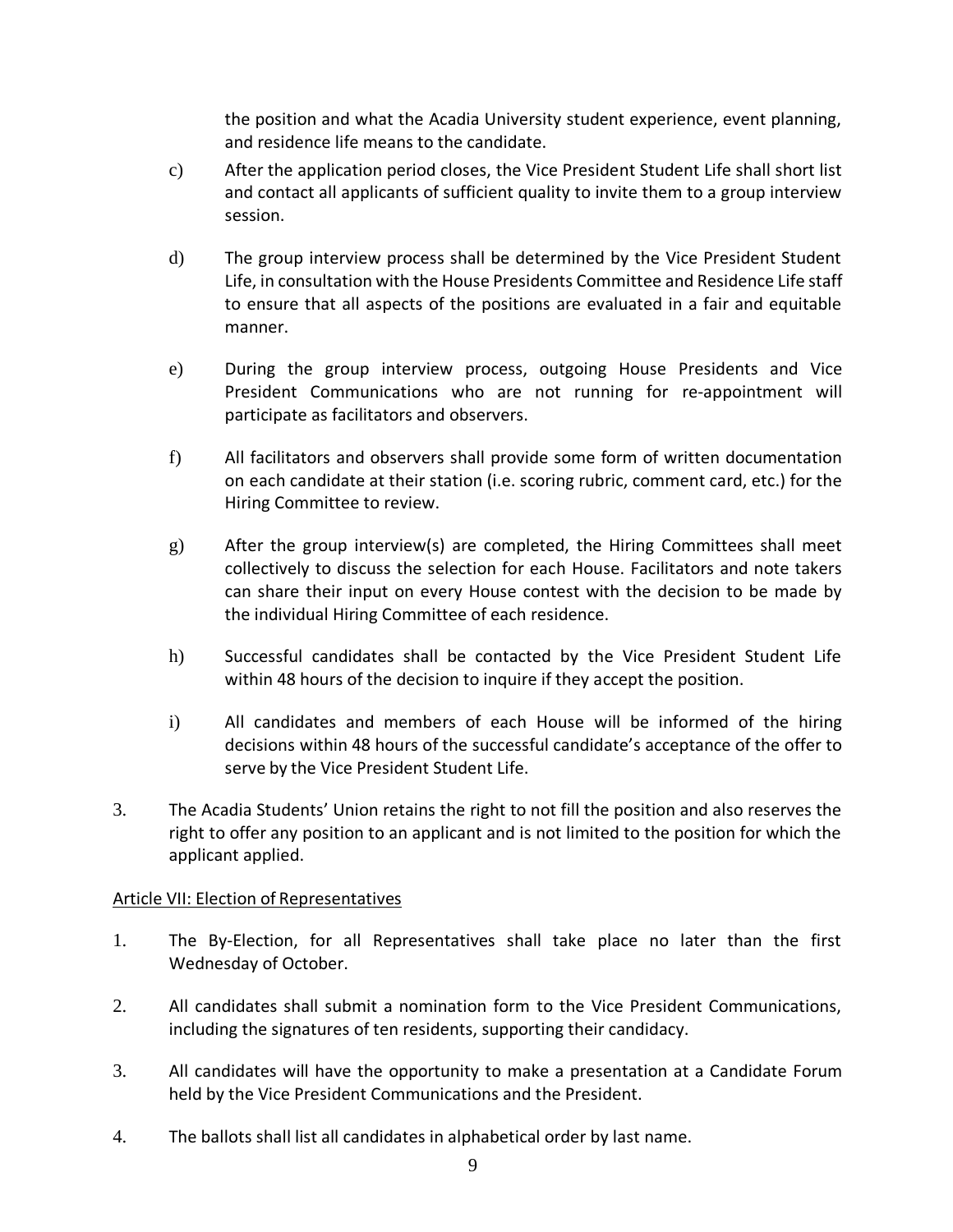the position and what the Acadia University student experience, event planning, and residence life means to the candidate.

c) After the application period closes, the Vice President Student Life shall short list and contact all applicants of sufficient quality to invite them to a group interview session.

d) The group interview process shall be determined by the Vice President Student Life, in consultation with the House Presidents Committee and Residence Life staff to ensure that all aspects of the positions are evaluated in a fair and equitable manner.

e) During the group interview process, outgoing House Presidents and Vice President Communications who are not running for re-appointment will participate as facilitators and observers.

f) All facilitators and observers shall provide some form of written documentation on each candidate at their station (i.e. scoring rubric, comment card, etc.) for the Hiring Committee to review.

g) After the group interview(s) are completed, the Hiring Committees shall meet collectively to discuss the selection for each House. Facilitators and note takers can share their input on every House contest with the decision to be made by the individual Hiring Committee of each residence.

h) Successful candidates shall be contacted by the Vice President Student Life within 48 hours of the decision to inquire if they accept the position.

i) All candidates and members of each House will be informed of the hiring decisions within 48 hours of the successful candidate's acceptance of the offer to serve by the Vice President Student Life.

3. The Acadia Students' Union retains the right to not fill the position and also reserves the right to offer any position to an applicant and is not limited to the position for which the applicant applied.

## Article VII: Election of Representatives

1. The By-Election, for all Representatives shall take place no later than the first Wednesday of October.

2. All candidates shall submit a nomination form to the Vice President Communications, including the signatures of ten residents, supporting their candidacy.

3. All candidates will have the opportunity to make a presentation at a Candidate Forum held by the Vice President Communications and the President.

4. The ballots shall list all candidates in alphabetical order by last name.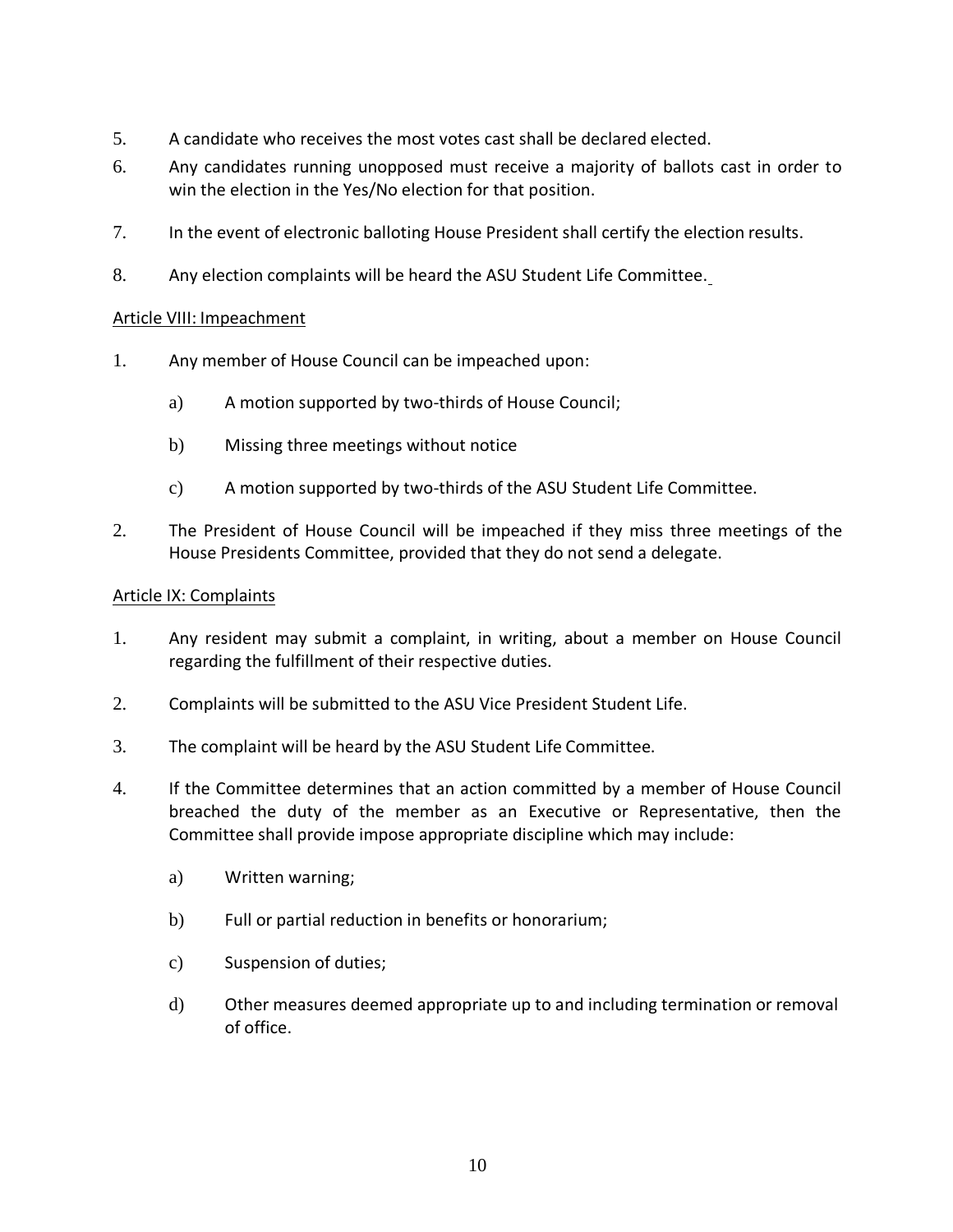5. A candidate who receives the most votes cast shall be declared elected.
6. Any candidates running unopposed must receive a majority of ballots cast in order to win the election in the Yes/No election for that position.
7. In the event of electronic balloting House President shall certify the election results.
8. Any election complaints will be heard the ASU Student Life Committee.

<u>Article VIII: Impeachment</u>

1. Any member of House Council can be impeached upon:
   a) A motion supported by two-thirds of House Council;
   b) Missing three meetings without notice
   c) A motion supported by two-thirds of the ASU Student Life Committee.
2. The President of House Council will be impeached if they miss three meetings of the House Presidents Committee, provided that they do not send a delegate.

<u>Article IX: Complaints</u>

1. Any resident may submit a complaint, in writing, about a member on House Council regarding the fulfillment of their respective duties.
2. Complaints will be submitted to the ASU Vice President Student Life.
3. The complaint will be heard by the ASU Student Life Committee.
4. If the Committee determines that an action committed by a member of House Council breached the duty of the member as an Executive or Representative, then the Committee shall provide impose appropriate discipline which may include:
   a) Written warning;
   b) Full or partial reduction in benefits or honorarium;
   c) Suspension of duties;
   d) Other measures deemed appropriate up to and including termination or removal of office.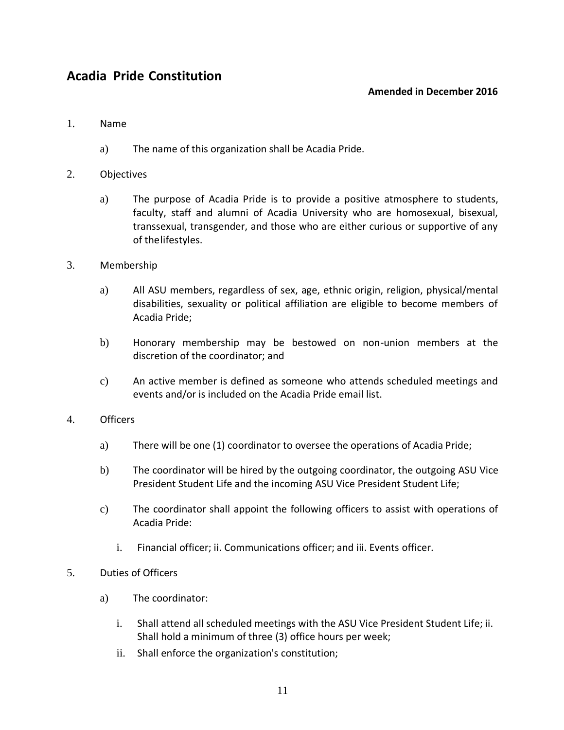## Acadia Pride Constitution

**Amended in December 2016**

1. Name

   a) The name of this organization shall be Acadia Pride.

2. Objectives

   a) The purpose of Acadia Pride is to provide a positive atmosphere to students, faculty, staff and alumni of Acadia University who are homosexual, bisexual, transsexual, transgender, and those who are either curious or supportive of any of thelifestyles.

3. Membership

   a) All ASU members, regardless of sex, age, ethnic origin, religion, physical/mental disabilities, sexuality or political affiliation are eligible to become members of Acadia Pride;

   b) Honorary membership may be bestowed on non-union members at the discretion of the coordinator; and

   c) An active member is defined as someone who attends scheduled meetings and events and/or is included on the Acadia Pride email list.

4. Officers

   a) There will be one (1) coordinator to oversee the operations of Acadia Pride;

   b) The coordinator will be hired by the outgoing coordinator, the outgoing ASU Vice President Student Life and the incoming ASU Vice President Student Life;

   c) The coordinator shall appoint the following officers to assist with operations of Acadia Pride:

      i. Financial officer; ii. Communications officer; and iii. Events officer.

5. Duties of Officers

   a) The coordinator:

      i. Shall attend all scheduled meetings with the ASU Vice President Student Life; ii. Shall hold a minimum of three (3) office hours per week;

      ii. Shall enforce the organization's constitution;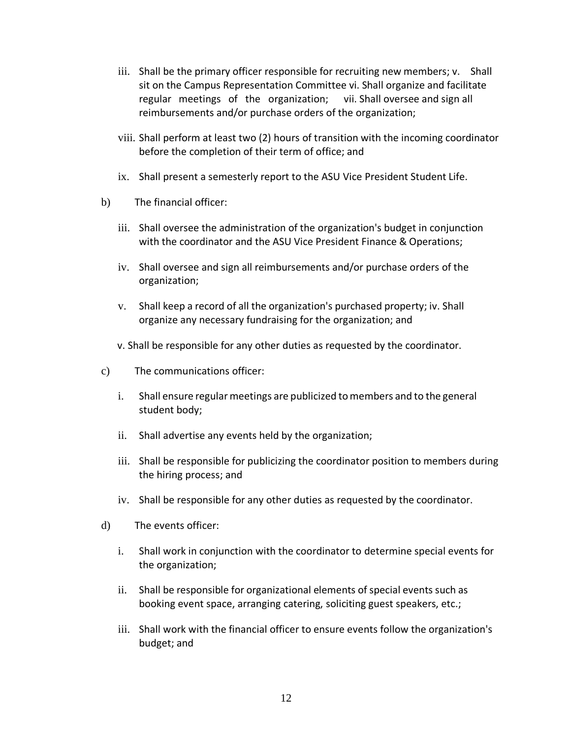iii. Shall be the primary officer responsible for recruiting new members; v. Shall sit on the Campus Representation Committee vi. Shall organize and facilitate regular meetings of the organization; vii. Shall oversee and sign all reimbursements and/or purchase orders of the organization;

viii. Shall perform at least two (2) hours of transition with the incoming coordinator before the completion of their term of office; and

ix. Shall present a semesterly report to the ASU Vice President Student Life.

b) The financial officer:

iii. Shall oversee the administration of the organization's budget in conjunction with the coordinator and the ASU Vice President Finance & Operations;

iv. Shall oversee and sign all reimbursements and/or purchase orders of the organization;

v. Shall keep a record of all the organization's purchased property; iv. Shall organize any necessary fundraising for the organization; and

v. Shall be responsible for any other duties as requested by the coordinator.

c) The communications officer:

i. Shall ensure regular meetings are publicized to members and to the general student body;

ii. Shall advertise any events held by the organization;

iii. Shall be responsible for publicizing the coordinator position to members during the hiring process; and

iv. Shall be responsible for any other duties as requested by the coordinator.

d) The events officer:

i. Shall work in conjunction with the coordinator to determine special events for the organization;

ii. Shall be responsible for organizational elements of special events such as booking event space, arranging catering, soliciting guest speakers, etc.;

iii. Shall work with the financial officer to ensure events follow the organization's budget; and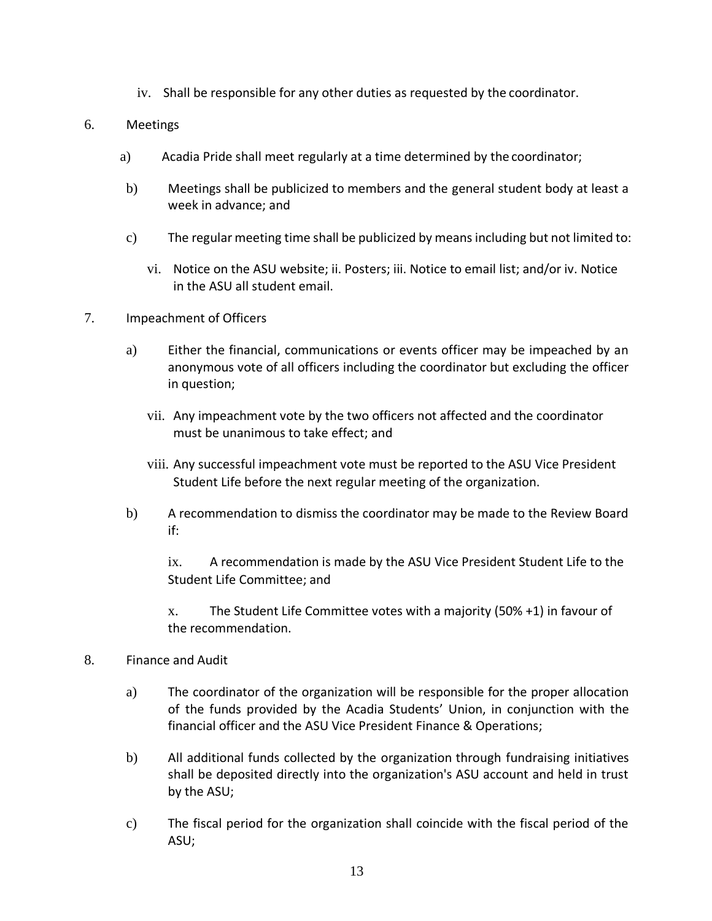iv. Shall be responsible for any other duties as requested by the coordinator.

6. Meetings

   a) Acadia Pride shall meet regularly at a time determined by the coordinator;

   b) Meetings shall be publicized to members and the general student body at least a week in advance; and

   c) The regular meeting time shall be publicized by means including but not limited to:

      vi. Notice on the ASU website; ii. Posters; iii. Notice to email list; and/or iv. Notice in the ASU all student email.

7. Impeachment of Officers

   a) Either the financial, communications or events officer may be impeached by an anonymous vote of all officers including the coordinator but excluding the officer in question;

      vii. Any impeachment vote by the two officers not affected and the coordinator must be unanimous to take effect; and

      viii. Any successful impeachment vote must be reported to the ASU Vice President Student Life before the next regular meeting of the organization.

   b) A recommendation to dismiss the coordinator may be made to the Review Board if:

      ix. A recommendation is made by the ASU Vice President Student Life to the Student Life Committee; and

      x. The Student Life Committee votes with a majority (50% +1) in favour of the recommendation.

8. Finance and Audit

   a) The coordinator of the organization will be responsible for the proper allocation of the funds provided by the Acadia Students' Union, in conjunction with the financial officer and the ASU Vice President Finance & Operations;

   b) All additional funds collected by the organization through fundraising initiatives shall be deposited directly into the organization's ASU account and held in trust by the ASU;

   c) The fiscal period for the organization shall coincide with the fiscal period of the ASU;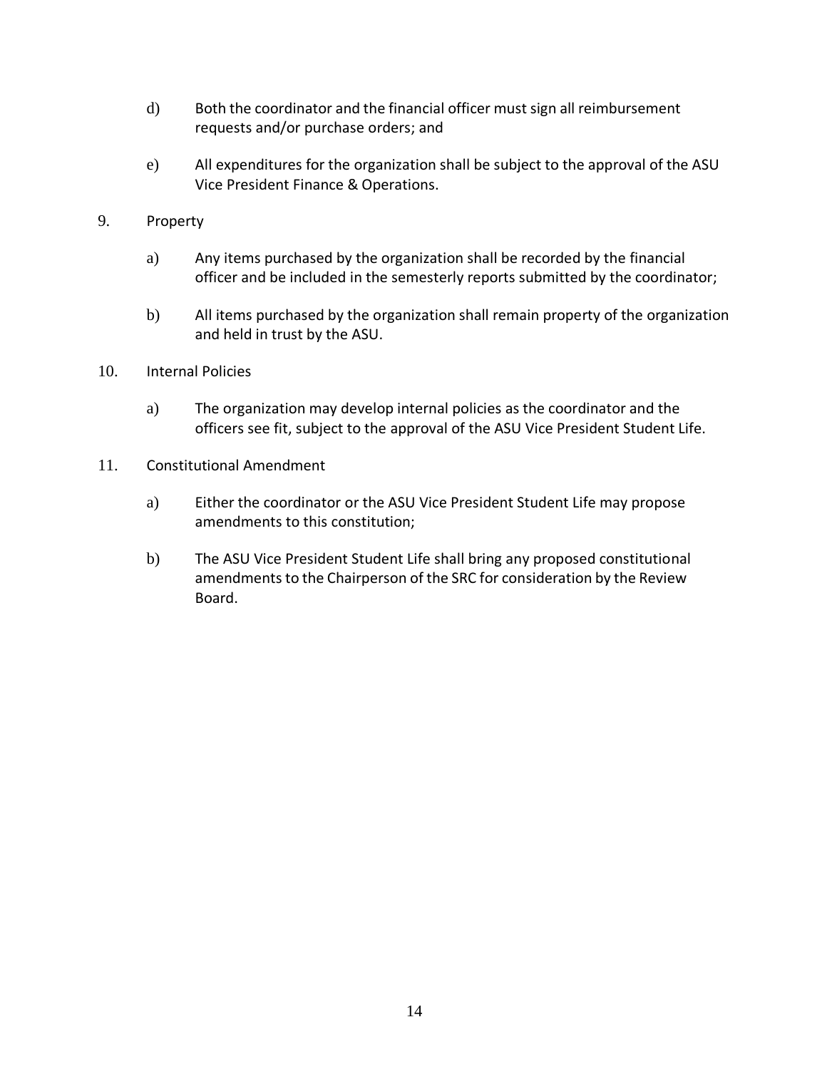d) Both the coordinator and the financial officer must sign all reimbursement requests and/or purchase orders; and

e) All expenditures for the organization shall be subject to the approval of the ASU Vice President Finance & Operations.

9. Property

   a) Any items purchased by the organization shall be recorded by the financial officer and be included in the semesterly reports submitted by the coordinator;

   b) All items purchased by the organization shall remain property of the organization and held in trust by the ASU.

10. Internal Policies

   a) The organization may develop internal policies as the coordinator and the officers see fit, subject to the approval of the ASU Vice President Student Life.

11. Constitutional Amendment

   a) Either the coordinator or the ASU Vice President Student Life may propose amendments to this constitution;

   b) The ASU Vice President Student Life shall bring any proposed constitutional amendments to the Chairperson of the SRC for consideration by the Review Board.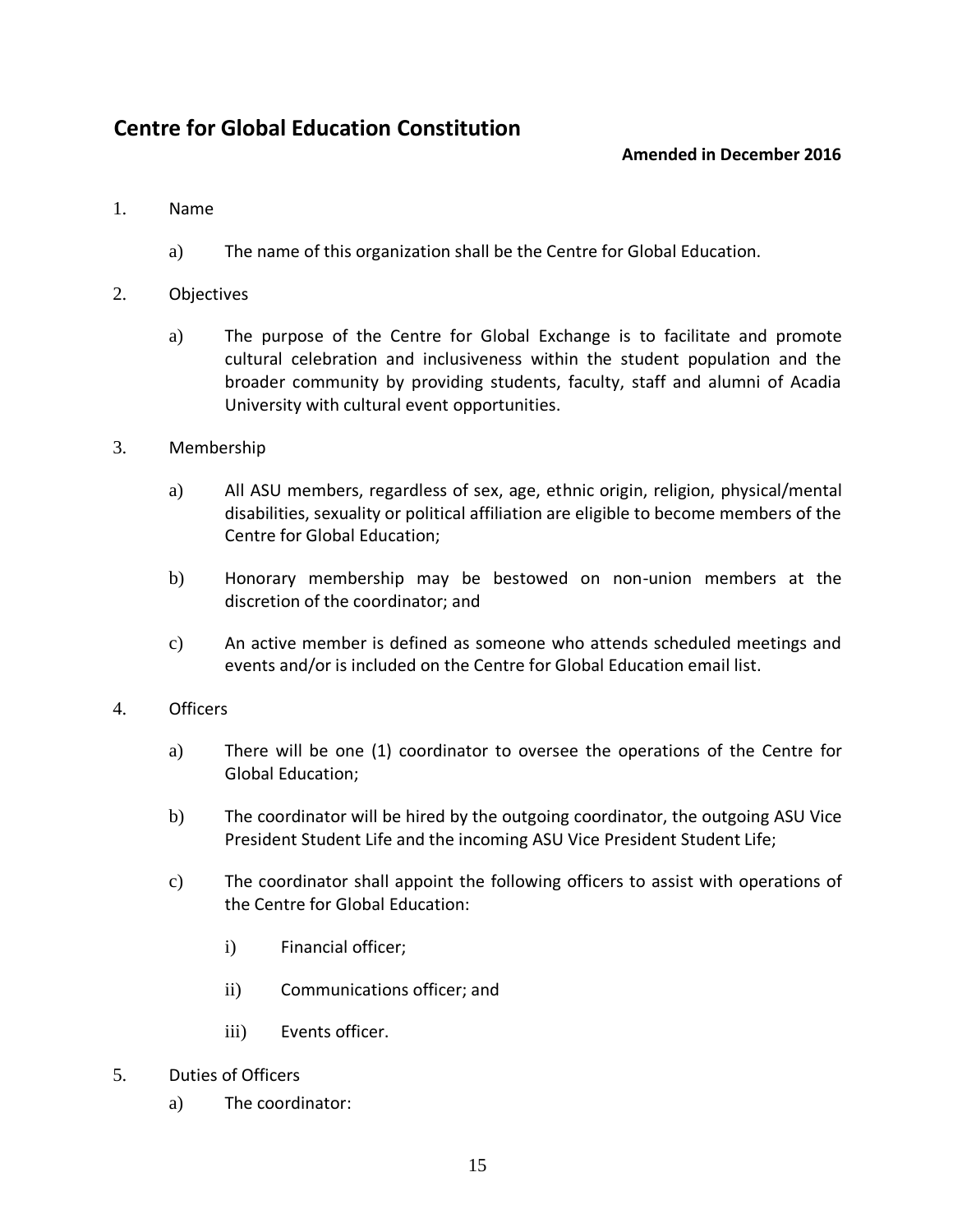## Centre for Global Education Constitution

**Amended in December 2016**

1. Name

   a) The name of this organization shall be the Centre for Global Education.

2. Objectives

   a) The purpose of the Centre for Global Exchange is to facilitate and promote cultural celebration and inclusiveness within the student population and the broader community by providing students, faculty, staff and alumni of Acadia University with cultural event opportunities.

3. Membership

   a) All ASU members, regardless of sex, age, ethnic origin, religion, physical/mental disabilities, sexuality or political affiliation are eligible to become members of the Centre for Global Education;

   b) Honorary membership may be bestowed on non-union members at the discretion of the coordinator; and

   c) An active member is defined as someone who attends scheduled meetings and events and/or is included on the Centre for Global Education email list.

4. Officers

   a) There will be one (1) coordinator to oversee the operations of the Centre for Global Education;

   b) The coordinator will be hired by the outgoing coordinator, the outgoing ASU Vice President Student Life and the incoming ASU Vice President Student Life;

   c) The coordinator shall appoint the following officers to assist with operations of the Centre for Global Education:

      i) Financial officer;

      ii) Communications officer; and

      iii) Events officer.

5. Duties of Officers

   a) The coordinator: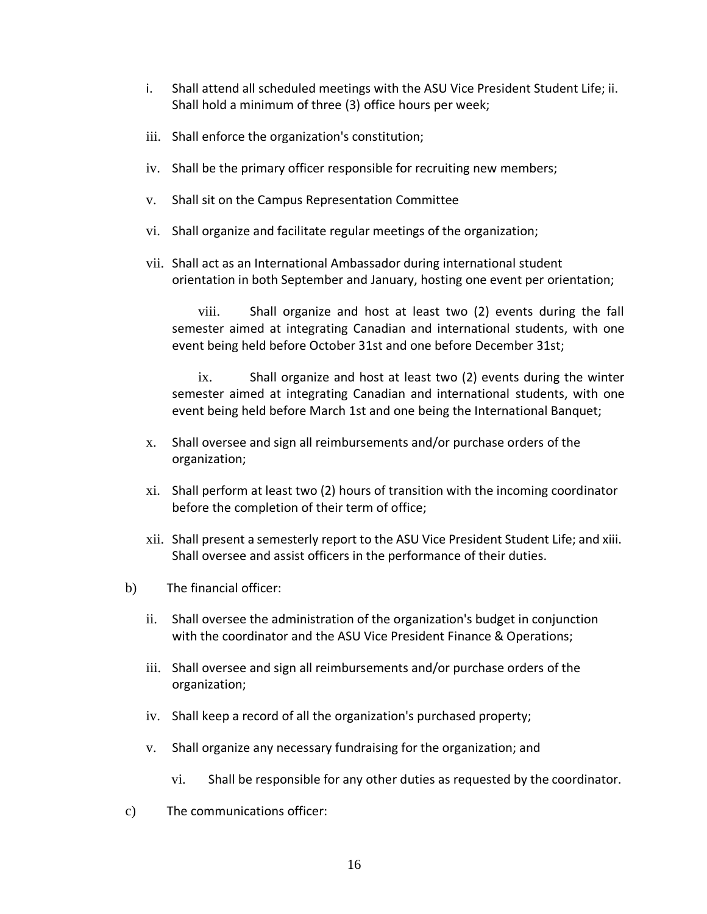i. Shall attend all scheduled meetings with the ASU Vice President Student Life; ii. Shall hold a minimum of three (3) office hours per week;

iii. Shall enforce the organization's constitution;

iv. Shall be the primary officer responsible for recruiting new members;

v. Shall sit on the Campus Representation Committee

vi. Shall organize and facilitate regular meetings of the organization;

vii. Shall act as an International Ambassador during international student orientation in both September and January, hosting one event per orientation;

viii. Shall organize and host at least two (2) events during the fall semester aimed at integrating Canadian and international students, with one event being held before October 31st and one before December 31st;

ix. Shall organize and host at least two (2) events during the winter semester aimed at integrating Canadian and international students, with one event being held before March 1st and one being the International Banquet;

x. Shall oversee and sign all reimbursements and/or purchase orders of the organization;

xi. Shall perform at least two (2) hours of transition with the incoming coordinator before the completion of their term of office;

xii. Shall present a semesterly report to the ASU Vice President Student Life; and xiii. Shall oversee and assist officers in the performance of their duties.

b) The financial officer:

ii. Shall oversee the administration of the organization's budget in conjunction with the coordinator and the ASU Vice President Finance & Operations;

iii. Shall oversee and sign all reimbursements and/or purchase orders of the organization;

iv. Shall keep a record of all the organization's purchased property;

v. Shall organize any necessary fundraising for the organization; and

vi. Shall be responsible for any other duties as requested by the coordinator.

c) The communications officer: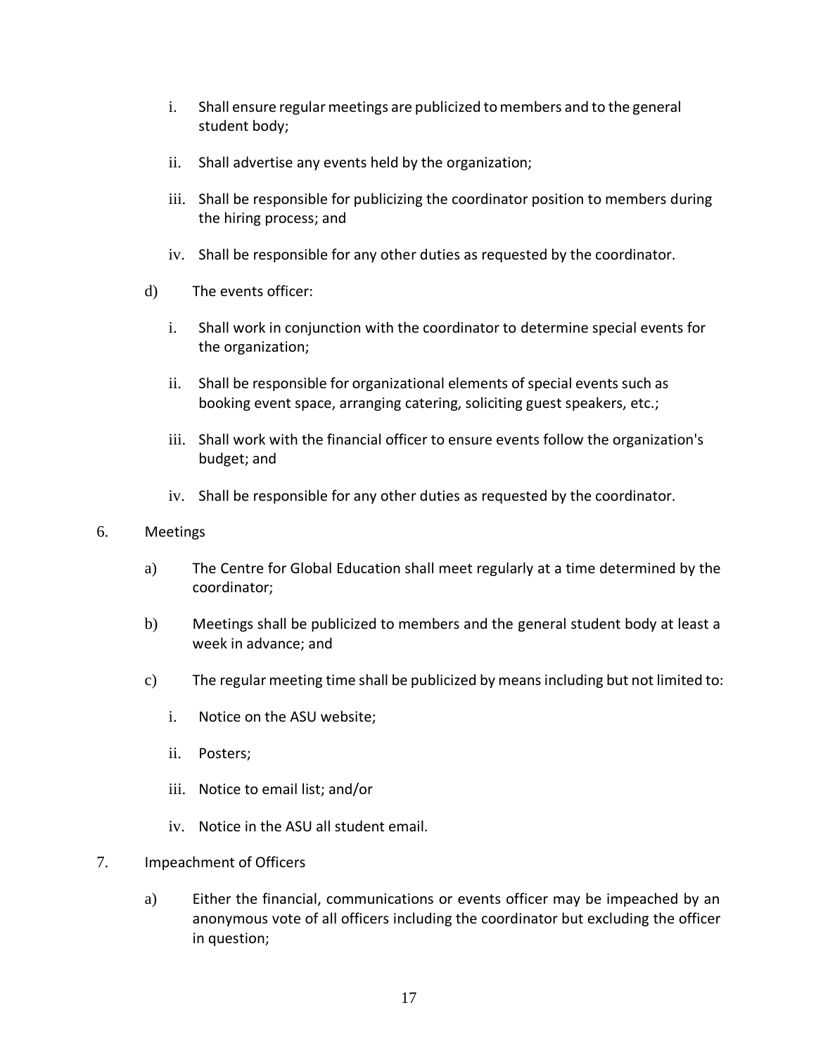i. Shall ensure regular meetings are publicized to members and to the general student body;

   ii. Shall advertise any events held by the organization;

   iii. Shall be responsible for publicizing the coordinator position to members during the hiring process; and

   iv. Shall be responsible for any other duties as requested by the coordinator.

d) The events officer:

   i. Shall work in conjunction with the coordinator to determine special events for the organization;

   ii. Shall be responsible for organizational elements of special events such as booking event space, arranging catering, soliciting guest speakers, etc.;

   iii. Shall work with the financial officer to ensure events follow the organization's budget; and

   iv. Shall be responsible for any other duties as requested by the coordinator.

6. Meetings

   a) The Centre for Global Education shall meet regularly at a time determined by the coordinator;

   b) Meetings shall be publicized to members and the general student body at least a week in advance; and

   c) The regular meeting time shall be publicized by means including but not limited to:

      i. Notice on the ASU website;

      ii. Posters;

      iii. Notice to email list; and/or

      iv. Notice in the ASU all student email.

7. Impeachment of Officers

   a) Either the financial, communications or events officer may be impeached by an anonymous vote of all officers including the coordinator but excluding the officer in question;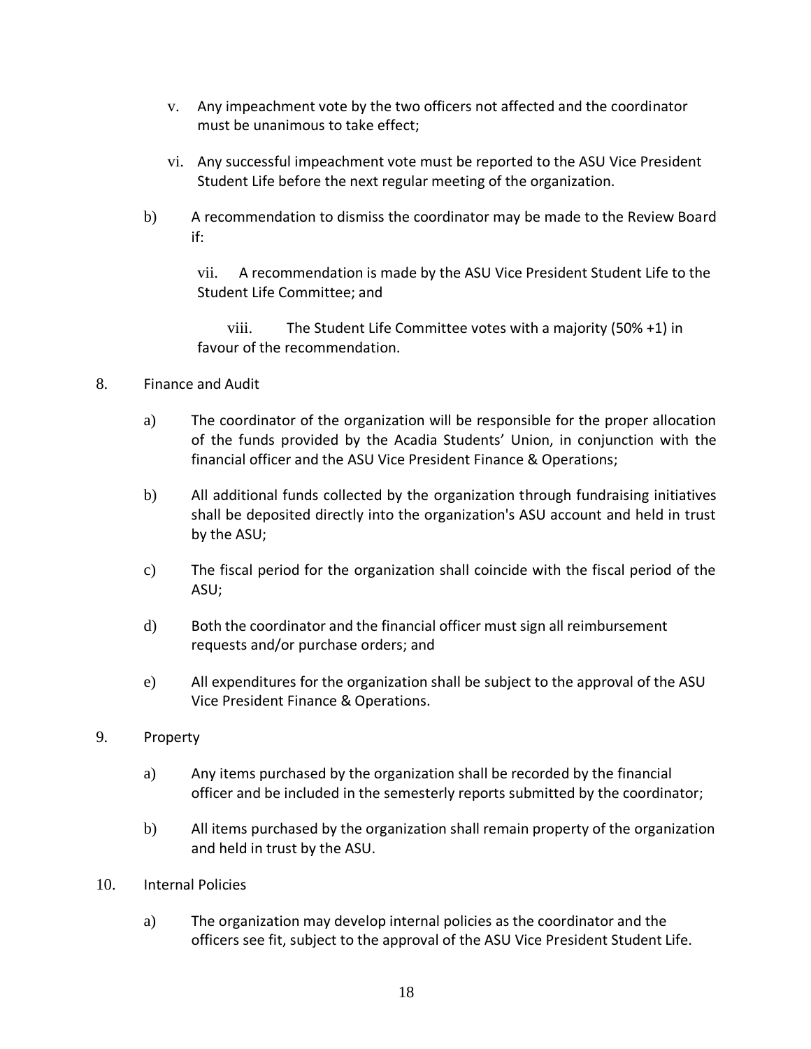v. Any impeachment vote by the two officers not affected and the coordinator must be unanimous to take effect;

vi. Any successful impeachment vote must be reported to the ASU Vice President Student Life before the next regular meeting of the organization.

b) A recommendation to dismiss the coordinator may be made to the Review Board if:

vii. A recommendation is made by the ASU Vice President Student Life to the Student Life Committee; and

viii. The Student Life Committee votes with a majority (50% +1) in favour of the recommendation.

8. Finance and Audit

a) The coordinator of the organization will be responsible for the proper allocation of the funds provided by the Acadia Students' Union, in conjunction with the financial officer and the ASU Vice President Finance & Operations;

b) All additional funds collected by the organization through fundraising initiatives shall be deposited directly into the organization's ASU account and held in trust by the ASU;

c) The fiscal period for the organization shall coincide with the fiscal period of the ASU;

d) Both the coordinator and the financial officer must sign all reimbursement requests and/or purchase orders; and

e) All expenditures for the organization shall be subject to the approval of the ASU Vice President Finance & Operations.

9. Property

a) Any items purchased by the organization shall be recorded by the financial officer and be included in the semesterly reports submitted by the coordinator;

b) All items purchased by the organization shall remain property of the organization and held in trust by the ASU.

10. Internal Policies

a) The organization may develop internal policies as the coordinator and the officers see fit, subject to the approval of the ASU Vice President Student Life.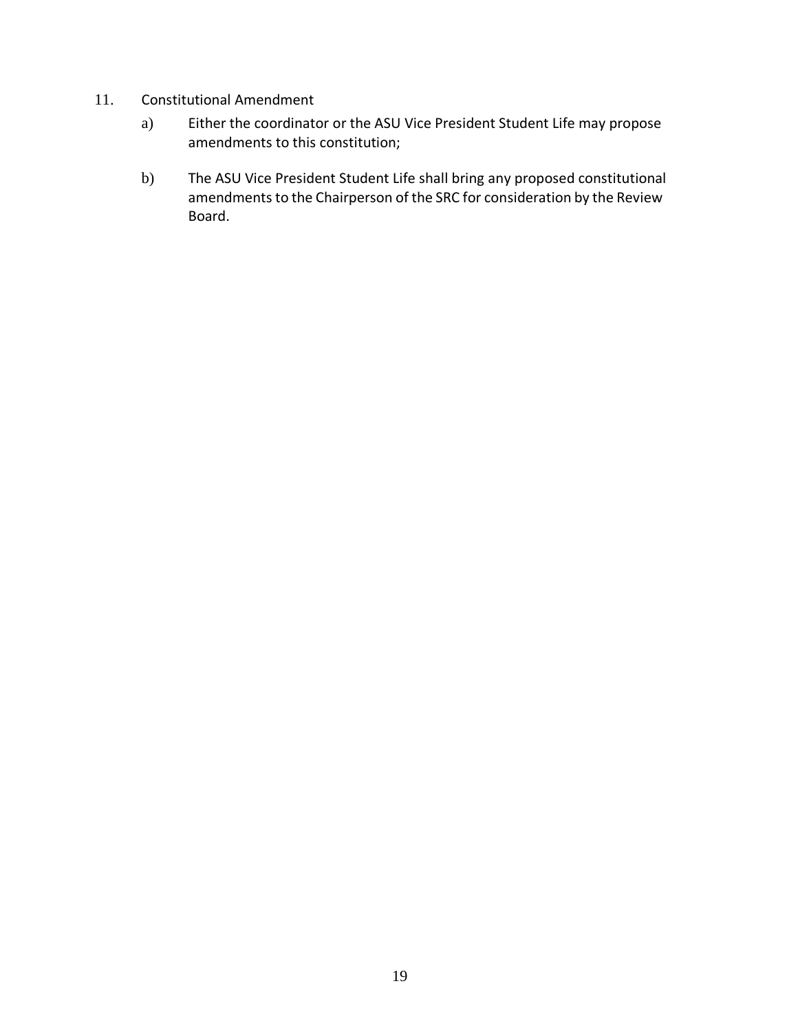11. Constitutional Amendment

   a) Either the coordinator or the ASU Vice President Student Life may propose amendments to this constitution;

   b) The ASU Vice President Student Life shall bring any proposed constitutional amendments to the Chairperson of the SRC for consideration by the Review Board.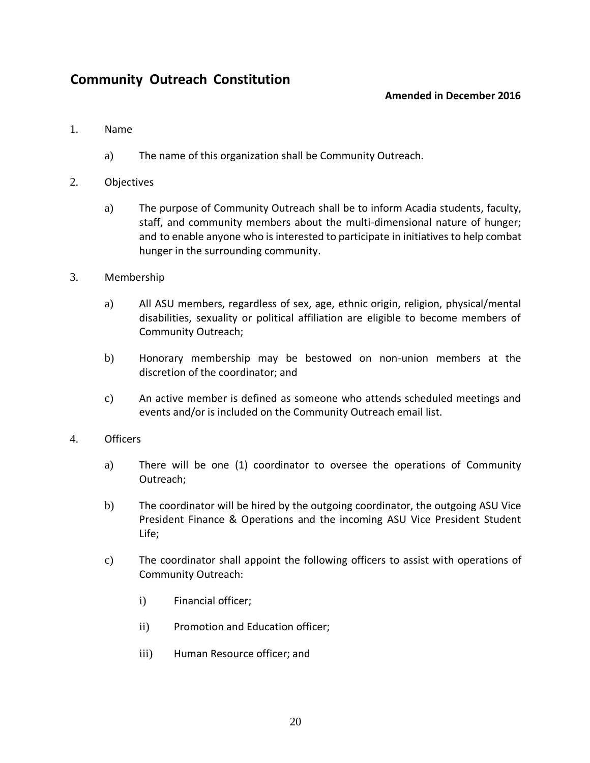## Community Outreach Constitution

**Amended in December 2016**

1. Name

   a) The name of this organization shall be Community Outreach.

2. Objectives

   a) The purpose of Community Outreach shall be to inform Acadia students, faculty, staff, and community members about the multi-dimensional nature of hunger; and to enable anyone who is interested to participate in initiatives to help combat hunger in the surrounding community.

3. Membership

   a) All ASU members, regardless of sex, age, ethnic origin, religion, physical/mental disabilities, sexuality or political affiliation are eligible to become members of Community Outreach;

   b) Honorary membership may be bestowed on non-union members at the discretion of the coordinator; and

   c) An active member is defined as someone who attends scheduled meetings and events and/or is included on the Community Outreach email list.

4. Officers

   a) There will be one (1) coordinator to oversee the operations of Community Outreach;

   b) The coordinator will be hired by the outgoing coordinator, the outgoing ASU Vice President Finance & Operations and the incoming ASU Vice President Student Life;

   c) The coordinator shall appoint the following officers to assist with operations of Community Outreach:

      i) Financial officer;

      ii) Promotion and Education officer;

      iii) Human Resource officer; and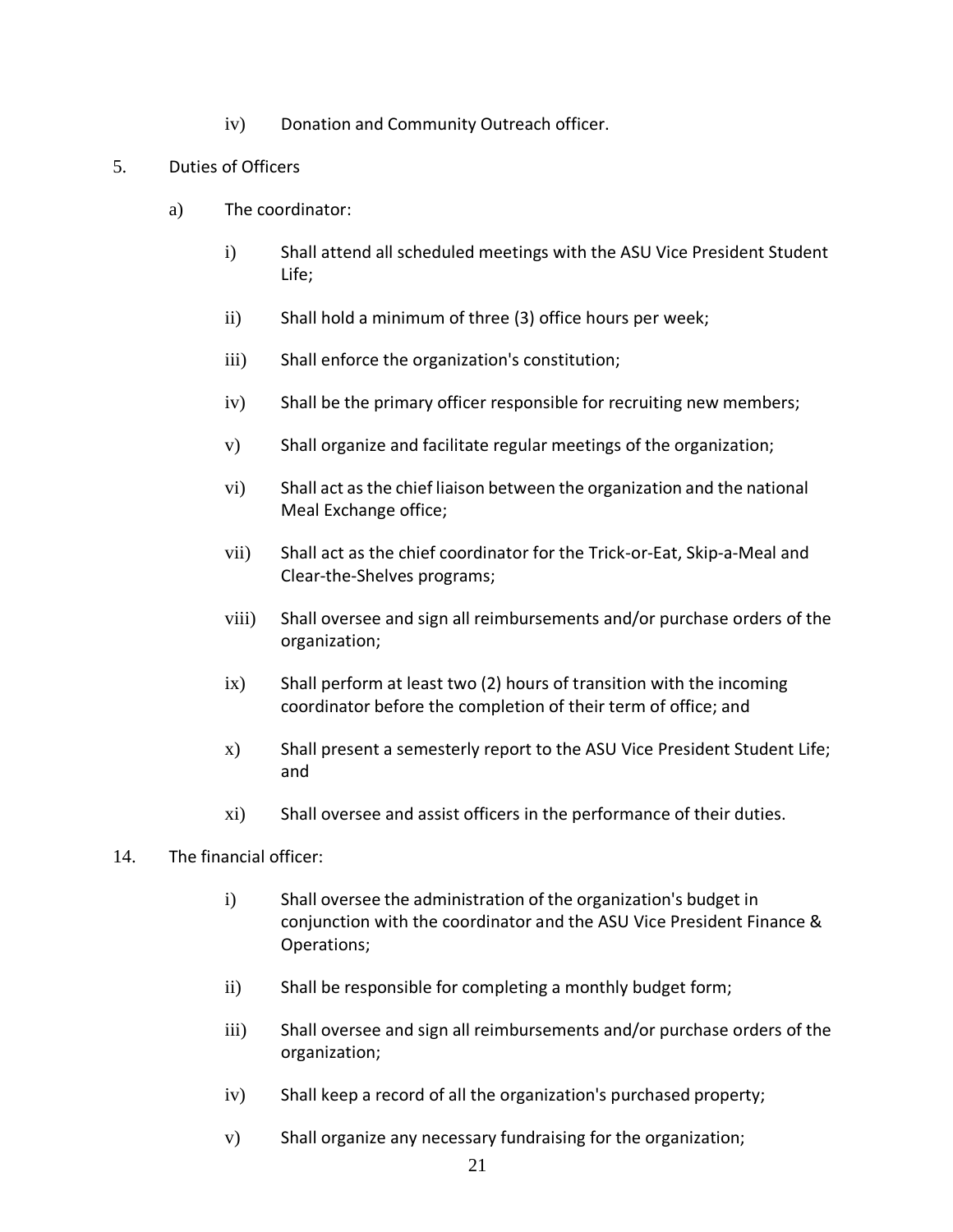iv) Donation and Community Outreach officer.

5. Duties of Officers

   a) The coordinator:

      i) Shall attend all scheduled meetings with the ASU Vice President Student Life;

      ii) Shall hold a minimum of three (3) office hours per week;

      iii) Shall enforce the organization's constitution;

      iv) Shall be the primary officer responsible for recruiting new members;

      v) Shall organize and facilitate regular meetings of the organization;

      vi) Shall act as the chief liaison between the organization and the national Meal Exchange office;

      vii) Shall act as the chief coordinator for the Trick-or-Eat, Skip-a-Meal and Clear-the-Shelves programs;

      viii) Shall oversee and sign all reimbursements and/or purchase orders of the organization;

      ix) Shall perform at least two (2) hours of transition with the incoming coordinator before the completion of their term of office; and

      x) Shall present a semesterly report to the ASU Vice President Student Life; and

      xi) Shall oversee and assist officers in the performance of their duties.

14. The financial officer:

      i) Shall oversee the administration of the organization's budget in conjunction with the coordinator and the ASU Vice President Finance & Operations;

      ii) Shall be responsible for completing a monthly budget form;

      iii) Shall oversee and sign all reimbursements and/or purchase orders of the organization;

      iv) Shall keep a record of all the organization's purchased property;

      v) Shall organize any necessary fundraising for the organization;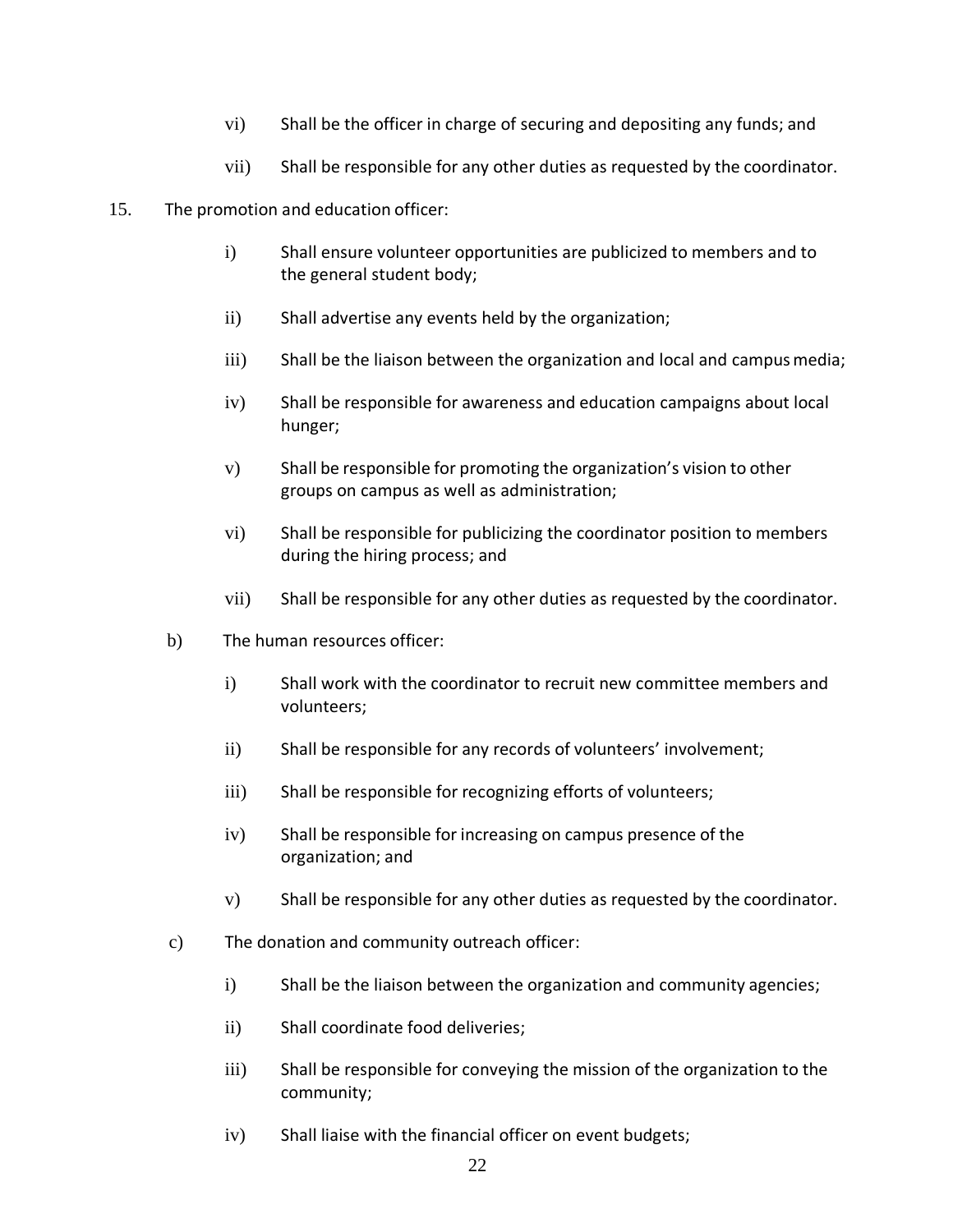vi) Shall be the officer in charge of securing and depositing any funds; and

vii) Shall be responsible for any other duties as requested by the coordinator.

15. The promotion and education officer:

i) Shall ensure volunteer opportunities are publicized to members and to the general student body;

ii) Shall advertise any events held by the organization;

iii) Shall be the liaison between the organization and local and campus media;

iv) Shall be responsible for awareness and education campaigns about local hunger;

v) Shall be responsible for promoting the organization's vision to other groups on campus as well as administration;

vi) Shall be responsible for publicizing the coordinator position to members during the hiring process; and

vii) Shall be responsible for any other duties as requested by the coordinator.

b) The human resources officer:

i) Shall work with the coordinator to recruit new committee members and volunteers;

ii) Shall be responsible for any records of volunteers' involvement;

iii) Shall be responsible for recognizing efforts of volunteers;

iv) Shall be responsible for increasing on campus presence of the organization; and

v) Shall be responsible for any other duties as requested by the coordinator.

c) The donation and community outreach officer:

i) Shall be the liaison between the organization and community agencies;

ii) Shall coordinate food deliveries;

iii) Shall be responsible for conveying the mission of the organization to the community;

iv) Shall liaise with the financial officer on event budgets;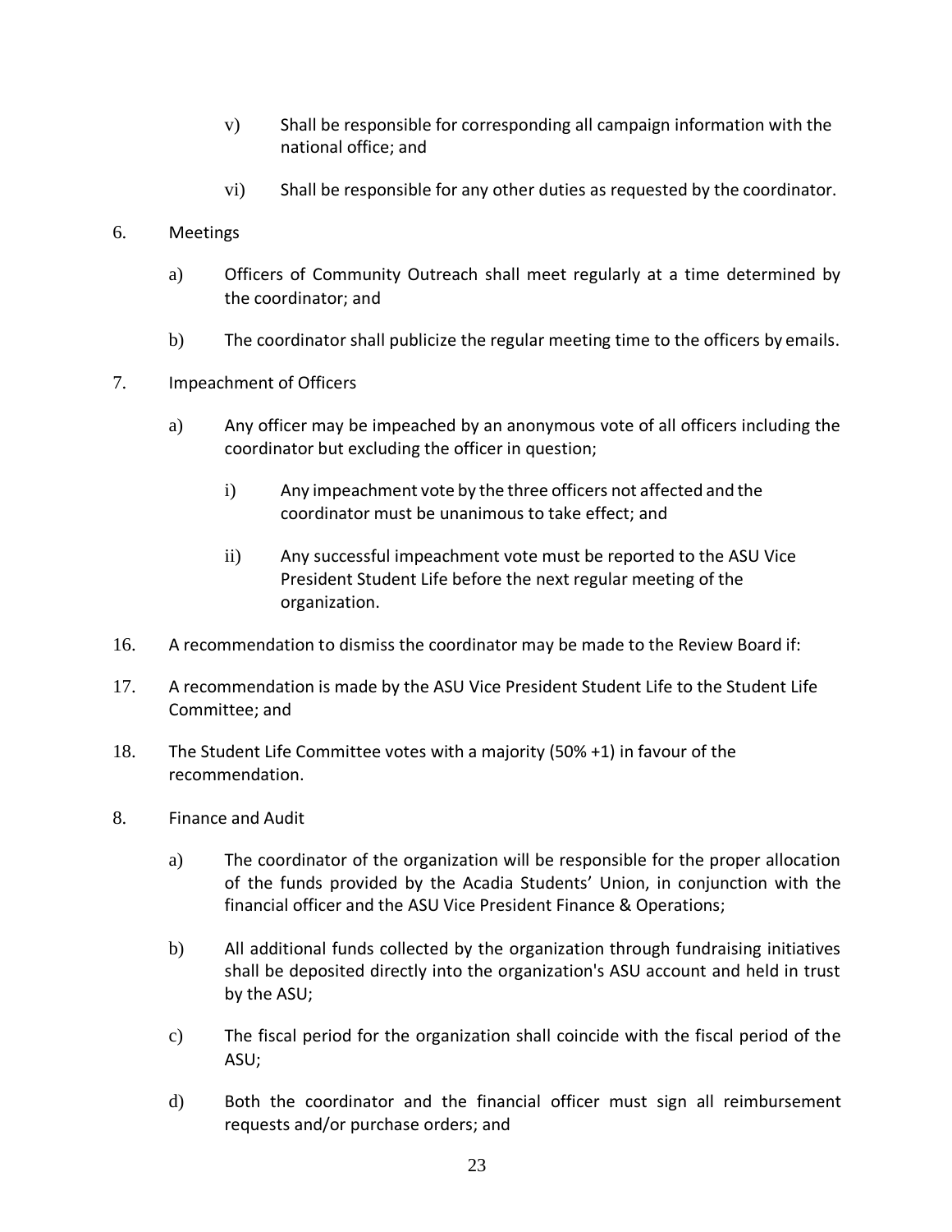v) Shall be responsible for corresponding all campaign information with the national office; and

vi) Shall be responsible for any other duties as requested by the coordinator.

6. Meetings

   a) Officers of Community Outreach shall meet regularly at a time determined by the coordinator; and

   b) The coordinator shall publicize the regular meeting time to the officers by emails.

7. Impeachment of Officers

   a) Any officer may be impeached by an anonymous vote of all officers including the coordinator but excluding the officer in question;

      i) Any impeachment vote by the three officers not affected and the coordinator must be unanimous to take effect; and

      ii) Any successful impeachment vote must be reported to the ASU Vice President Student Life before the next regular meeting of the organization.

16. A recommendation to dismiss the coordinator may be made to the Review Board if:

17. A recommendation is made by the ASU Vice President Student Life to the Student Life Committee; and

18. The Student Life Committee votes with a majority (50% +1) in favour of the recommendation.

8. Finance and Audit

   a) The coordinator of the organization will be responsible for the proper allocation of the funds provided by the Acadia Students' Union, in conjunction with the financial officer and the ASU Vice President Finance & Operations;

   b) All additional funds collected by the organization through fundraising initiatives shall be deposited directly into the organization's ASU account and held in trust by the ASU;

   c) The fiscal period for the organization shall coincide with the fiscal period of the ASU;

   d) Both the coordinator and the financial officer must sign all reimbursement requests and/or purchase orders; and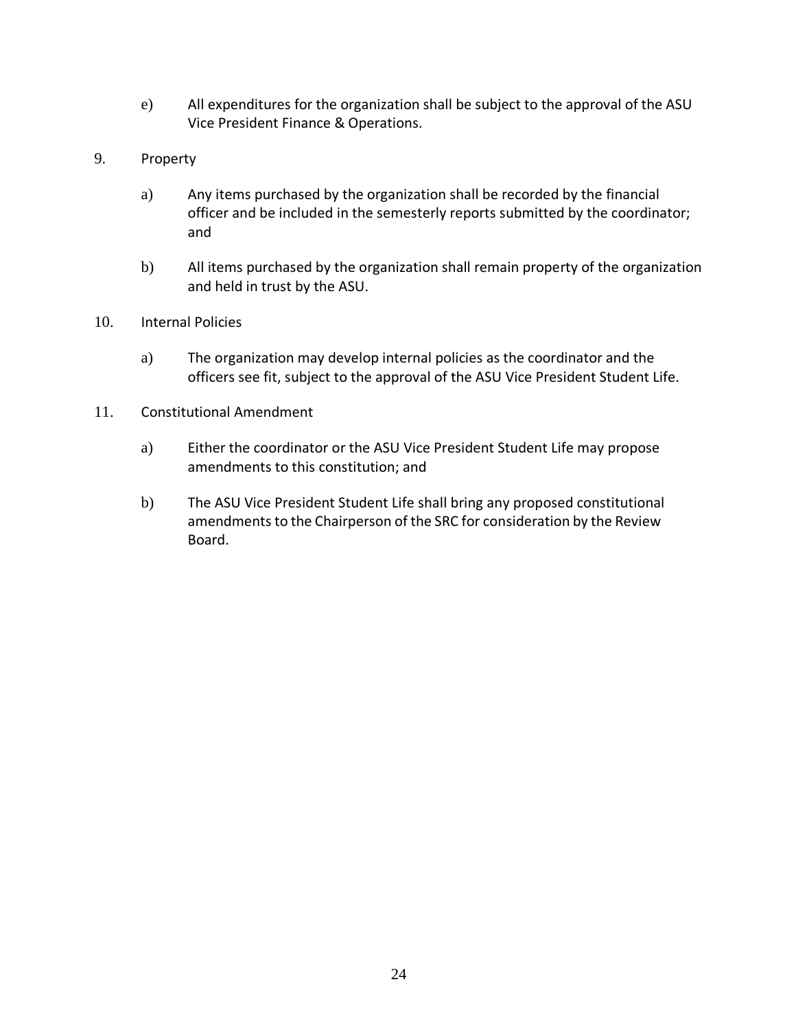e) All expenditures for the organization shall be subject to the approval of the ASU Vice President Finance & Operations.

9. Property

   a) Any items purchased by the organization shall be recorded by the financial officer and be included in the semesterly reports submitted by the coordinator; and

   b) All items purchased by the organization shall remain property of the organization and held in trust by the ASU.

10. Internal Policies

   a) The organization may develop internal policies as the coordinator and the officers see fit, subject to the approval of the ASU Vice President Student Life.

11. Constitutional Amendment

   a) Either the coordinator or the ASU Vice President Student Life may propose amendments to this constitution; and

   b) The ASU Vice President Student Life shall bring any proposed constitutional amendments to the Chairperson of the SRC for consideration by the Review Board.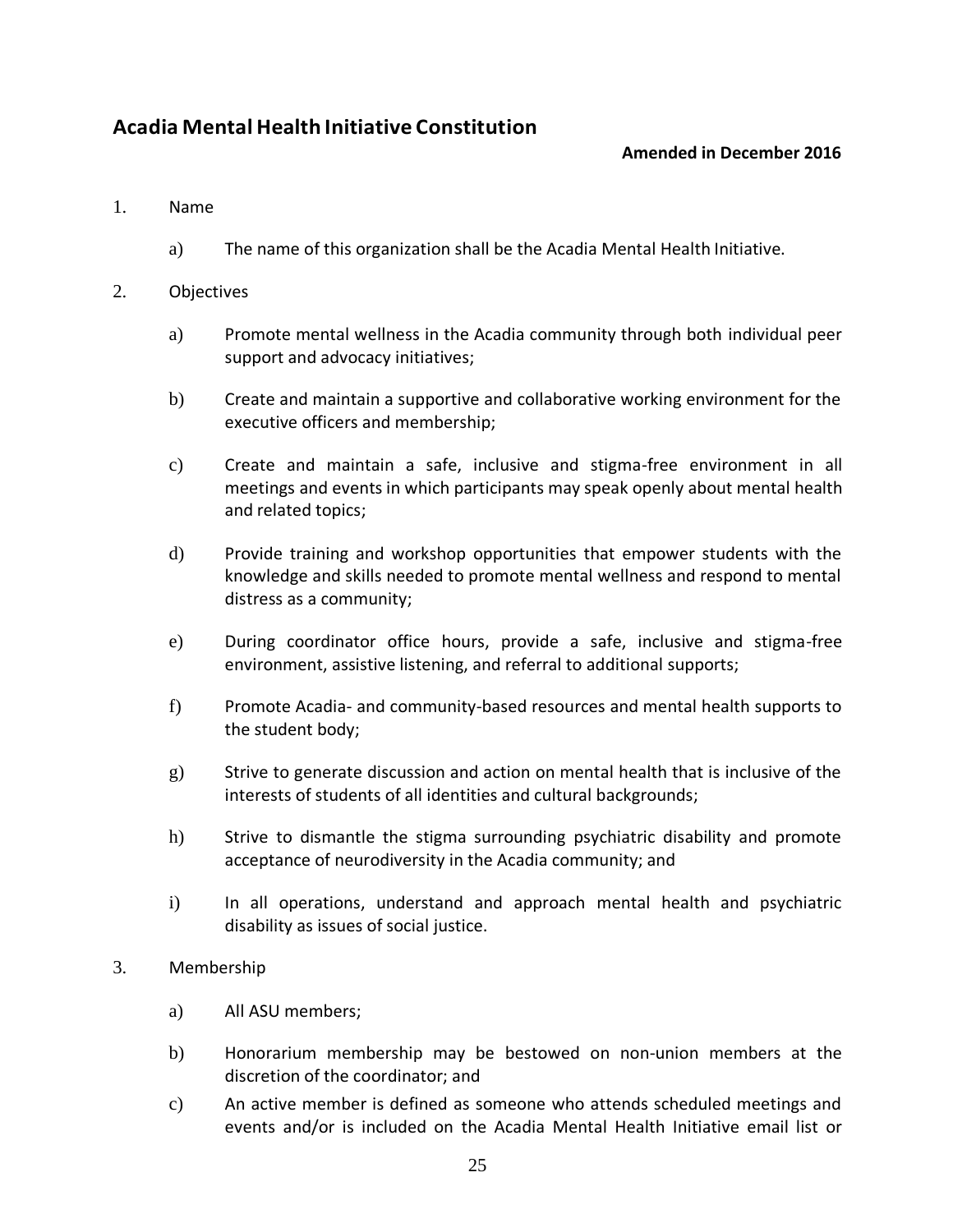## Acadia Mental Health Initiative Constitution

**Amended in December 2016**

1. Name

   a) The name of this organization shall be the Acadia Mental Health Initiative.

2. Objectives

   a) Promote mental wellness in the Acadia community through both individual peer support and advocacy initiatives;

   b) Create and maintain a supportive and collaborative working environment for the executive officers and membership;

   c) Create and maintain a safe, inclusive and stigma-free environment in all meetings and events in which participants may speak openly about mental health and related topics;

   d) Provide training and workshop opportunities that empower students with the knowledge and skills needed to promote mental wellness and respond to mental distress as a community;

   e) During coordinator office hours, provide a safe, inclusive and stigma-free environment, assistive listening, and referral to additional supports;

   f) Promote Acadia- and community-based resources and mental health supports to the student body;

   g) Strive to generate discussion and action on mental health that is inclusive of the interests of students of all identities and cultural backgrounds;

   h) Strive to dismantle the stigma surrounding psychiatric disability and promote acceptance of neurodiversity in the Acadia community; and

   i) In all operations, understand and approach mental health and psychiatric disability as issues of social justice.

3. Membership

   a) All ASU members;

   b) Honorarium membership may be bestowed on non-union members at the discretion of the coordinator; and

   c) An active member is defined as someone who attends scheduled meetings and events and/or is included on the Acadia Mental Health Initiative email list or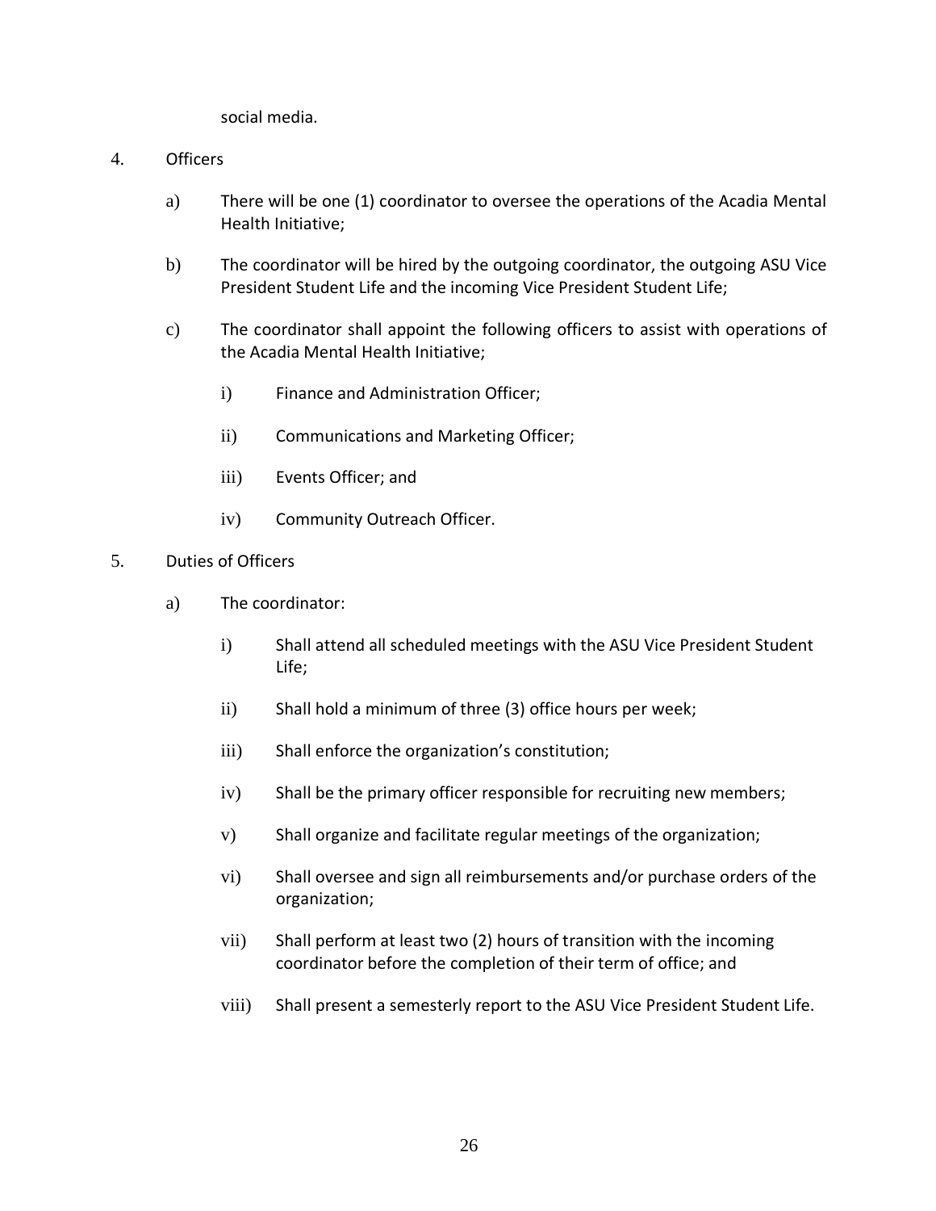social media.

4. Officers

   a) There will be one (1) coordinator to oversee the operations of the Acadia Mental Health Initiative;

   b) The coordinator will be hired by the outgoing coordinator, the outgoing ASU Vice President Student Life and the incoming Vice President Student Life;

   c) The coordinator shall appoint the following officers to assist with operations of the Acadia Mental Health Initiative;

      i) Finance and Administration Officer;

      ii) Communications and Marketing Officer;

      iii) Events Officer; and

      iv) Community Outreach Officer.

5. Duties of Officers

   a) The coordinator:

      i) Shall attend all scheduled meetings with the ASU Vice President Student Life;

      ii) Shall hold a minimum of three (3) office hours per week;

      iii) Shall enforce the organization's constitution;

      iv) Shall be the primary officer responsible for recruiting new members;

      v) Shall organize and facilitate regular meetings of the organization;

      vi) Shall oversee and sign all reimbursements and/or purchase orders of the organization;

      vii) Shall perform at least two (2) hours of transition with the incoming coordinator before the completion of their term of office; and

      viii) Shall present a semesterly report to the ASU Vice President Student Life.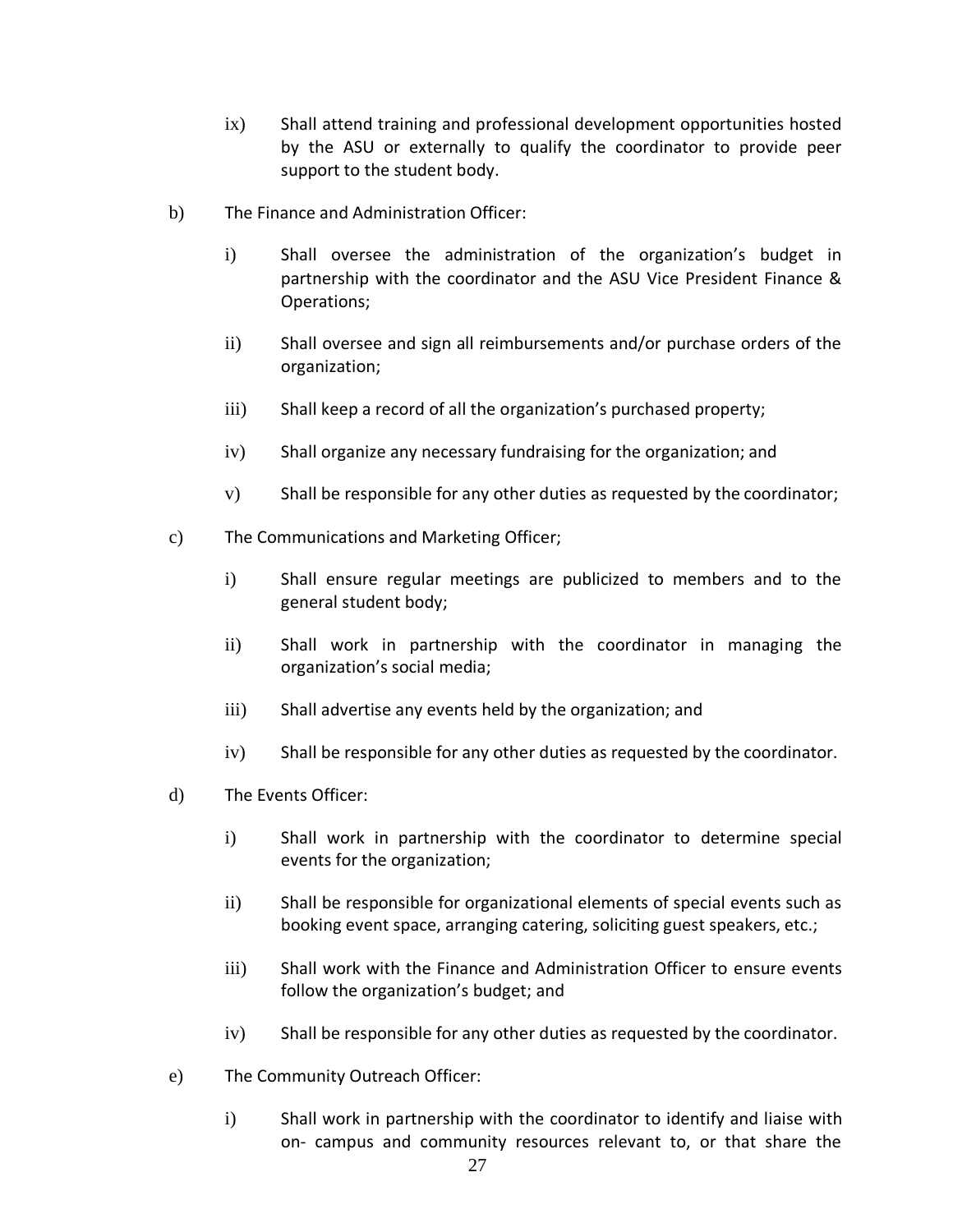ix) Shall attend training and professional development opportunities hosted by the ASU or externally to qualify the coordinator to provide peer support to the student body.

b) The Finance and Administration Officer:

i) Shall oversee the administration of the organization's budget in partnership with the coordinator and the ASU Vice President Finance & Operations;

ii) Shall oversee and sign all reimbursements and/or purchase orders of the organization;

iii) Shall keep a record of all the organization's purchased property;

iv) Shall organize any necessary fundraising for the organization; and

v) Shall be responsible for any other duties as requested by the coordinator;

c) The Communications and Marketing Officer;

i) Shall ensure regular meetings are publicized to members and to the general student body;

ii) Shall work in partnership with the coordinator in managing the organization's social media;

iii) Shall advertise any events held by the organization; and

iv) Shall be responsible for any other duties as requested by the coordinator.

d) The Events Officer:

i) Shall work in partnership with the coordinator to determine special events for the organization;

ii) Shall be responsible for organizational elements of special events such as booking event space, arranging catering, soliciting guest speakers, etc.;

iii) Shall work with the Finance and Administration Officer to ensure events follow the organization's budget; and

iv) Shall be responsible for any other duties as requested by the coordinator.

e) The Community Outreach Officer:

i) Shall work in partnership with the coordinator to identify and liaise with on- campus and community resources relevant to, or that share the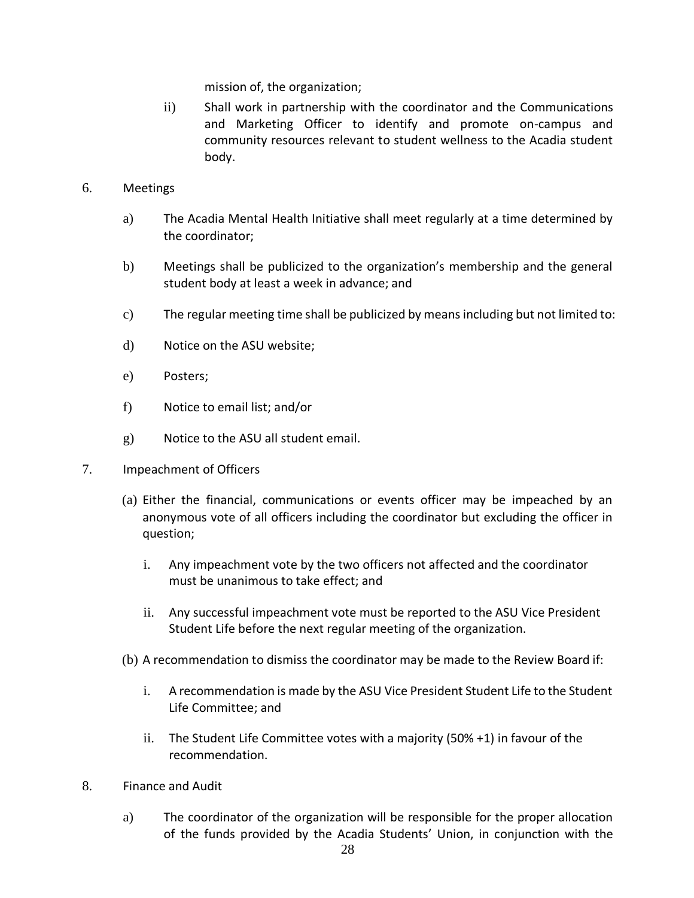mission of, the organization;

ii) Shall work in partnership with the coordinator and the Communications and Marketing Officer to identify and promote on-campus and community resources relevant to student wellness to the Acadia student body.

6. Meetings

   a) The Acadia Mental Health Initiative shall meet regularly at a time determined by the coordinator;

   b) Meetings shall be publicized to the organization's membership and the general student body at least a week in advance; and

   c) The regular meeting time shall be publicized by means including but not limited to:

   d) Notice on the ASU website;

   e) Posters;

   f) Notice to email list; and/or

   g) Notice to the ASU all student email.

7. Impeachment of Officers

   (a) Either the financial, communications or events officer may be impeached by an anonymous vote of all officers including the coordinator but excluding the officer in question;

      i. Any impeachment vote by the two officers not affected and the coordinator must be unanimous to take effect; and

      ii. Any successful impeachment vote must be reported to the ASU Vice President Student Life before the next regular meeting of the organization.

   (b) A recommendation to dismiss the coordinator may be made to the Review Board if:

      i. A recommendation is made by the ASU Vice President Student Life to the Student Life Committee; and

      ii. The Student Life Committee votes with a majority (50% +1) in favour of the recommendation.

8. Finance and Audit

   a) The coordinator of the organization will be responsible for the proper allocation of the funds provided by the Acadia Students' Union, in conjunction with the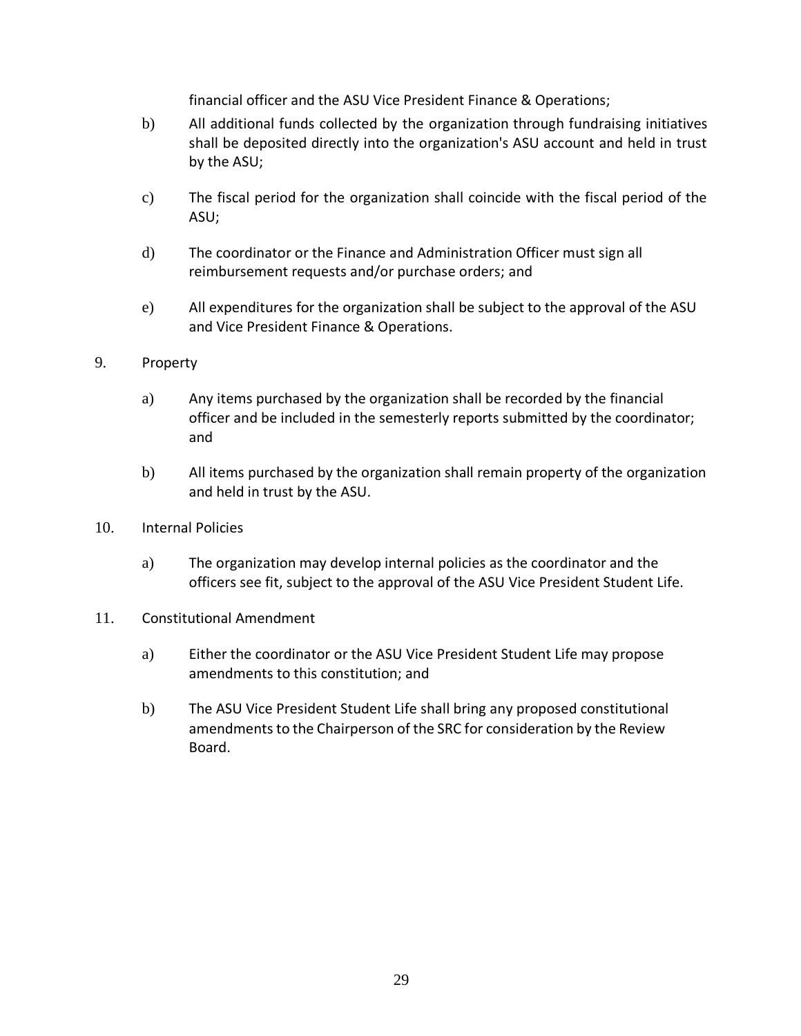financial officer and the ASU Vice President Finance & Operations;

b) All additional funds collected by the organization through fundraising initiatives shall be deposited directly into the organization's ASU account and held in trust by the ASU;

c) The fiscal period for the organization shall coincide with the fiscal period of the ASU;

d) The coordinator or the Finance and Administration Officer must sign all reimbursement requests and/or purchase orders; and

e) All expenditures for the organization shall be subject to the approval of the ASU and Vice President Finance & Operations.

9. Property

a) Any items purchased by the organization shall be recorded by the financial officer and be included in the semesterly reports submitted by the coordinator; and

b) All items purchased by the organization shall remain property of the organization and held in trust by the ASU.

10. Internal Policies

a) The organization may develop internal policies as the coordinator and the officers see fit, subject to the approval of the ASU Vice President Student Life.

11. Constitutional Amendment

a) Either the coordinator or the ASU Vice President Student Life may propose amendments to this constitution; and

b) The ASU Vice President Student Life shall bring any proposed constitutional amendments to the Chairperson of the SRC for consideration by the Review Board.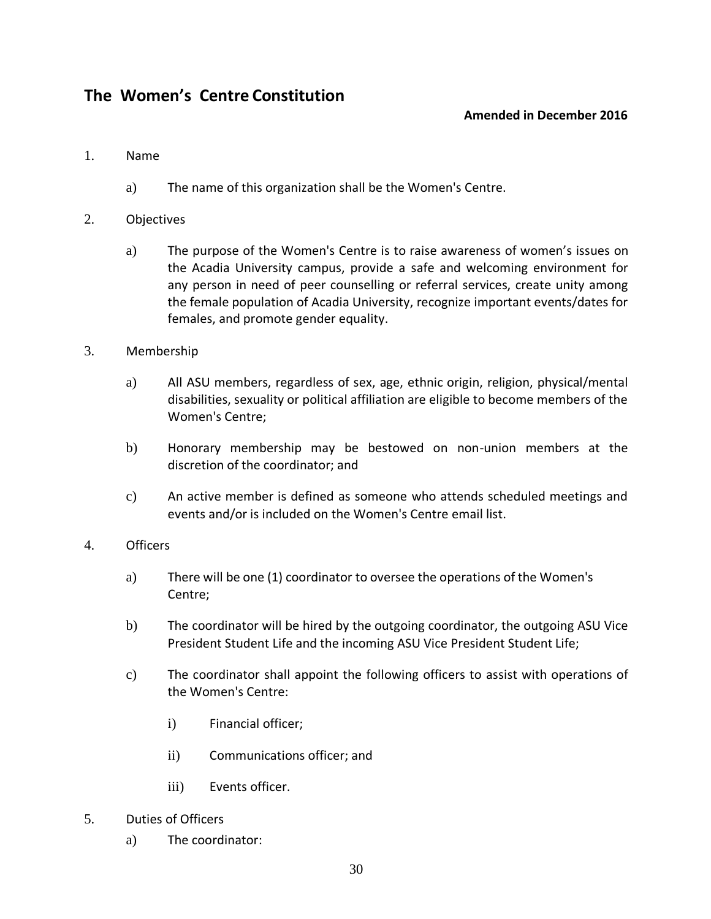## The Women's Centre Constitution

**Amended in December 2016**

1. Name

    a) The name of this organization shall be the Women's Centre.

2. Objectives

    a) The purpose of the Women's Centre is to raise awareness of women's issues on the Acadia University campus, provide a safe and welcoming environment for any person in need of peer counselling or referral services, create unity among the female population of Acadia University, recognize important events/dates for females, and promote gender equality.

3. Membership

    a) All ASU members, regardless of sex, age, ethnic origin, religion, physical/mental disabilities, sexuality or political affiliation are eligible to become members of the Women's Centre;

    b) Honorary membership may be bestowed on non-union members at the discretion of the coordinator; and

    c) An active member is defined as someone who attends scheduled meetings and events and/or is included on the Women's Centre email list.

4. Officers

    a) There will be one (1) coordinator to oversee the operations of the Women's Centre;

    b) The coordinator will be hired by the outgoing coordinator, the outgoing ASU Vice President Student Life and the incoming ASU Vice President Student Life;

    c) The coordinator shall appoint the following officers to assist with operations of the Women's Centre:

        i) Financial officer;

        ii) Communications officer; and

        iii) Events officer.

5. Duties of Officers

    a) The coordinator: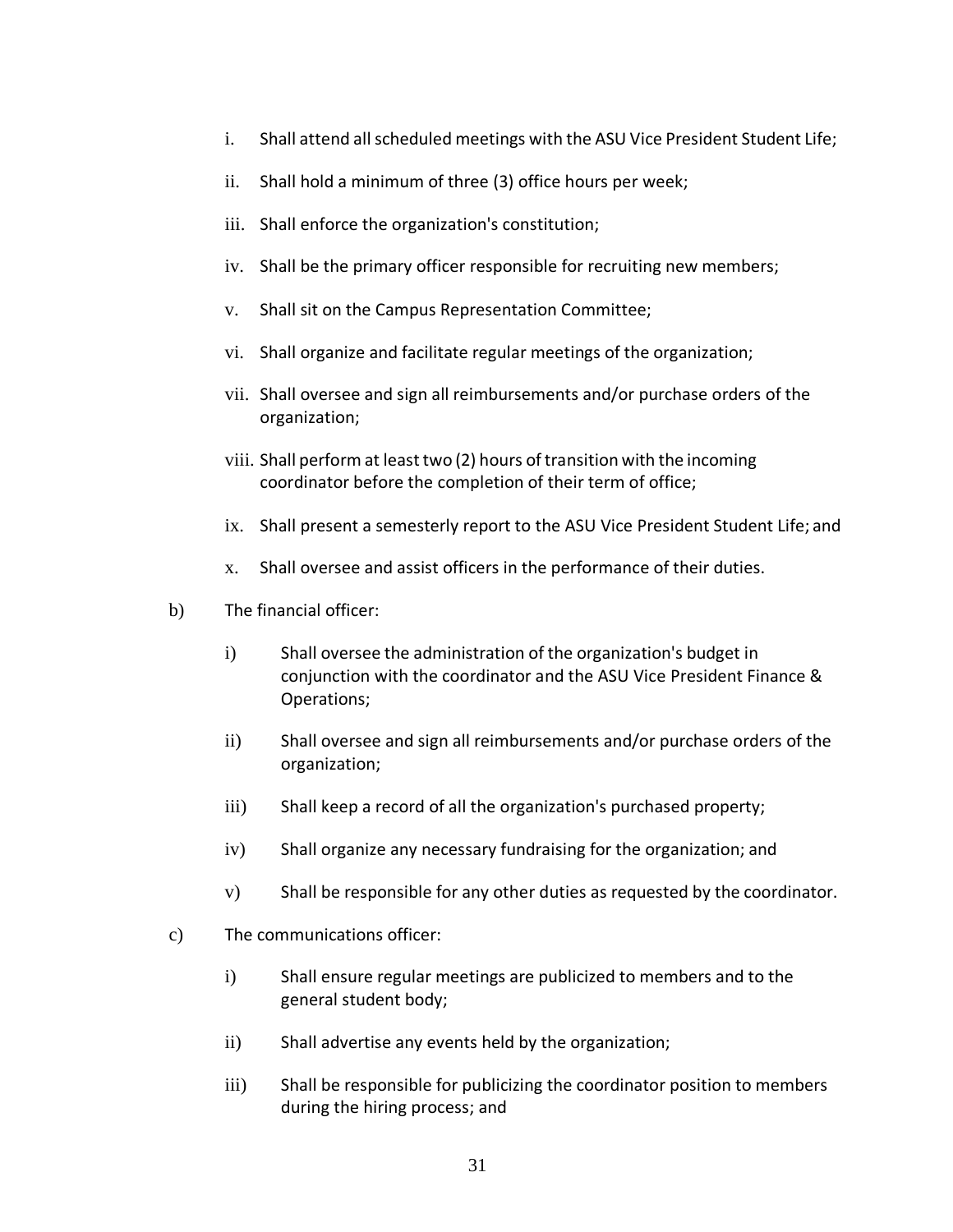i. Shall attend all scheduled meetings with the ASU Vice President Student Life;

ii. Shall hold a minimum of three (3) office hours per week;

iii. Shall enforce the organization's constitution;

iv. Shall be the primary officer responsible for recruiting new members;

v. Shall sit on the Campus Representation Committee;

vi. Shall organize and facilitate regular meetings of the organization;

vii. Shall oversee and sign all reimbursements and/or purchase orders of the organization;

viii. Shall perform at least two (2) hours of transition with the incoming coordinator before the completion of their term of office;

ix. Shall present a semesterly report to the ASU Vice President Student Life; and

x. Shall oversee and assist officers in the performance of their duties.

b) The financial officer:

i) Shall oversee the administration of the organization's budget in conjunction with the coordinator and the ASU Vice President Finance & Operations;

ii) Shall oversee and sign all reimbursements and/or purchase orders of the organization;

iii) Shall keep a record of all the organization's purchased property;

iv) Shall organize any necessary fundraising for the organization; and

v) Shall be responsible for any other duties as requested by the coordinator.

c) The communications officer:

i) Shall ensure regular meetings are publicized to members and to the general student body;

ii) Shall advertise any events held by the organization;

iii) Shall be responsible for publicizing the coordinator position to members during the hiring process; and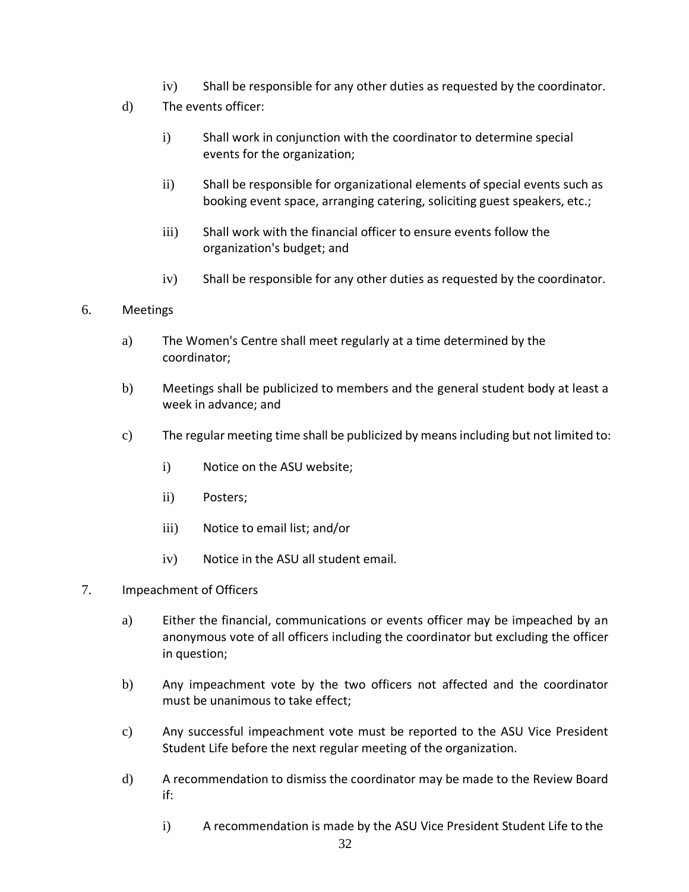iv) Shall be responsible for any other duties as requested by the coordinator.

d) The events officer:

i) Shall work in conjunction with the coordinator to determine special events for the organization;

ii) Shall be responsible for organizational elements of special events such as booking event space, arranging catering, soliciting guest speakers, etc.;

iii) Shall work with the financial officer to ensure events follow the organization's budget; and

iv) Shall be responsible for any other duties as requested by the coordinator.

6. Meetings

a) The Women's Centre shall meet regularly at a time determined by the coordinator;

b) Meetings shall be publicized to members and the general student body at least a week in advance; and

c) The regular meeting time shall be publicized by means including but not limited to:

i) Notice on the ASU website;

ii) Posters;

iii) Notice to email list; and/or

iv) Notice in the ASU all student email.

7. Impeachment of Officers

a) Either the financial, communications or events officer may be impeached by an anonymous vote of all officers including the coordinator but excluding the officer in question;

b) Any impeachment vote by the two officers not affected and the coordinator must be unanimous to take effect;

c) Any successful impeachment vote must be reported to the ASU Vice President Student Life before the next regular meeting of the organization.

d) A recommendation to dismiss the coordinator may be made to the Review Board if:

i) A recommendation is made by the ASU Vice President Student Life to the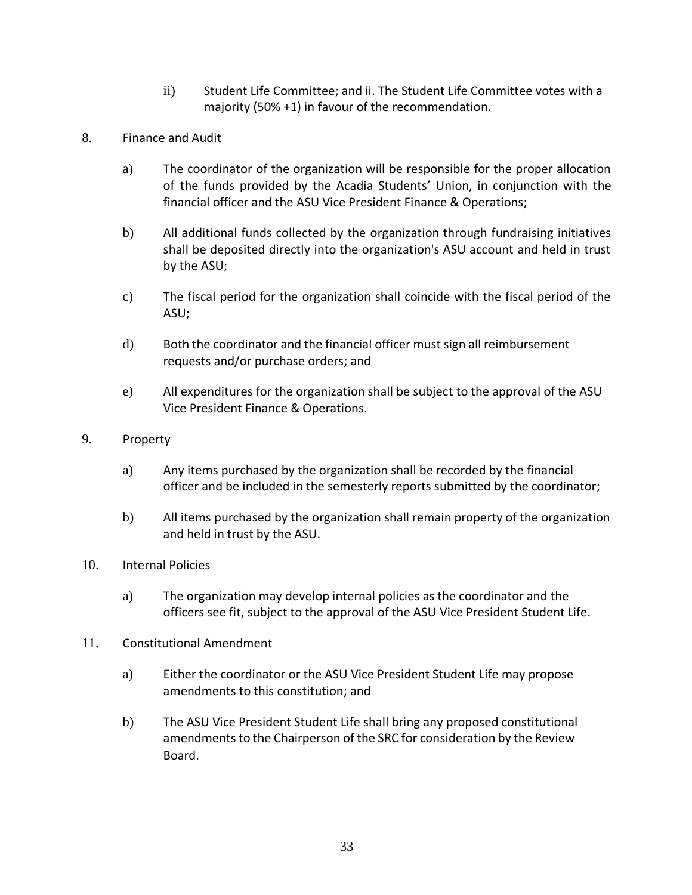ii) Student Life Committee; and ii. The Student Life Committee votes with a majority (50% +1) in favour of the recommendation.

8. Finance and Audit

   a) The coordinator of the organization will be responsible for the proper allocation of the funds provided by the Acadia Students' Union, in conjunction with the financial officer and the ASU Vice President Finance & Operations;

   b) All additional funds collected by the organization through fundraising initiatives shall be deposited directly into the organization's ASU account and held in trust by the ASU;

   c) The fiscal period for the organization shall coincide with the fiscal period of the ASU;

   d) Both the coordinator and the financial officer must sign all reimbursement requests and/or purchase orders; and

   e) All expenditures for the organization shall be subject to the approval of the ASU Vice President Finance & Operations.

9. Property

   a) Any items purchased by the organization shall be recorded by the financial officer and be included in the semesterly reports submitted by the coordinator;

   b) All items purchased by the organization shall remain property of the organization and held in trust by the ASU.

10. Internal Policies

   a) The organization may develop internal policies as the coordinator and the officers see fit, subject to the approval of the ASU Vice President Student Life.

11. Constitutional Amendment

   a) Either the coordinator or the ASU Vice President Student Life may propose amendments to this constitution; and

   b) The ASU Vice President Student Life shall bring any proposed constitutional amendments to the Chairperson of the SRC for consideration by the Review Board.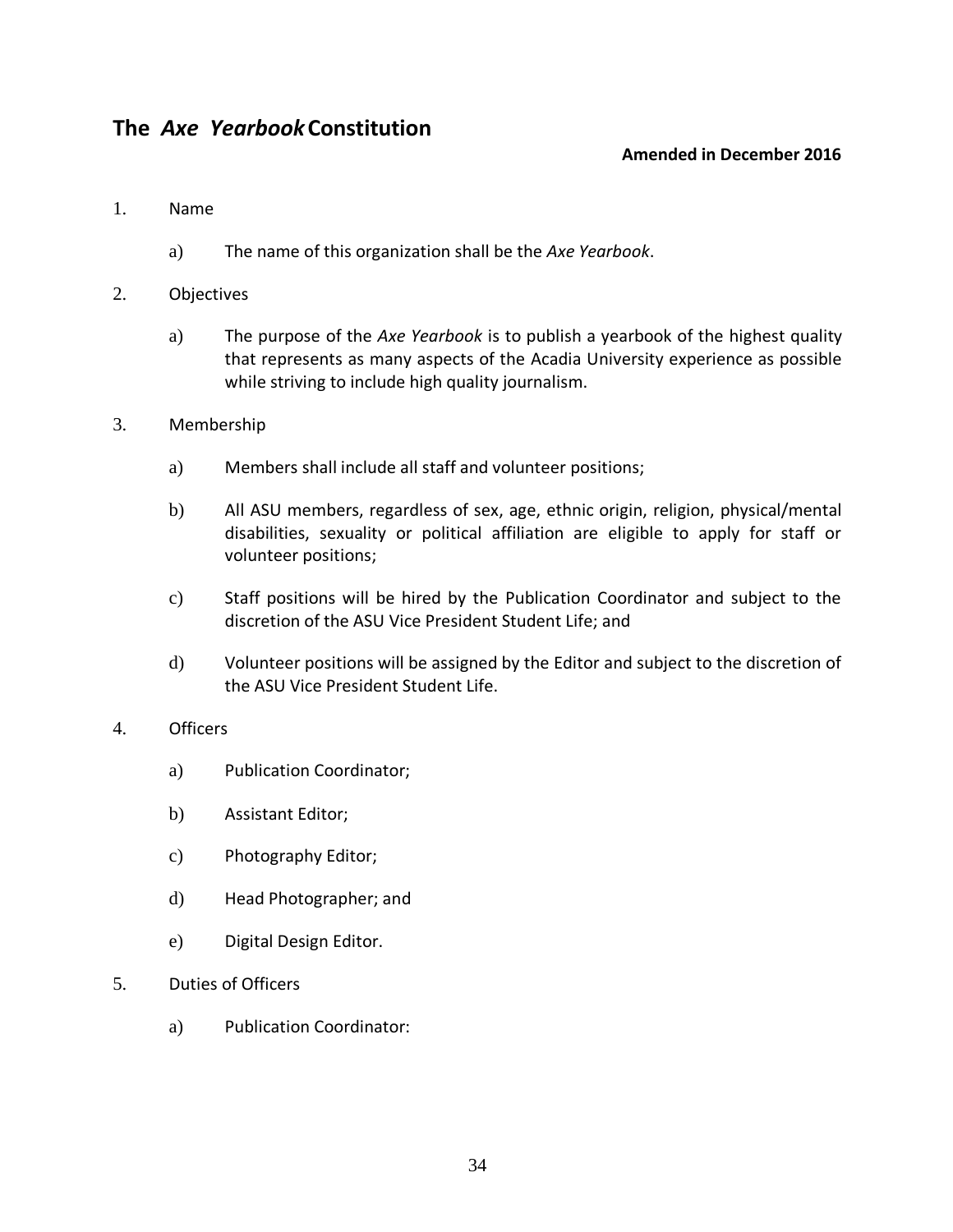## The *Axe Yearbook* Constitution

**Amended in December 2016**

1. Name

   a) The name of this organization shall be the *Axe Yearbook*.

2. Objectives

   a) The purpose of the *Axe Yearbook* is to publish a yearbook of the highest quality that represents as many aspects of the Acadia University experience as possible while striving to include high quality journalism.

3. Membership

   a) Members shall include all staff and volunteer positions;

   b) All ASU members, regardless of sex, age, ethnic origin, religion, physical/mental disabilities, sexuality or political affiliation are eligible to apply for staff or volunteer positions;

   c) Staff positions will be hired by the Publication Coordinator and subject to the discretion of the ASU Vice President Student Life; and

   d) Volunteer positions will be assigned by the Editor and subject to the discretion of the ASU Vice President Student Life.

4. Officers

   a) Publication Coordinator;

   b) Assistant Editor;

   c) Photography Editor;

   d) Head Photographer; and

   e) Digital Design Editor.

5. Duties of Officers

   a) Publication Coordinator: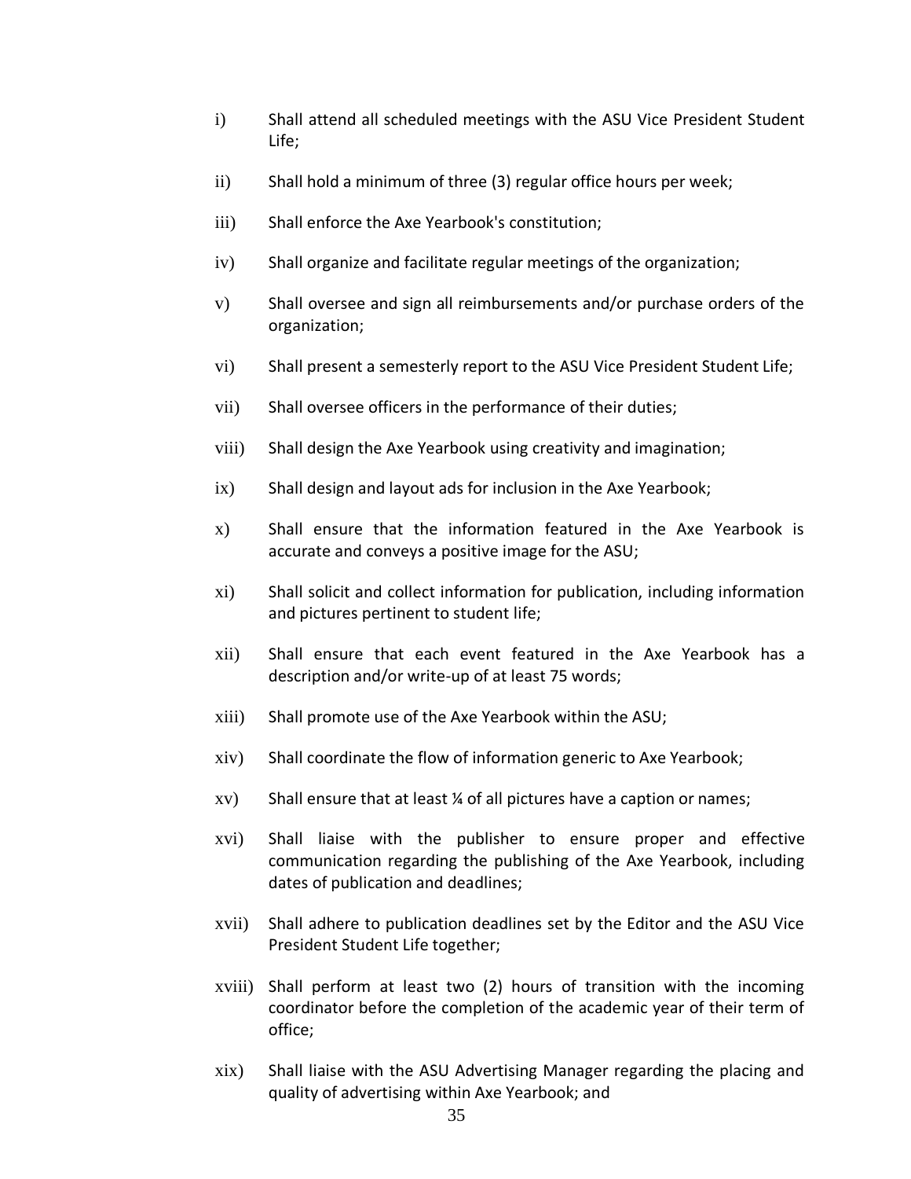i) Shall attend all scheduled meetings with the ASU Vice President Student Life;

ii) Shall hold a minimum of three (3) regular office hours per week;

iii) Shall enforce the Axe Yearbook's constitution;

iv) Shall organize and facilitate regular meetings of the organization;

v) Shall oversee and sign all reimbursements and/or purchase orders of the organization;

vi) Shall present a semesterly report to the ASU Vice President Student Life;

vii) Shall oversee officers in the performance of their duties;

viii) Shall design the Axe Yearbook using creativity and imagination;

ix) Shall design and layout ads for inclusion in the Axe Yearbook;

x) Shall ensure that the information featured in the Axe Yearbook is accurate and conveys a positive image for the ASU;

xi) Shall solicit and collect information for publication, including information and pictures pertinent to student life;

xii) Shall ensure that each event featured in the Axe Yearbook has a description and/or write-up of at least 75 words;

xiii) Shall promote use of the Axe Yearbook within the ASU;

xiv) Shall coordinate the flow of information generic to Axe Yearbook;

xv) Shall ensure that at least ¼ of all pictures have a caption or names;

xvi) Shall liaise with the publisher to ensure proper and effective communication regarding the publishing of the Axe Yearbook, including dates of publication and deadlines;

xvii) Shall adhere to publication deadlines set by the Editor and the ASU Vice President Student Life together;

xviii) Shall perform at least two (2) hours of transition with the incoming coordinator before the completion of the academic year of their term of office;

xix) Shall liaise with the ASU Advertising Manager regarding the placing and quality of advertising within Axe Yearbook; and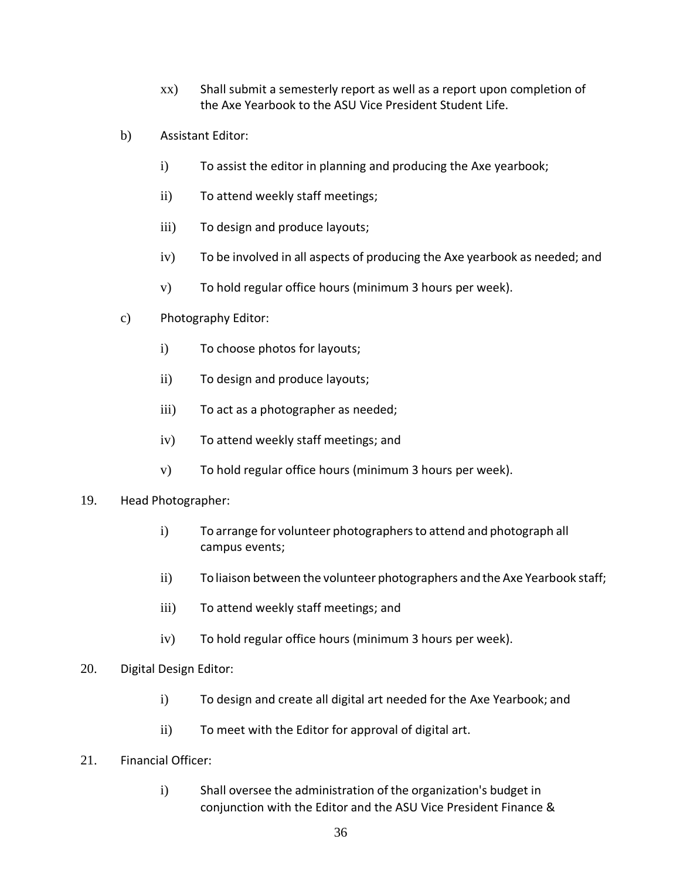xx) Shall submit a semesterly report as well as a report upon completion of the Axe Yearbook to the ASU Vice President Student Life.

b) Assistant Editor:

i) To assist the editor in planning and producing the Axe yearbook;

ii) To attend weekly staff meetings;

iii) To design and produce layouts;

iv) To be involved in all aspects of producing the Axe yearbook as needed; and

v) To hold regular office hours (minimum 3 hours per week).

c) Photography Editor:

i) To choose photos for layouts;

ii) To design and produce layouts;

iii) To act as a photographer as needed;

iv) To attend weekly staff meetings; and

v) To hold regular office hours (minimum 3 hours per week).

19. Head Photographer:

i) To arrange for volunteer photographers to attend and photograph all campus events;

ii) To liaison between the volunteer photographers and the Axe Yearbook staff;

iii) To attend weekly staff meetings; and

iv) To hold regular office hours (minimum 3 hours per week).

20. Digital Design Editor:

i) To design and create all digital art needed for the Axe Yearbook; and

ii) To meet with the Editor for approval of digital art.

21. Financial Officer:

i) Shall oversee the administration of the organization's budget in conjunction with the Editor and the ASU Vice President Finance &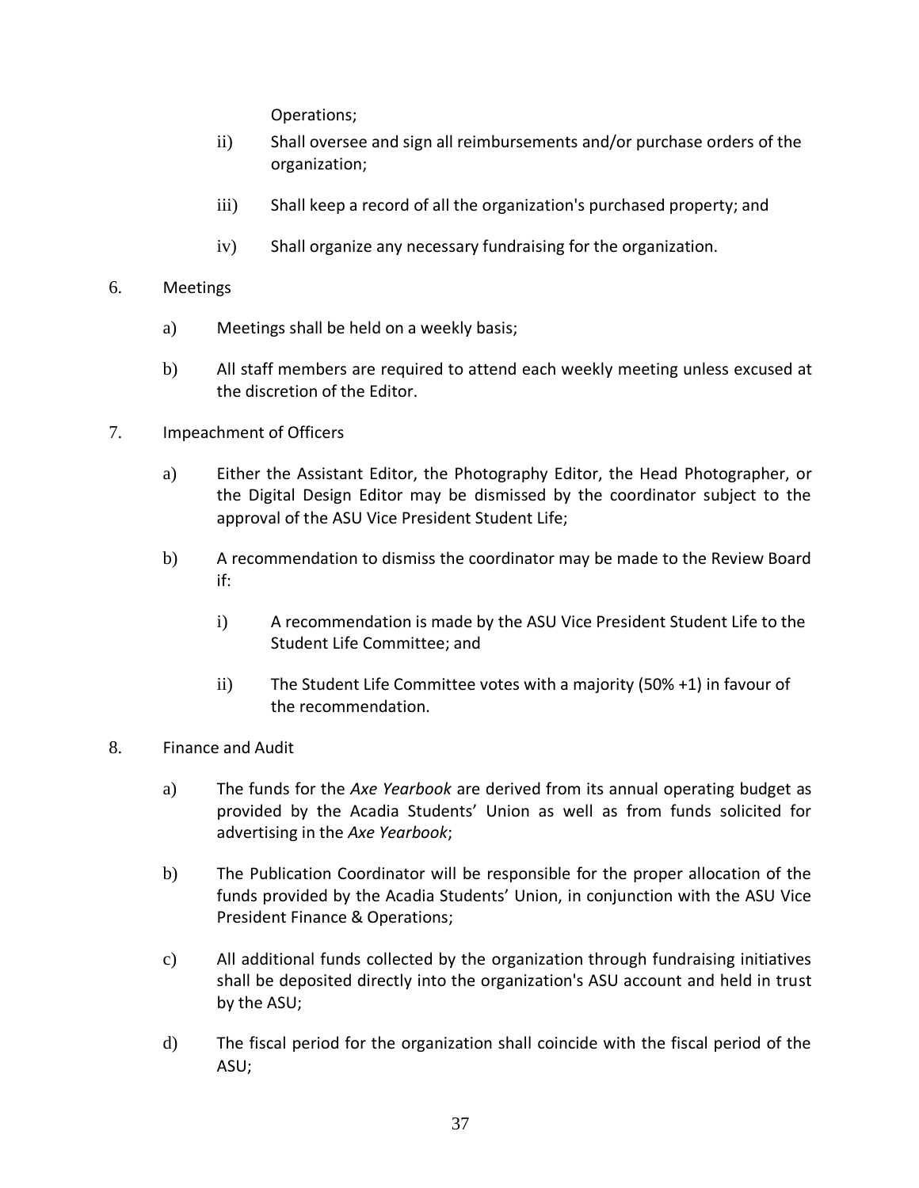Operations;

ii) Shall oversee and sign all reimbursements and/or purchase orders of the organization;

iii) Shall keep a record of all the organization's purchased property; and

iv) Shall organize any necessary fundraising for the organization.

6. Meetings

a) Meetings shall be held on a weekly basis;

b) All staff members are required to attend each weekly meeting unless excused at the discretion of the Editor.

7. Impeachment of Officers

a) Either the Assistant Editor, the Photography Editor, the Head Photographer, or the Digital Design Editor may be dismissed by the coordinator subject to the approval of the ASU Vice President Student Life;

b) A recommendation to dismiss the coordinator may be made to the Review Board if:

i) A recommendation is made by the ASU Vice President Student Life to the Student Life Committee; and

ii) The Student Life Committee votes with a majority (50% +1) in favour of the recommendation.

8. Finance and Audit

a) The funds for the *Axe Yearbook* are derived from its annual operating budget as provided by the Acadia Students' Union as well as from funds solicited for advertising in the *Axe Yearbook*;

b) The Publication Coordinator will be responsible for the proper allocation of the funds provided by the Acadia Students' Union, in conjunction with the ASU Vice President Finance & Operations;

c) All additional funds collected by the organization through fundraising initiatives shall be deposited directly into the organization's ASU account and held in trust by the ASU;

d) The fiscal period for the organization shall coincide with the fiscal period of the ASU;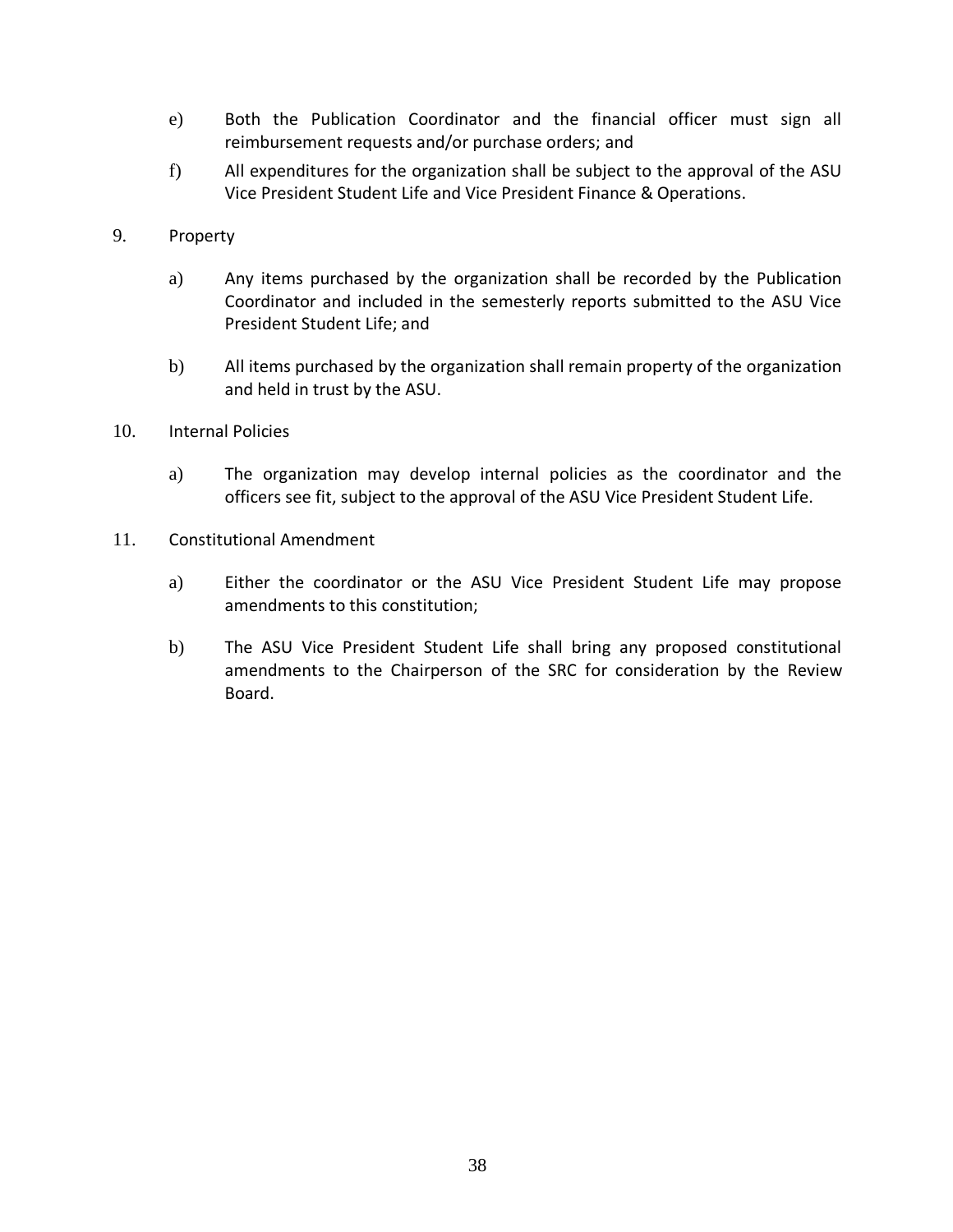e) Both the Publication Coordinator and the financial officer must sign all reimbursement requests and/or purchase orders; and

f) All expenditures for the organization shall be subject to the approval of the ASU Vice President Student Life and Vice President Finance & Operations.

9. Property

a) Any items purchased by the organization shall be recorded by the Publication Coordinator and included in the semesterly reports submitted to the ASU Vice President Student Life; and

b) All items purchased by the organization shall remain property of the organization and held in trust by the ASU.

10. Internal Policies

a) The organization may develop internal policies as the coordinator and the officers see fit, subject to the approval of the ASU Vice President Student Life.

11. Constitutional Amendment

a) Either the coordinator or the ASU Vice President Student Life may propose amendments to this constitution;

b) The ASU Vice President Student Life shall bring any proposed constitutional amendments to the Chairperson of the SRC for consideration by the Review Board.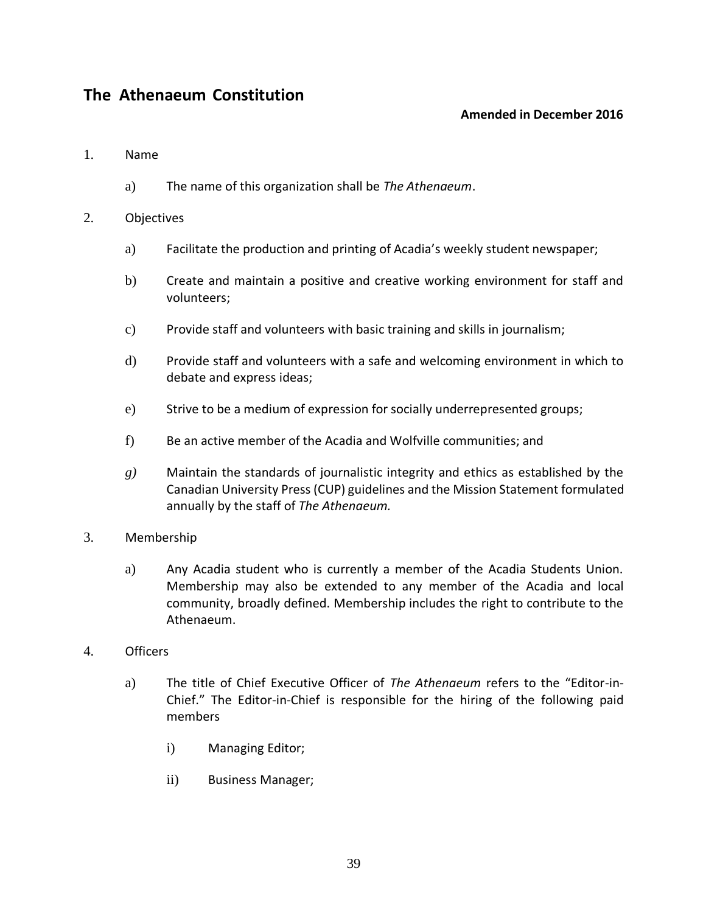## The Athenaeum Constitution

**Amended in December 2016**

1. Name

   a) The name of this organization shall be *The Athenaeum*.

2. Objectives

   a) Facilitate the production and printing of Acadia's weekly student newspaper;

   b) Create and maintain a positive and creative working environment for staff and volunteers;

   c) Provide staff and volunteers with basic training and skills in journalism;

   d) Provide staff and volunteers with a safe and welcoming environment in which to debate and express ideas;

   e) Strive to be a medium of expression for socially underrepresented groups;

   f) Be an active member of the Acadia and Wolfville communities; and

   *g)* Maintain the standards of journalistic integrity and ethics as established by the Canadian University Press (CUP) guidelines and the Mission Statement formulated annually by the staff of *The Athenaeum.*

3. Membership

   a) Any Acadia student who is currently a member of the Acadia Students Union. Membership may also be extended to any member of the Acadia and local community, broadly defined. Membership includes the right to contribute to the Athenaeum.

4. Officers

   a) The title of Chief Executive Officer of *The Athenaeum* refers to the "Editor-in-Chief." The Editor-in-Chief is responsible for the hiring of the following paid members

      i) Managing Editor;

      ii) Business Manager;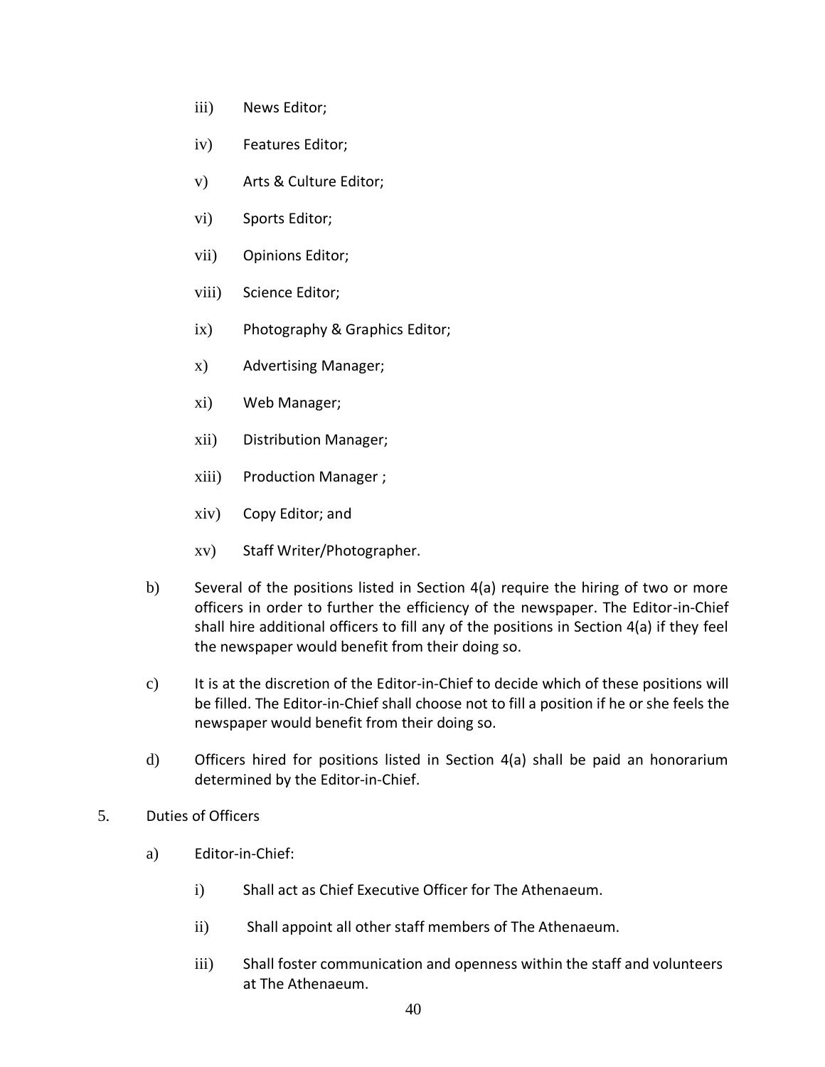iii) News Editor;

    iv) Features Editor;

    v) Arts & Culture Editor;

    vi) Sports Editor;

    vii) Opinions Editor;

    viii) Science Editor;

    ix) Photography & Graphics Editor;

    x) Advertising Manager;

    xi) Web Manager;

    xii) Distribution Manager;

    xiii) Production Manager ;

    xiv) Copy Editor; and

    xv) Staff Writer/Photographer.

b) Several of the positions listed in Section 4(a) require the hiring of two or more officers in order to further the efficiency of the newspaper. The Editor-in-Chief shall hire additional officers to fill any of the positions in Section 4(a) if they feel the newspaper would benefit from their doing so.

c) It is at the discretion of the Editor-in-Chief to decide which of these positions will be filled. The Editor-in-Chief shall choose not to fill a position if he or she feels the newspaper would benefit from their doing so.

d) Officers hired for positions listed in Section 4(a) shall be paid an honorarium determined by the Editor-in-Chief.

5. Duties of Officers

a) Editor-in-Chief:

    i) Shall act as Chief Executive Officer for The Athenaeum.

    ii) Shall appoint all other staff members of The Athenaeum.

    iii) Shall foster communication and openness within the staff and volunteers at The Athenaeum.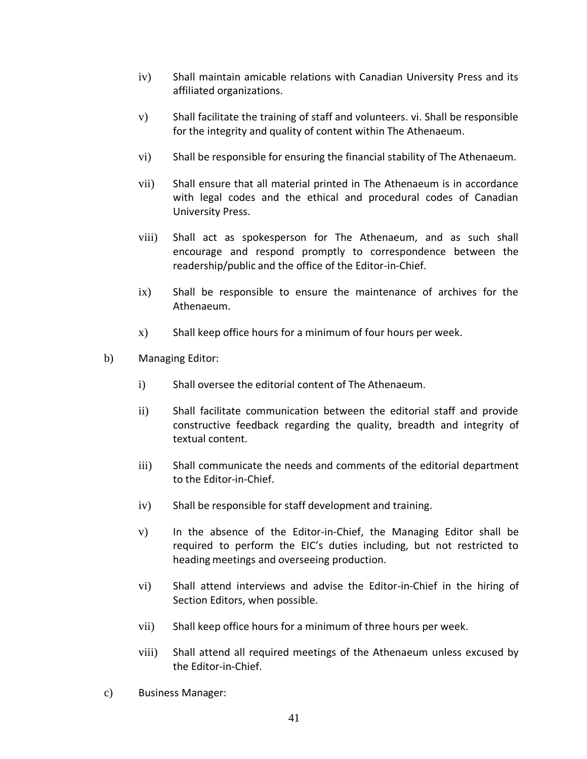iv) Shall maintain amicable relations with Canadian University Press and its affiliated organizations.

v) Shall facilitate the training of staff and volunteers. vi. Shall be responsible for the integrity and quality of content within The Athenaeum.

vi) Shall be responsible for ensuring the financial stability of The Athenaeum.

vii) Shall ensure that all material printed in The Athenaeum is in accordance with legal codes and the ethical and procedural codes of Canadian University Press.

viii) Shall act as spokesperson for The Athenaeum, and as such shall encourage and respond promptly to correspondence between the readership/public and the office of the Editor-in-Chief.

ix) Shall be responsible to ensure the maintenance of archives for the Athenaeum.

x) Shall keep office hours for a minimum of four hours per week.

b) Managing Editor:

i) Shall oversee the editorial content of The Athenaeum.

ii) Shall facilitate communication between the editorial staff and provide constructive feedback regarding the quality, breadth and integrity of textual content.

iii) Shall communicate the needs and comments of the editorial department to the Editor-in-Chief.

iv) Shall be responsible for staff development and training.

v) In the absence of the Editor-in-Chief, the Managing Editor shall be required to perform the EIC's duties including, but not restricted to heading meetings and overseeing production.

vi) Shall attend interviews and advise the Editor-in-Chief in the hiring of Section Editors, when possible.

vii) Shall keep office hours for a minimum of three hours per week.

viii) Shall attend all required meetings of the Athenaeum unless excused by the Editor-in-Chief.

c) Business Manager: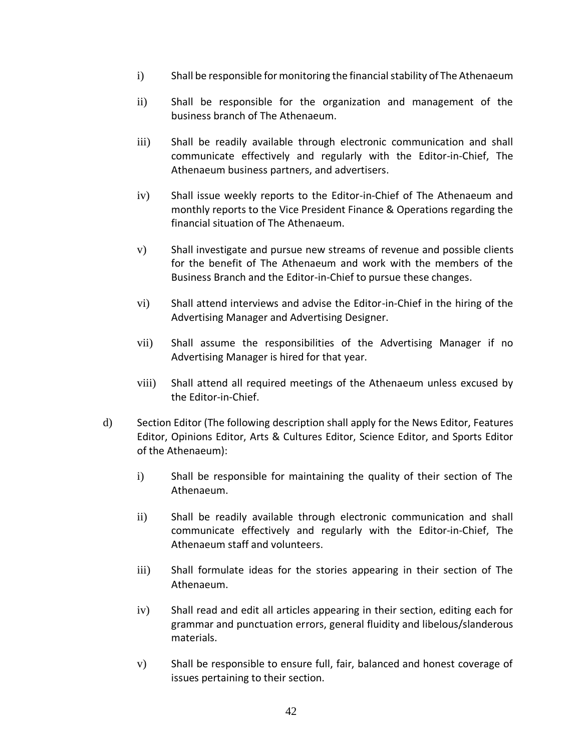i) Shall be responsible for monitoring the financial stability of The Athenaeum

ii) Shall be responsible for the organization and management of the business branch of The Athenaeum.

iii) Shall be readily available through electronic communication and shall communicate effectively and regularly with the Editor-in-Chief, The Athenaeum business partners, and advertisers.

iv) Shall issue weekly reports to the Editor-in-Chief of The Athenaeum and monthly reports to the Vice President Finance & Operations regarding the financial situation of The Athenaeum.

v) Shall investigate and pursue new streams of revenue and possible clients for the benefit of The Athenaeum and work with the members of the Business Branch and the Editor-in-Chief to pursue these changes.

vi) Shall attend interviews and advise the Editor-in-Chief in the hiring of the Advertising Manager and Advertising Designer.

vii) Shall assume the responsibilities of the Advertising Manager if no Advertising Manager is hired for that year.

viii) Shall attend all required meetings of the Athenaeum unless excused by the Editor-in-Chief.

d) Section Editor (The following description shall apply for the News Editor, Features Editor, Opinions Editor, Arts & Cultures Editor, Science Editor, and Sports Editor of the Athenaeum):

i) Shall be responsible for maintaining the quality of their section of The Athenaeum.

ii) Shall be readily available through electronic communication and shall communicate effectively and regularly with the Editor-in-Chief, The Athenaeum staff and volunteers.

iii) Shall formulate ideas for the stories appearing in their section of The Athenaeum.

iv) Shall read and edit all articles appearing in their section, editing each for grammar and punctuation errors, general fluidity and libelous/slanderous materials.

v) Shall be responsible to ensure full, fair, balanced and honest coverage of issues pertaining to their section.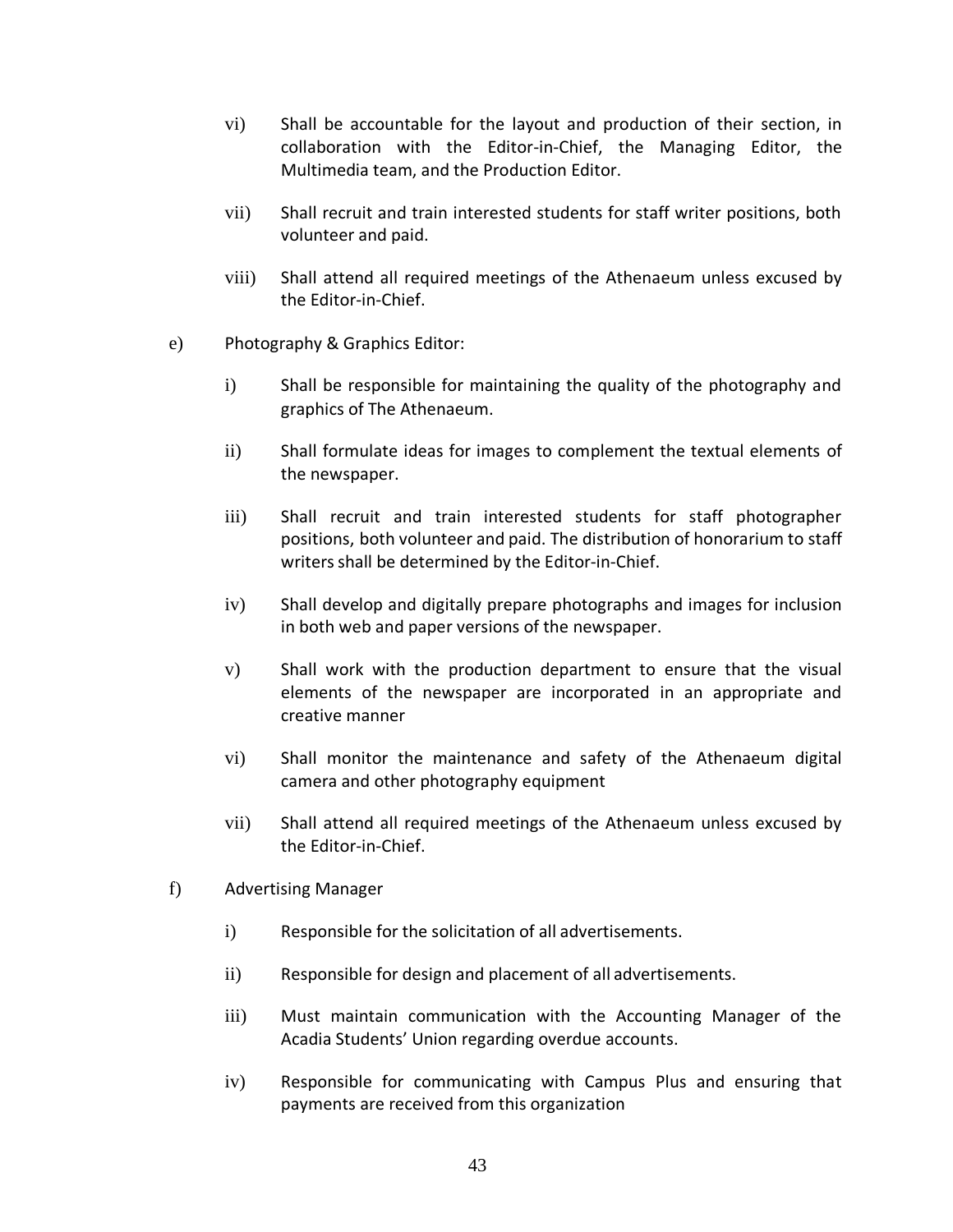- vi) Shall be accountable for the layout and production of their section, in collaboration with the Editor-in-Chief, the Managing Editor, the Multimedia team, and the Production Editor.

- vii) Shall recruit and train interested students for staff writer positions, both volunteer and paid.

- viii) Shall attend all required meetings of the Athenaeum unless excused by the Editor-in-Chief.

e) Photography & Graphics Editor:

- i) Shall be responsible for maintaining the quality of the photography and graphics of The Athenaeum.

- ii) Shall formulate ideas for images to complement the textual elements of the newspaper.

- iii) Shall recruit and train interested students for staff photographer positions, both volunteer and paid. The distribution of honorarium to staff writers shall be determined by the Editor-in-Chief.

- iv) Shall develop and digitally prepare photographs and images for inclusion in both web and paper versions of the newspaper.

- v) Shall work with the production department to ensure that the visual elements of the newspaper are incorporated in an appropriate and creative manner

- vi) Shall monitor the maintenance and safety of the Athenaeum digital camera and other photography equipment

- vii) Shall attend all required meetings of the Athenaeum unless excused by the Editor-in-Chief.

f) Advertising Manager

- i) Responsible for the solicitation of all advertisements.

- ii) Responsible for design and placement of all advertisements.

- iii) Must maintain communication with the Accounting Manager of the Acadia Students' Union regarding overdue accounts.

- iv) Responsible for communicating with Campus Plus and ensuring that payments are received from this organization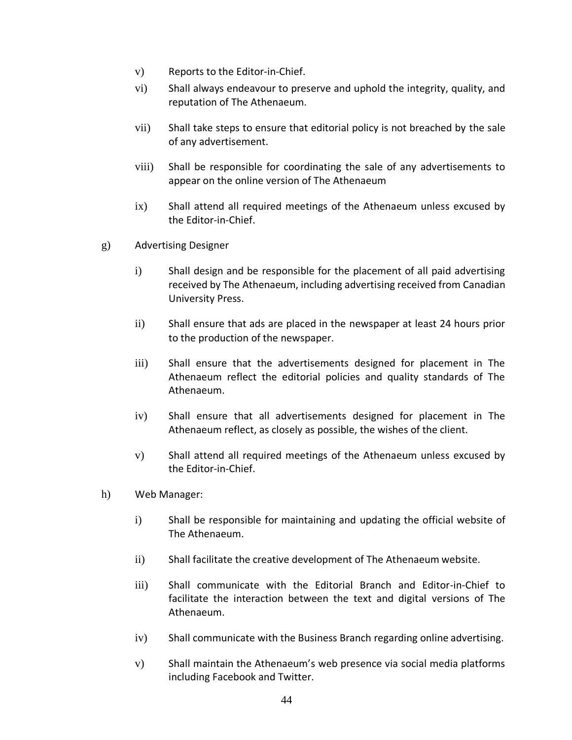v) Reports to the Editor-in-Chief.

vi) Shall always endeavour to preserve and uphold the integrity, quality, and reputation of The Athenaeum.

vii) Shall take steps to ensure that editorial policy is not breached by the sale of any advertisement.

viii) Shall be responsible for coordinating the sale of any advertisements to appear on the online version of The Athenaeum

ix) Shall attend all required meetings of the Athenaeum unless excused by the Editor-in-Chief.

g) Advertising Designer

i) Shall design and be responsible for the placement of all paid advertising received by The Athenaeum, including advertising received from Canadian University Press.

ii) Shall ensure that ads are placed in the newspaper at least 24 hours prior to the production of the newspaper.

iii) Shall ensure that the advertisements designed for placement in The Athenaeum reflect the editorial policies and quality standards of The Athenaeum.

iv) Shall ensure that all advertisements designed for placement in The Athenaeum reflect, as closely as possible, the wishes of the client.

v) Shall attend all required meetings of the Athenaeum unless excused by the Editor-in-Chief.

h) Web Manager:

i) Shall be responsible for maintaining and updating the official website of The Athenaeum.

ii) Shall facilitate the creative development of The Athenaeum website.

iii) Shall communicate with the Editorial Branch and Editor-in-Chief to facilitate the interaction between the text and digital versions of The Athenaeum.

iv) Shall communicate with the Business Branch regarding online advertising.

v) Shall maintain the Athenaeum's web presence via social media platforms including Facebook and Twitter.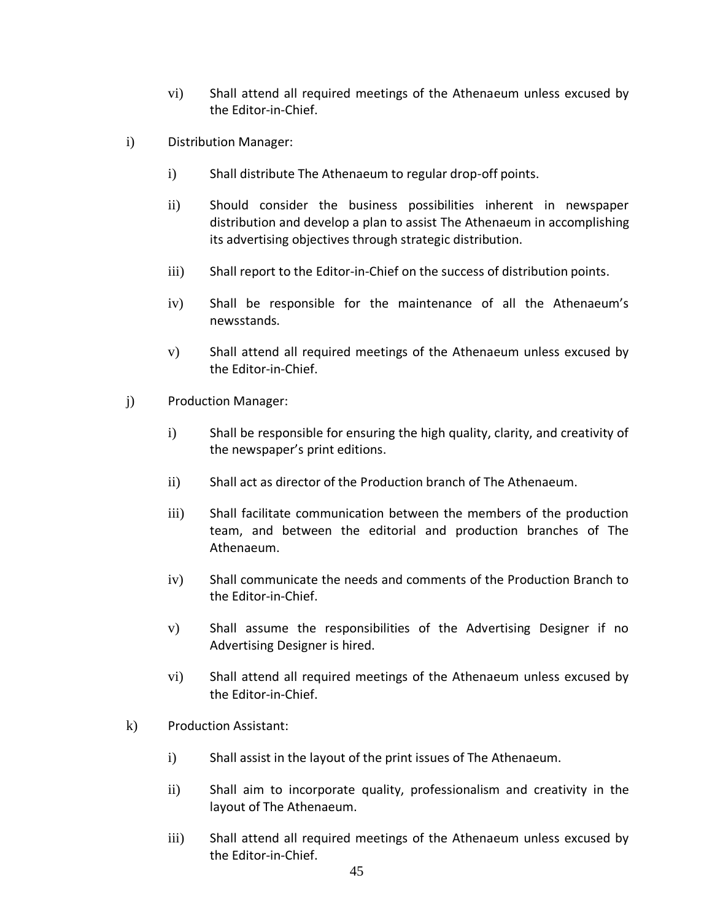vi) Shall attend all required meetings of the Athenaeum unless excused by the Editor-in-Chief.

i) Distribution Manager:

  i) Shall distribute The Athenaeum to regular drop-off points.

  ii) Should consider the business possibilities inherent in newspaper distribution and develop a plan to assist The Athenaeum in accomplishing its advertising objectives through strategic distribution.

  iii) Shall report to the Editor-in-Chief on the success of distribution points.

  iv) Shall be responsible for the maintenance of all the Athenaeum's newsstands.

  v) Shall attend all required meetings of the Athenaeum unless excused by the Editor-in-Chief.

j) Production Manager:

  i) Shall be responsible for ensuring the high quality, clarity, and creativity of the newspaper's print editions.

  ii) Shall act as director of the Production branch of The Athenaeum.

  iii) Shall facilitate communication between the members of the production team, and between the editorial and production branches of The Athenaeum.

  iv) Shall communicate the needs and comments of the Production Branch to the Editor-in-Chief.

  v) Shall assume the responsibilities of the Advertising Designer if no Advertising Designer is hired.

  vi) Shall attend all required meetings of the Athenaeum unless excused by the Editor-in-Chief.

k) Production Assistant:

  i) Shall assist in the layout of the print issues of The Athenaeum.

  ii) Shall aim to incorporate quality, professionalism and creativity in the layout of The Athenaeum.

  iii) Shall attend all required meetings of the Athenaeum unless excused by the Editor-in-Chief.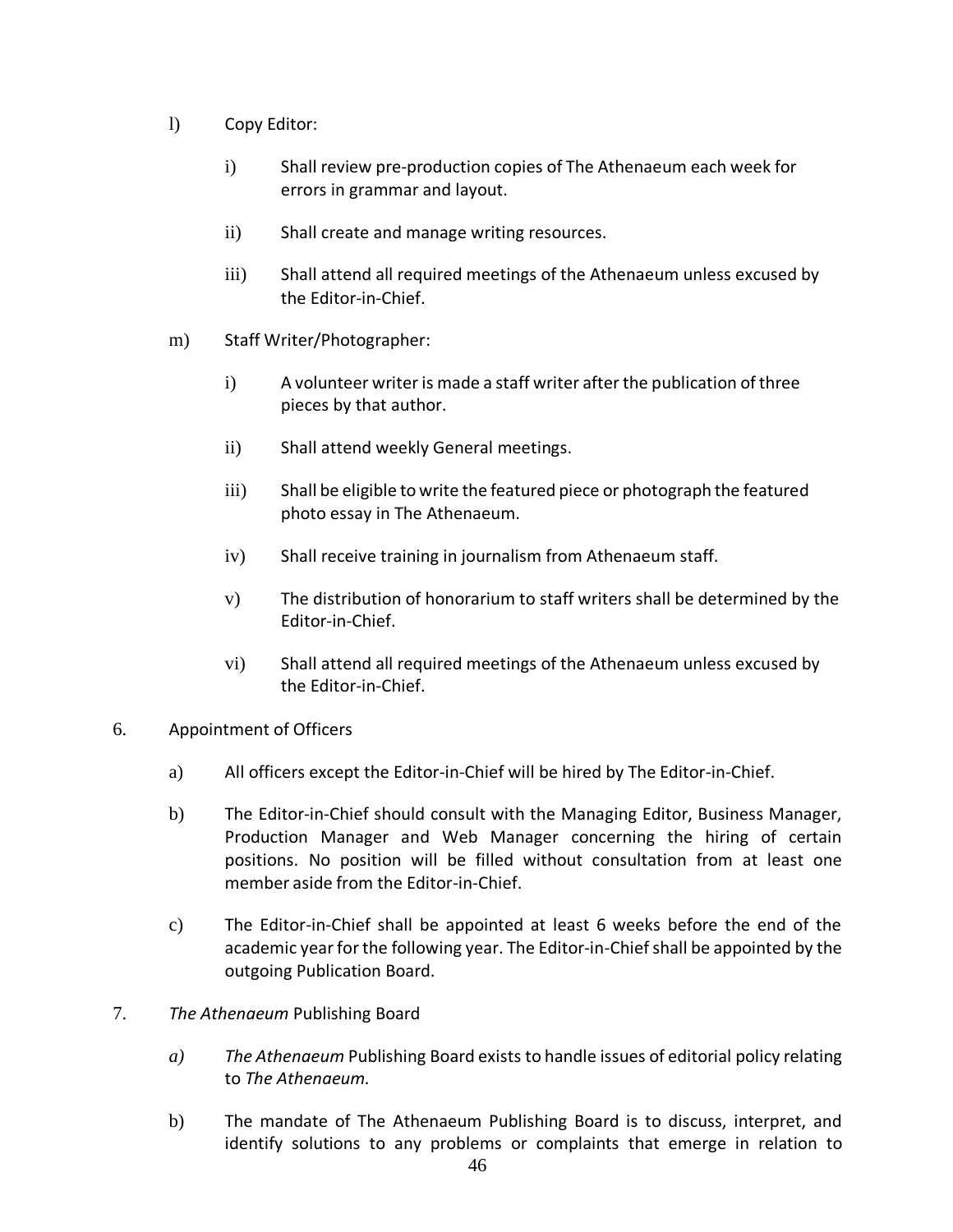l) Copy Editor:

   i) Shall review pre-production copies of The Athenaeum each week for errors in grammar and layout.

   ii) Shall create and manage writing resources.

   iii) Shall attend all required meetings of the Athenaeum unless excused by the Editor-in-Chief.

m) Staff Writer/Photographer:

   i) A volunteer writer is made a staff writer after the publication of three pieces by that author.

   ii) Shall attend weekly General meetings.

   iii) Shall be eligible to write the featured piece or photograph the featured photo essay in The Athenaeum.

   iv) Shall receive training in journalism from Athenaeum staff.

   v) The distribution of honorarium to staff writers shall be determined by the Editor-in-Chief.

   vi) Shall attend all required meetings of the Athenaeum unless excused by the Editor-in-Chief.

6. Appointment of Officers

   a) All officers except the Editor-in-Chief will be hired by The Editor-in-Chief.

   b) The Editor-in-Chief should consult with the Managing Editor, Business Manager, Production Manager and Web Manager concerning the hiring of certain positions. No position will be filled without consultation from at least one member aside from the Editor-in-Chief.

   c) The Editor-in-Chief shall be appointed at least 6 weeks before the end of the academic year for the following year. The Editor-in-Chief shall be appointed by the outgoing Publication Board.

7. *The Athenaeum* Publishing Board

   *a)* *The Athenaeum* Publishing Board exists to handle issues of editorial policy relating to *The Athenaeum.*

   b) The mandate of The Athenaeum Publishing Board is to discuss, interpret, and identify solutions to any problems or complaints that emerge in relation to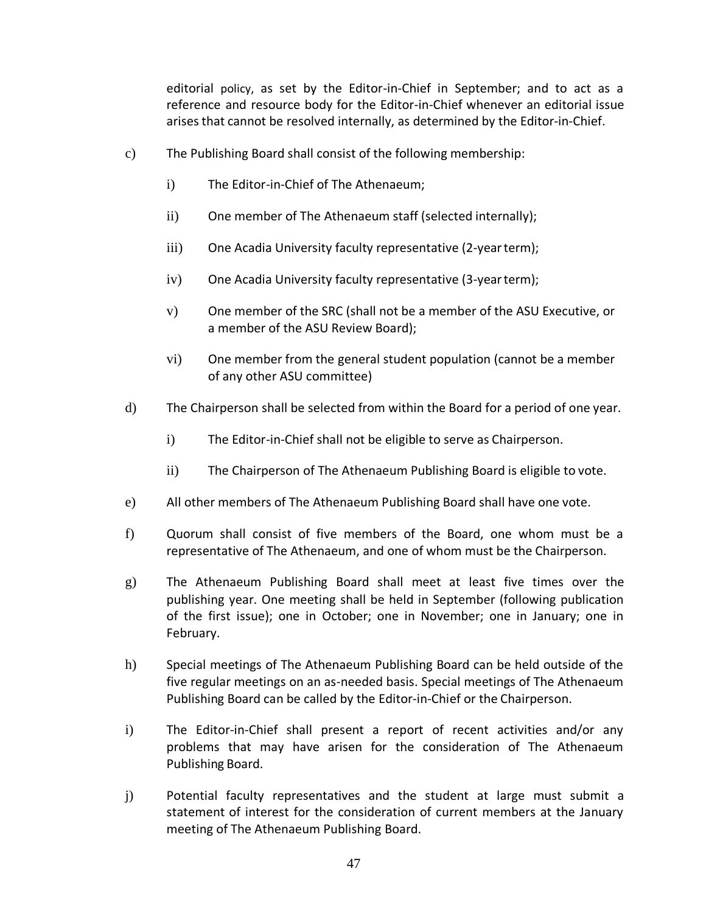editorial policy, as set by the Editor-in-Chief in September; and to act as a reference and resource body for the Editor-in-Chief whenever an editorial issue arises that cannot be resolved internally, as determined by the Editor-in-Chief.

c) The Publishing Board shall consist of the following membership:

   i) The Editor-in-Chief of The Athenaeum;

   ii) One member of The Athenaeum staff (selected internally);

   iii) One Acadia University faculty representative (2-year term);

   iv) One Acadia University faculty representative (3-year term);

   v) One member of the SRC (shall not be a member of the ASU Executive, or a member of the ASU Review Board);

   vi) One member from the general student population (cannot be a member of any other ASU committee)

d) The Chairperson shall be selected from within the Board for a period of one year.

   i) The Editor-in-Chief shall not be eligible to serve as Chairperson.

   ii) The Chairperson of The Athenaeum Publishing Board is eligible to vote.

e) All other members of The Athenaeum Publishing Board shall have one vote.

f) Quorum shall consist of five members of the Board, one whom must be a representative of The Athenaeum, and one of whom must be the Chairperson.

g) The Athenaeum Publishing Board shall meet at least five times over the publishing year. One meeting shall be held in September (following publication of the first issue); one in October; one in November; one in January; one in February.

h) Special meetings of The Athenaeum Publishing Board can be held outside of the five regular meetings on an as-needed basis. Special meetings of The Athenaeum Publishing Board can be called by the Editor-in-Chief or the Chairperson.

i) The Editor-in-Chief shall present a report of recent activities and/or any problems that may have arisen for the consideration of The Athenaeum Publishing Board.

j) Potential faculty representatives and the student at large must submit a statement of interest for the consideration of current members at the January meeting of The Athenaeum Publishing Board.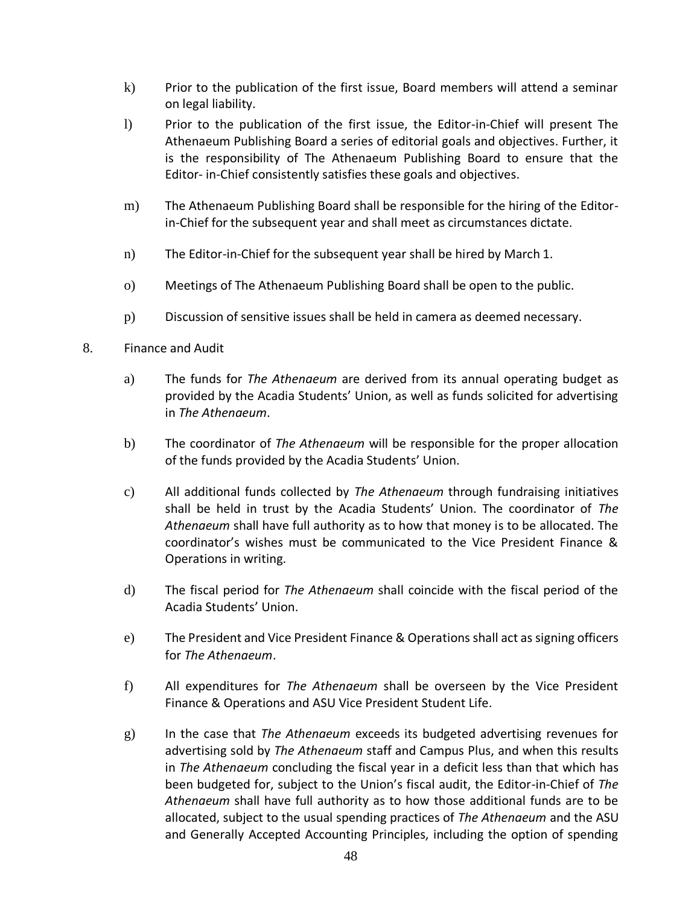k) Prior to the publication of the first issue, Board members will attend a seminar on legal liability.

l) Prior to the publication of the first issue, the Editor-in-Chief will present The Athenaeum Publishing Board a series of editorial goals and objectives. Further, it is the responsibility of The Athenaeum Publishing Board to ensure that the Editor- in-Chief consistently satisfies these goals and objectives.

m) The Athenaeum Publishing Board shall be responsible for the hiring of the Editor-in-Chief for the subsequent year and shall meet as circumstances dictate.

n) The Editor-in-Chief for the subsequent year shall be hired by March 1.

o) Meetings of The Athenaeum Publishing Board shall be open to the public.

p) Discussion of sensitive issues shall be held in camera as deemed necessary.

8. Finance and Audit

a) The funds for *The Athenaeum* are derived from its annual operating budget as provided by the Acadia Students' Union, as well as funds solicited for advertising in *The Athenaeum*.

b) The coordinator of *The Athenaeum* will be responsible for the proper allocation of the funds provided by the Acadia Students' Union.

c) All additional funds collected by *The Athenaeum* through fundraising initiatives shall be held in trust by the Acadia Students' Union. The coordinator of *The Athenaeum* shall have full authority as to how that money is to be allocated. The coordinator's wishes must be communicated to the Vice President Finance & Operations in writing.

d) The fiscal period for *The Athenaeum* shall coincide with the fiscal period of the Acadia Students' Union.

e) The President and Vice President Finance & Operations shall act as signing officers for *The Athenaeum*.

f) All expenditures for *The Athenaeum* shall be overseen by the Vice President Finance & Operations and ASU Vice President Student Life.

g) In the case that *The Athenaeum* exceeds its budgeted advertising revenues for advertising sold by *The Athenaeum* staff and Campus Plus, and when this results in *The Athenaeum* concluding the fiscal year in a deficit less than that which has been budgeted for, subject to the Union's fiscal audit, the Editor-in-Chief of *The Athenaeum* shall have full authority as to how those additional funds are to be allocated, subject to the usual spending practices of *The Athenaeum* and the ASU and Generally Accepted Accounting Principles, including the option of spending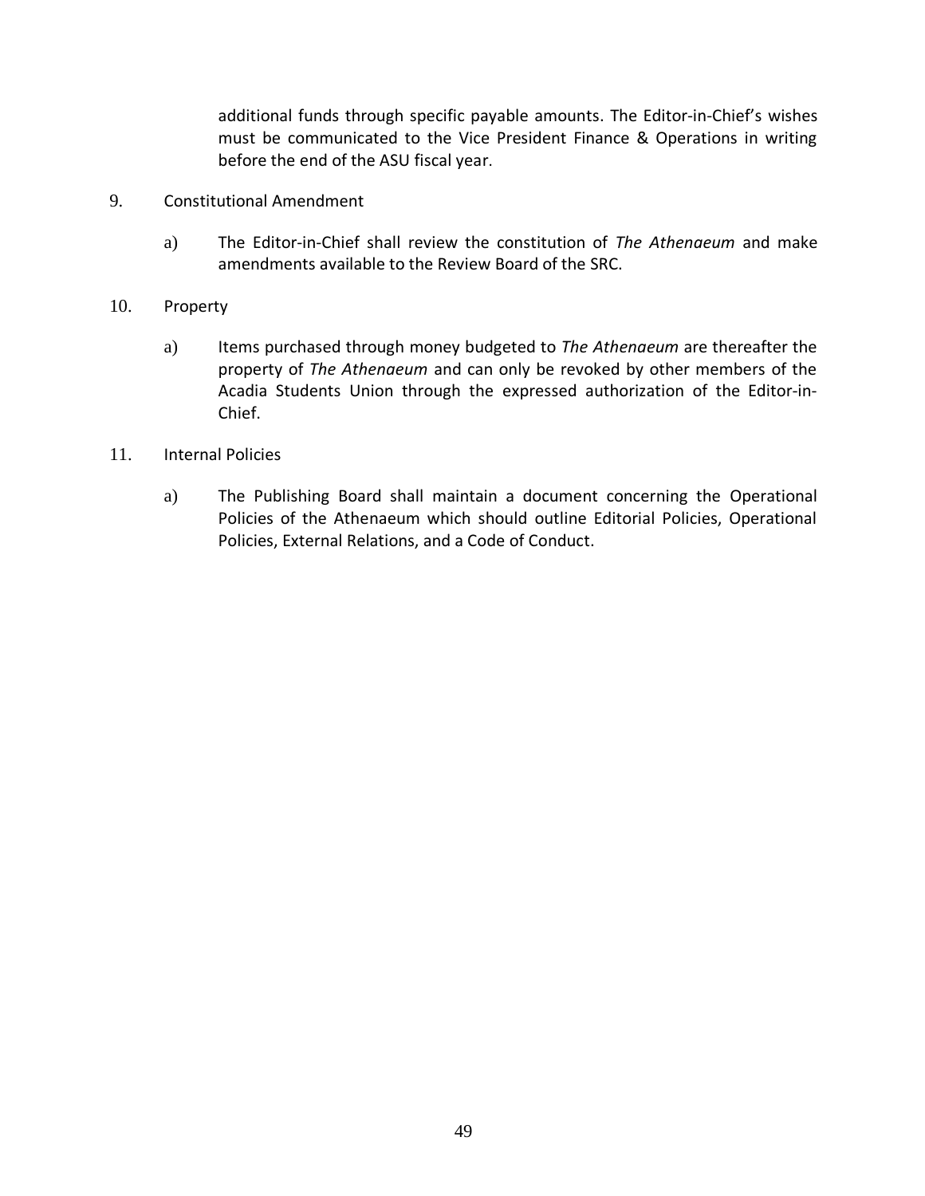additional funds through specific payable amounts. The Editor-in-Chief's wishes must be communicated to the Vice President Finance & Operations in writing before the end of the ASU fiscal year.

9. Constitutional Amendment

   a) The Editor-in-Chief shall review the constitution of *The Athenaeum* and make amendments available to the Review Board of the SRC.

10. Property

    a) Items purchased through money budgeted to *The Athenaeum* are thereafter the property of *The Athenaeum* and can only be revoked by other members of the Acadia Students Union through the expressed authorization of the Editor-in-Chief.

11. Internal Policies

    a) The Publishing Board shall maintain a document concerning the Operational Policies of the Athenaeum which should outline Editorial Policies, Operational Policies, External Relations, and a Code of Conduct.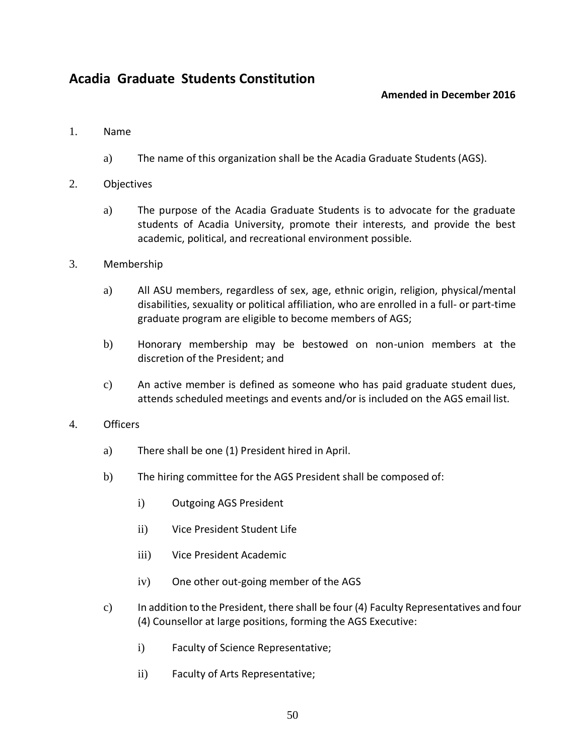## Acadia Graduate Students Constitution

**Amended in December 2016**

1. Name

   a) The name of this organization shall be the Acadia Graduate Students (AGS).

2. Objectives

   a) The purpose of the Acadia Graduate Students is to advocate for the graduate students of Acadia University, promote their interests, and provide the best academic, political, and recreational environment possible.

3. Membership

   a) All ASU members, regardless of sex, age, ethnic origin, religion, physical/mental disabilities, sexuality or political affiliation, who are enrolled in a full- or part-time graduate program are eligible to become members of AGS;

   b) Honorary membership may be bestowed on non-union members at the discretion of the President; and

   c) An active member is defined as someone who has paid graduate student dues, attends scheduled meetings and events and/or is included on the AGS email list.

4. Officers

   a) There shall be one (1) President hired in April.

   b) The hiring committee for the AGS President shall be composed of:

      i) Outgoing AGS President

      ii) Vice President Student Life

      iii) Vice President Academic

      iv) One other out-going member of the AGS

   c) In addition to the President, there shall be four (4) Faculty Representatives and four (4) Counsellor at large positions, forming the AGS Executive:

      i) Faculty of Science Representative;

      ii) Faculty of Arts Representative;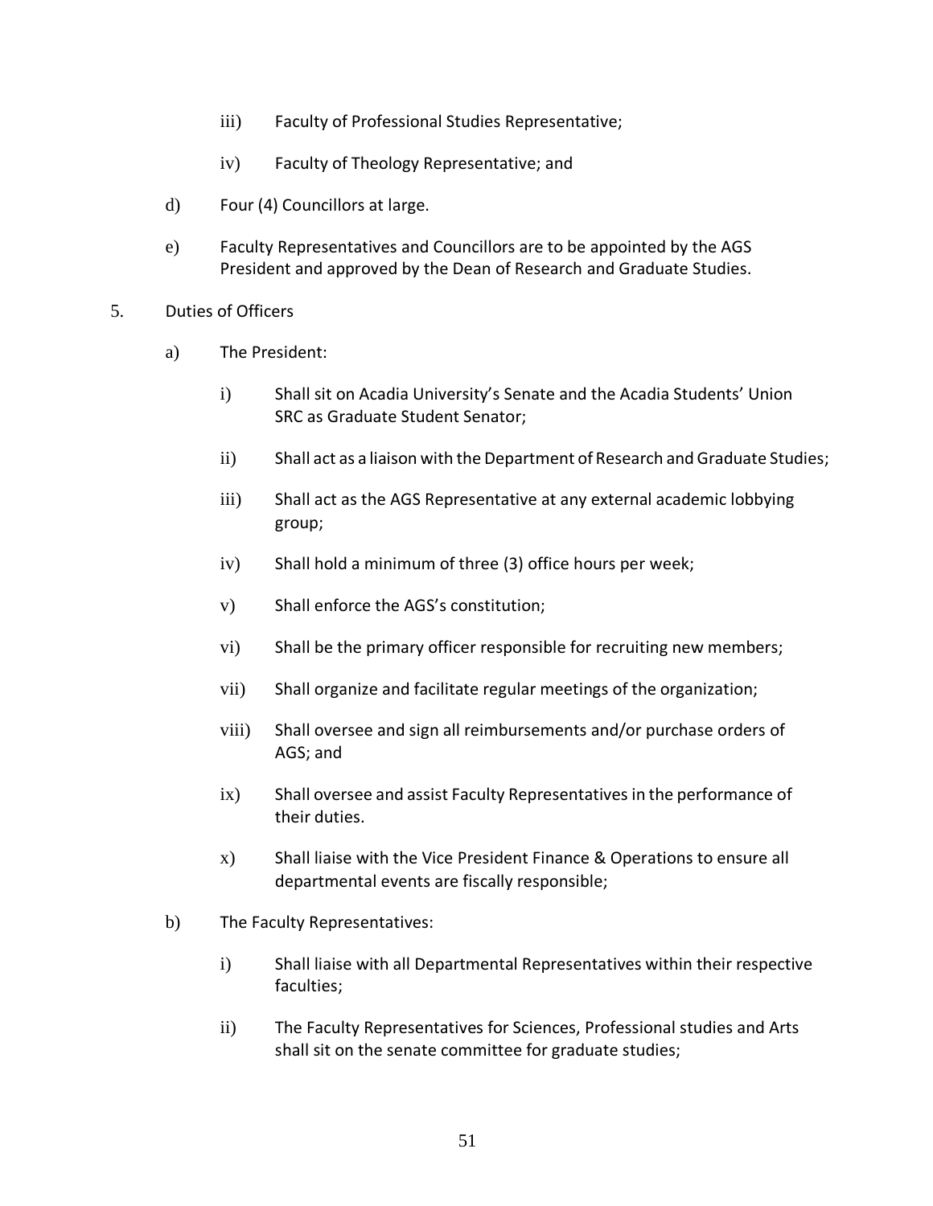iii) Faculty of Professional Studies Representative;

iv) Faculty of Theology Representative; and

d) Four (4) Councillors at large.

e) Faculty Representatives and Councillors are to be appointed by the AGS President and approved by the Dean of Research and Graduate Studies.

5. Duties of Officers

a) The President:

i) Shall sit on Acadia University's Senate and the Acadia Students' Union SRC as Graduate Student Senator;

ii) Shall act as a liaison with the Department of Research and Graduate Studies;

iii) Shall act as the AGS Representative at any external academic lobbying group;

iv) Shall hold a minimum of three (3) office hours per week;

v) Shall enforce the AGS's constitution;

vi) Shall be the primary officer responsible for recruiting new members;

vii) Shall organize and facilitate regular meetings of the organization;

viii) Shall oversee and sign all reimbursements and/or purchase orders of AGS; and

ix) Shall oversee and assist Faculty Representatives in the performance of their duties.

x) Shall liaise with the Vice President Finance & Operations to ensure all departmental events are fiscally responsible;

b) The Faculty Representatives:

i) Shall liaise with all Departmental Representatives within their respective faculties;

ii) The Faculty Representatives for Sciences, Professional studies and Arts shall sit on the senate committee for graduate studies;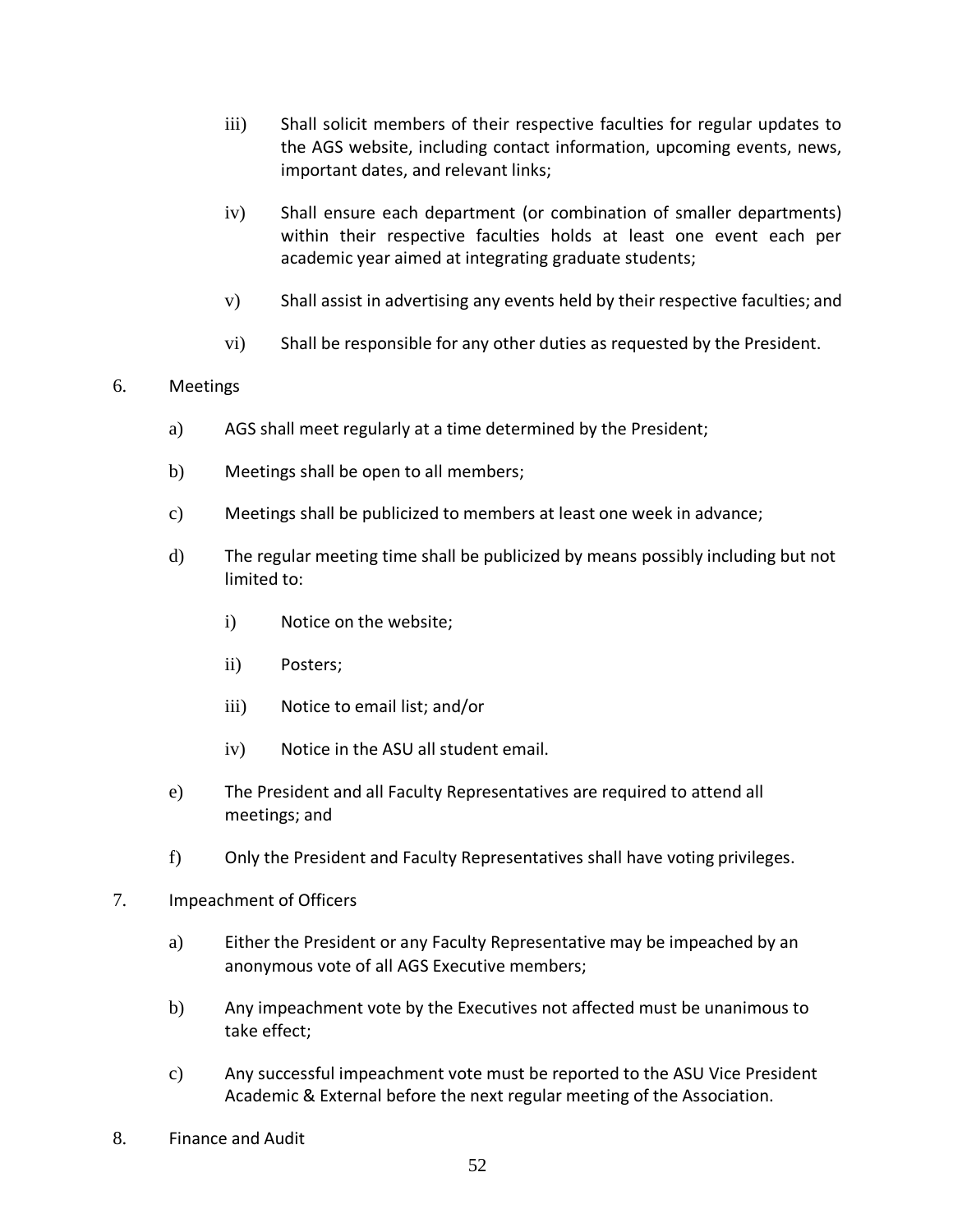iii) Shall solicit members of their respective faculties for regular updates to the AGS website, including contact information, upcoming events, news, important dates, and relevant links;

iv) Shall ensure each department (or combination of smaller departments) within their respective faculties holds at least one event each per academic year aimed at integrating graduate students;

v) Shall assist in advertising any events held by their respective faculties; and

vi) Shall be responsible for any other duties as requested by the President.

6. Meetings

a) AGS shall meet regularly at a time determined by the President;

b) Meetings shall be open to all members;

c) Meetings shall be publicized to members at least one week in advance;

d) The regular meeting time shall be publicized by means possibly including but not limited to:

i) Notice on the website;

ii) Posters;

iii) Notice to email list; and/or

iv) Notice in the ASU all student email.

e) The President and all Faculty Representatives are required to attend all meetings; and

f) Only the President and Faculty Representatives shall have voting privileges.

7. Impeachment of Officers

a) Either the President or any Faculty Representative may be impeached by an anonymous vote of all AGS Executive members;

b) Any impeachment vote by the Executives not affected must be unanimous to take effect;

c) Any successful impeachment vote must be reported to the ASU Vice President Academic & External before the next regular meeting of the Association.

8. Finance and Audit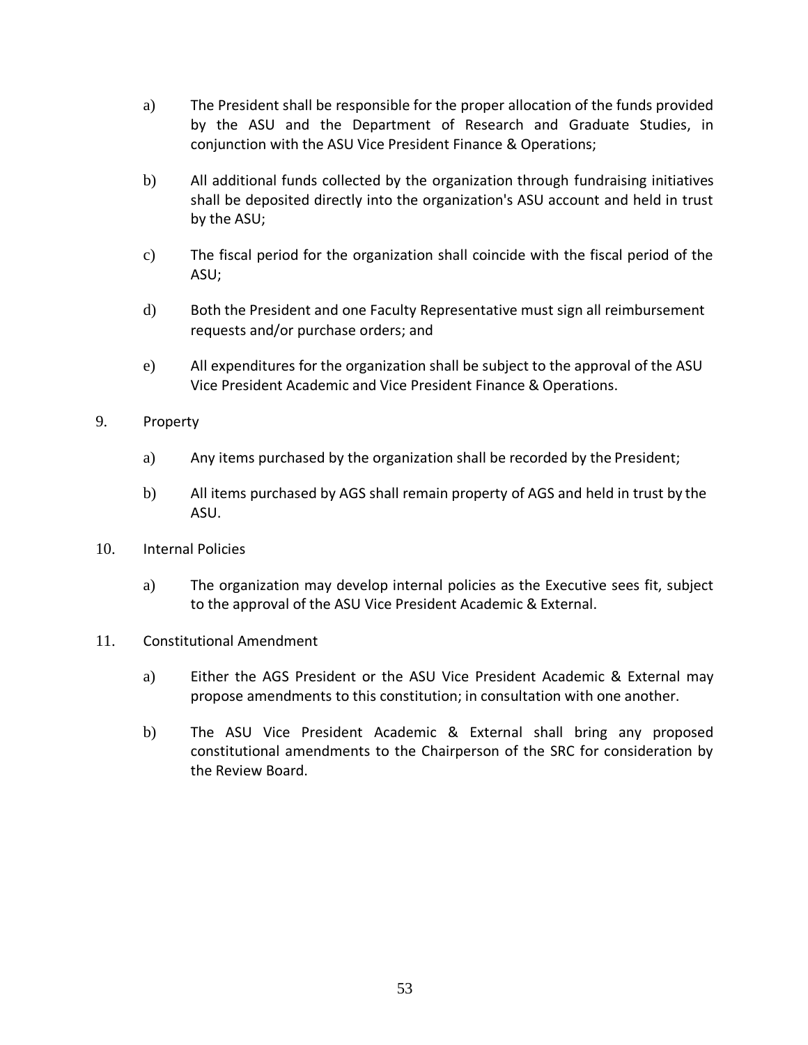a) The President shall be responsible for the proper allocation of the funds provided by the ASU and the Department of Research and Graduate Studies, in conjunction with the ASU Vice President Finance & Operations;

b) All additional funds collected by the organization through fundraising initiatives shall be deposited directly into the organization's ASU account and held in trust by the ASU;

c) The fiscal period for the organization shall coincide with the fiscal period of the ASU;

d) Both the President and one Faculty Representative must sign all reimbursement requests and/or purchase orders; and

e) All expenditures for the organization shall be subject to the approval of the ASU Vice President Academic and Vice President Finance & Operations.

9. Property

a) Any items purchased by the organization shall be recorded by the President;

b) All items purchased by AGS shall remain property of AGS and held in trust by the ASU.

10. Internal Policies

a) The organization may develop internal policies as the Executive sees fit, subject to the approval of the ASU Vice President Academic & External.

11. Constitutional Amendment

a) Either the AGS President or the ASU Vice President Academic & External may propose amendments to this constitution; in consultation with one another.

b) The ASU Vice President Academic & External shall bring any proposed constitutional amendments to the Chairperson of the SRC for consideration by the Review Board.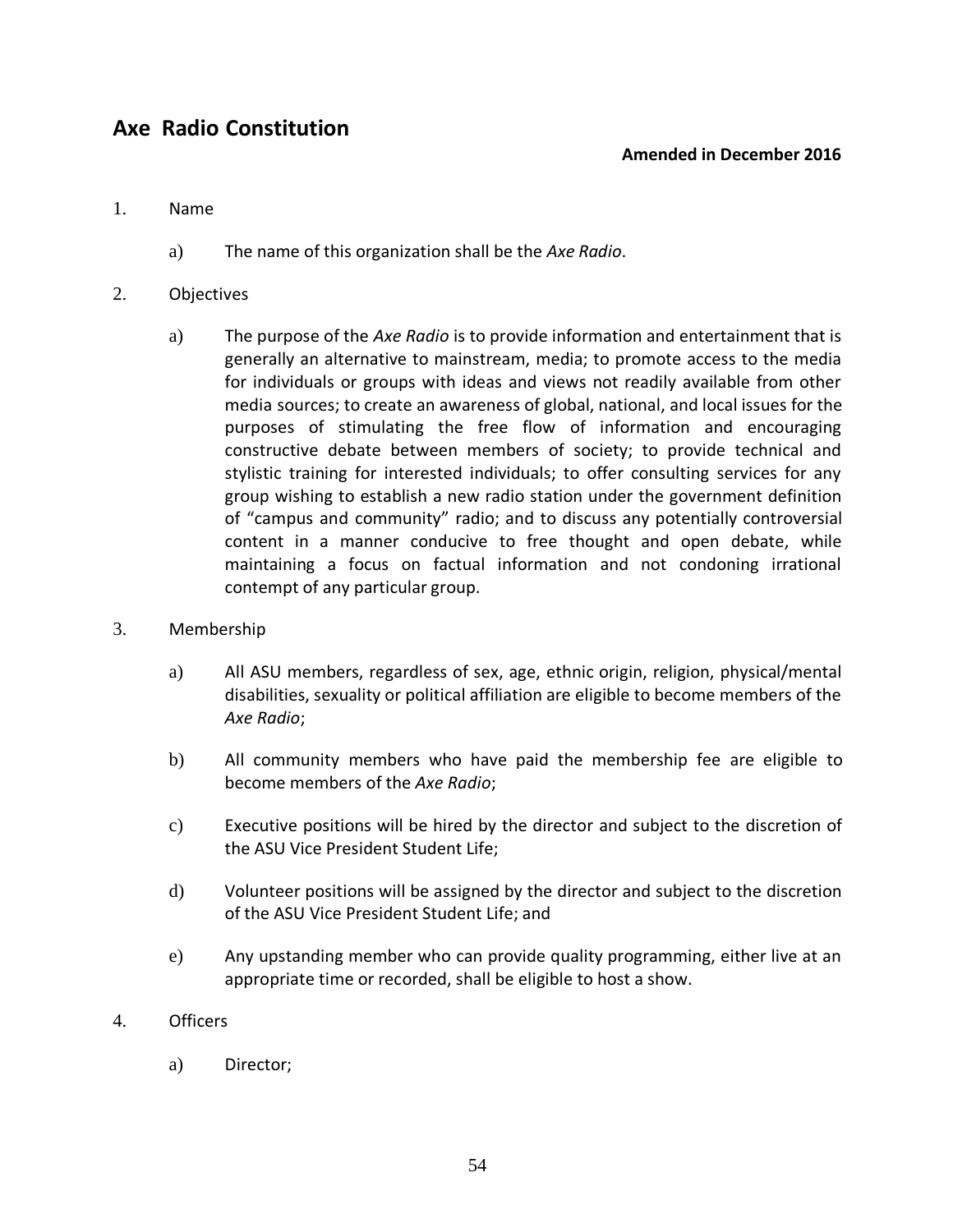## Axe Radio Constitution

**Amended in December 2016**

1. Name

    a) The name of this organization shall be the *Axe Radio*.

2. Objectives

    a) The purpose of the *Axe Radio* is to provide information and entertainment that is generally an alternative to mainstream, media; to promote access to the media for individuals or groups with ideas and views not readily available from other media sources; to create an awareness of global, national, and local issues for the purposes of stimulating the free flow of information and encouraging constructive debate between members of society; to provide technical and stylistic training for interested individuals; to offer consulting services for any group wishing to establish a new radio station under the government definition of "campus and community" radio; and to discuss any potentially controversial content in a manner conducive to free thought and open debate, while maintaining a focus on factual information and not condoning irrational contempt of any particular group.

3. Membership

    a) All ASU members, regardless of sex, age, ethnic origin, religion, physical/mental disabilities, sexuality or political affiliation are eligible to become members of the *Axe Radio*;

    b) All community members who have paid the membership fee are eligible to become members of the *Axe Radio*;

    c) Executive positions will be hired by the director and subject to the discretion of the ASU Vice President Student Life;

    d) Volunteer positions will be assigned by the director and subject to the discretion of the ASU Vice President Student Life; and

    e) Any upstanding member who can provide quality programming, either live at an appropriate time or recorded, shall be eligible to host a show.

4. Officers

    a) Director;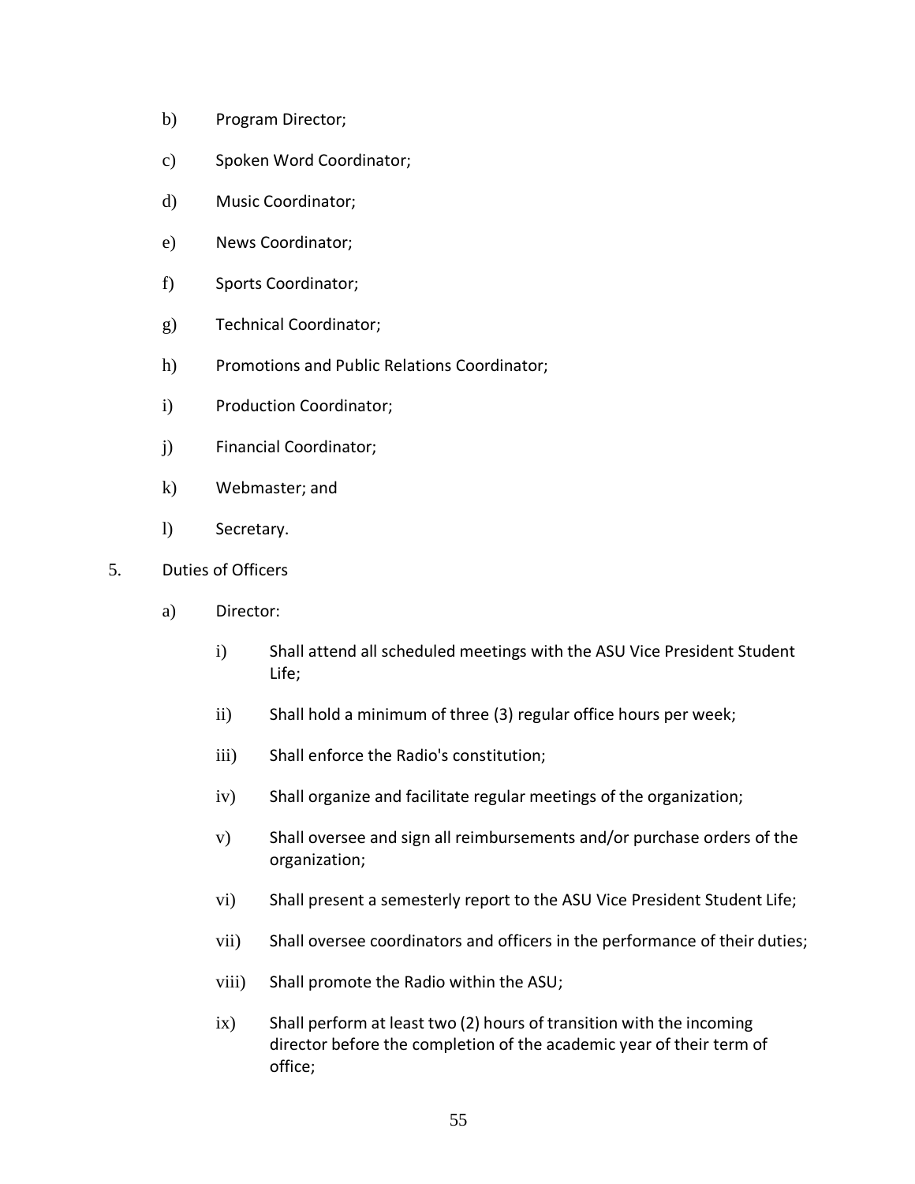b) Program Director;

c) Spoken Word Coordinator;

d) Music Coordinator;

e) News Coordinator;

f) Sports Coordinator;

g) Technical Coordinator;

h) Promotions and Public Relations Coordinator;

i) Production Coordinator;

j) Financial Coordinator;

k) Webmaster; and

l) Secretary.

5. Duties of Officers

a) Director:

i) Shall attend all scheduled meetings with the ASU Vice President Student Life;

ii) Shall hold a minimum of three (3) regular office hours per week;

iii) Shall enforce the Radio's constitution;

iv) Shall organize and facilitate regular meetings of the organization;

v) Shall oversee and sign all reimbursements and/or purchase orders of the organization;

vi) Shall present a semesterly report to the ASU Vice President Student Life;

vii) Shall oversee coordinators and officers in the performance of their duties;

viii) Shall promote the Radio within the ASU;

ix) Shall perform at least two (2) hours of transition with the incoming director before the completion of the academic year of their term of office;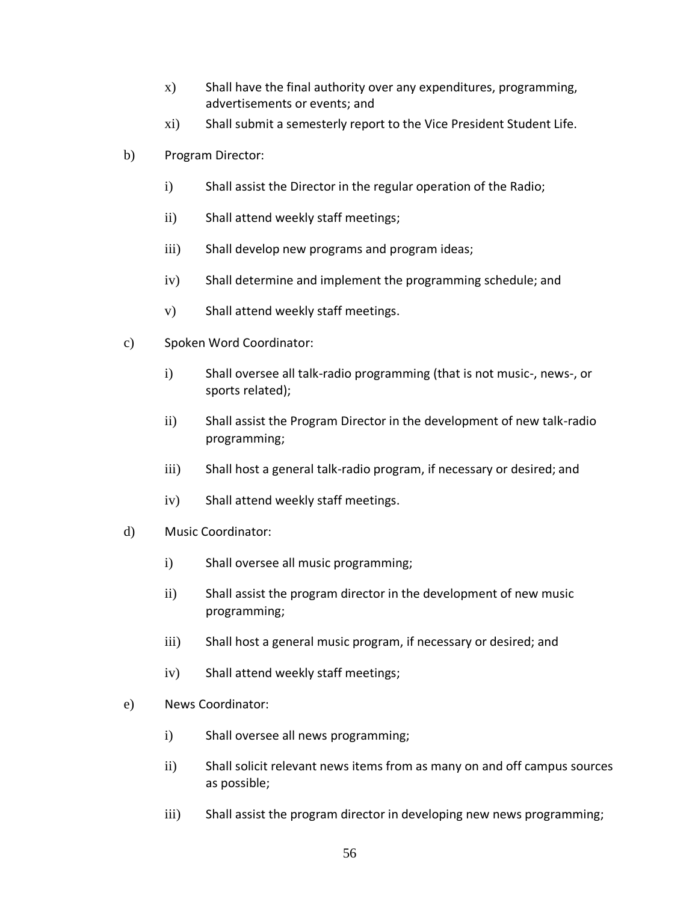x) Shall have the final authority over any expenditures, programming, advertisements or events; and

xi) Shall submit a semesterly report to the Vice President Student Life.

b) Program Director:

i) Shall assist the Director in the regular operation of the Radio;

ii) Shall attend weekly staff meetings;

iii) Shall develop new programs and program ideas;

iv) Shall determine and implement the programming schedule; and

v) Shall attend weekly staff meetings.

c) Spoken Word Coordinator:

i) Shall oversee all talk-radio programming (that is not music-, news-, or sports related);

ii) Shall assist the Program Director in the development of new talk-radio programming;

iii) Shall host a general talk-radio program, if necessary or desired; and

iv) Shall attend weekly staff meetings.

d) Music Coordinator:

i) Shall oversee all music programming;

ii) Shall assist the program director in the development of new music programming;

iii) Shall host a general music program, if necessary or desired; and

iv) Shall attend weekly staff meetings;

e) News Coordinator:

i) Shall oversee all news programming;

ii) Shall solicit relevant news items from as many on and off campus sources as possible;

iii) Shall assist the program director in developing new news programming;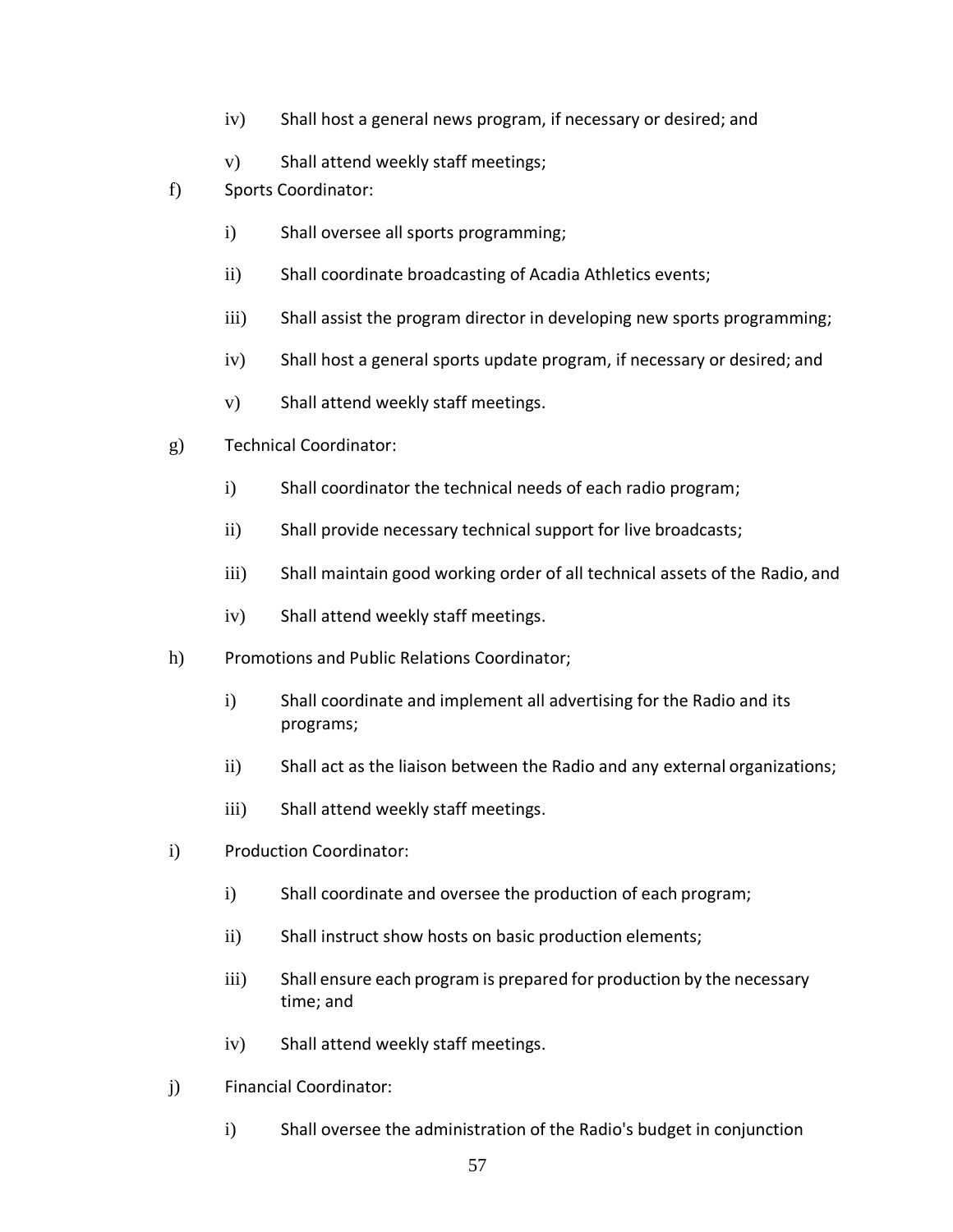iv) Shall host a general news program, if necessary or desired; and

v) Shall attend weekly staff meetings;

f) Sports Coordinator:

i) Shall oversee all sports programming;

ii) Shall coordinate broadcasting of Acadia Athletics events;

iii) Shall assist the program director in developing new sports programming;

iv) Shall host a general sports update program, if necessary or desired; and

v) Shall attend weekly staff meetings.

g) Technical Coordinator:

i) Shall coordinator the technical needs of each radio program;

ii) Shall provide necessary technical support for live broadcasts;

iii) Shall maintain good working order of all technical assets of the Radio, and

iv) Shall attend weekly staff meetings.

h) Promotions and Public Relations Coordinator;

i) Shall coordinate and implement all advertising for the Radio and its programs;

ii) Shall act as the liaison between the Radio and any external organizations;

iii) Shall attend weekly staff meetings.

i) Production Coordinator:

i) Shall coordinate and oversee the production of each program;

ii) Shall instruct show hosts on basic production elements;

iii) Shall ensure each program is prepared for production by the necessary time; and

iv) Shall attend weekly staff meetings.

j) Financial Coordinator:

i) Shall oversee the administration of the Radio's budget in conjunction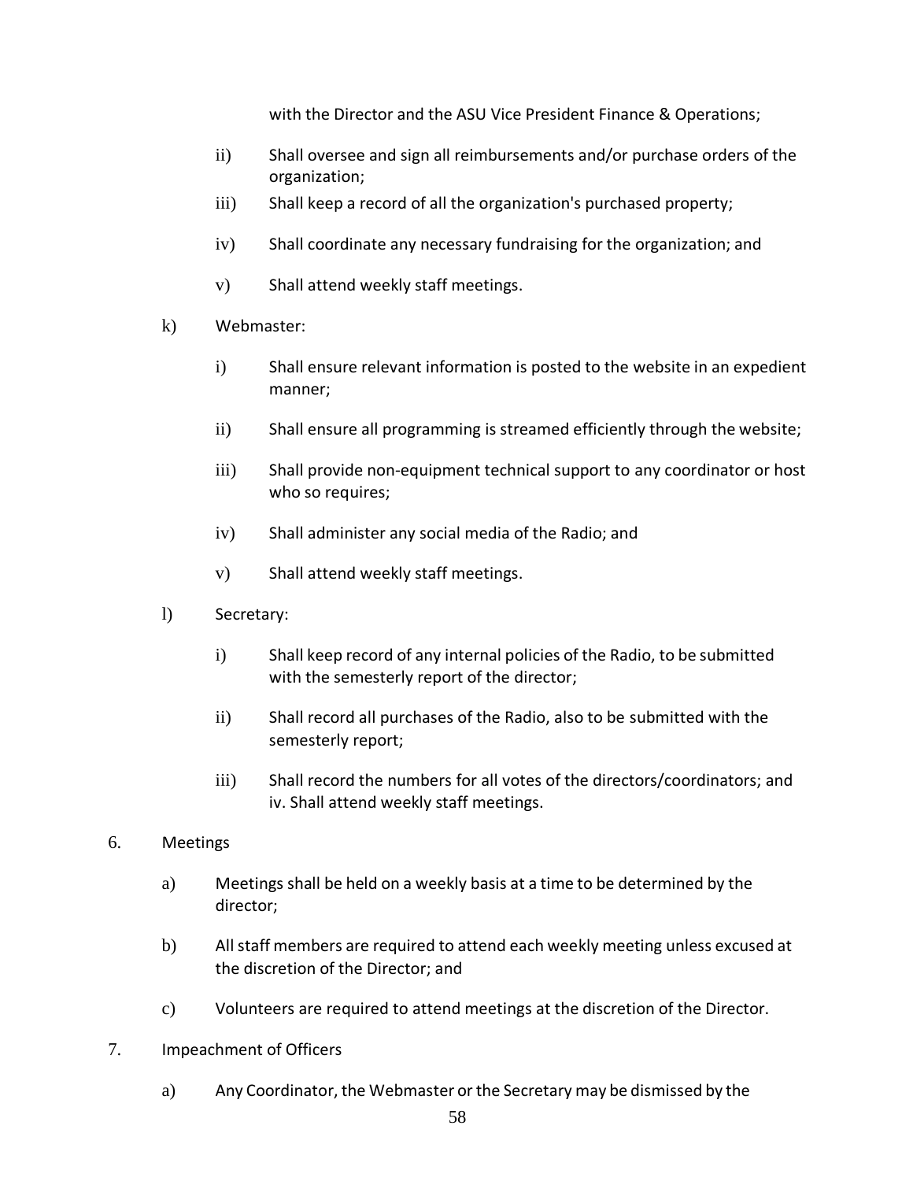with the Director and the ASU Vice President Finance & Operations;

ii) Shall oversee and sign all reimbursements and/or purchase orders of the organization;

iii) Shall keep a record of all the organization's purchased property;

iv) Shall coordinate any necessary fundraising for the organization; and

v) Shall attend weekly staff meetings.

k) Webmaster:

i) Shall ensure relevant information is posted to the website in an expedient manner;

ii) Shall ensure all programming is streamed efficiently through the website;

iii) Shall provide non-equipment technical support to any coordinator or host who so requires;

iv) Shall administer any social media of the Radio; and

v) Shall attend weekly staff meetings.

l) Secretary:

i) Shall keep record of any internal policies of the Radio, to be submitted with the semesterly report of the director;

ii) Shall record all purchases of the Radio, also to be submitted with the semesterly report;

iii) Shall record the numbers for all votes of the directors/coordinators; and iv. Shall attend weekly staff meetings.

6. Meetings

a) Meetings shall be held on a weekly basis at a time to be determined by the director;

b) All staff members are required to attend each weekly meeting unless excused at the discretion of the Director; and

c) Volunteers are required to attend meetings at the discretion of the Director.

7. Impeachment of Officers

a) Any Coordinator, the Webmaster or the Secretary may be dismissed by the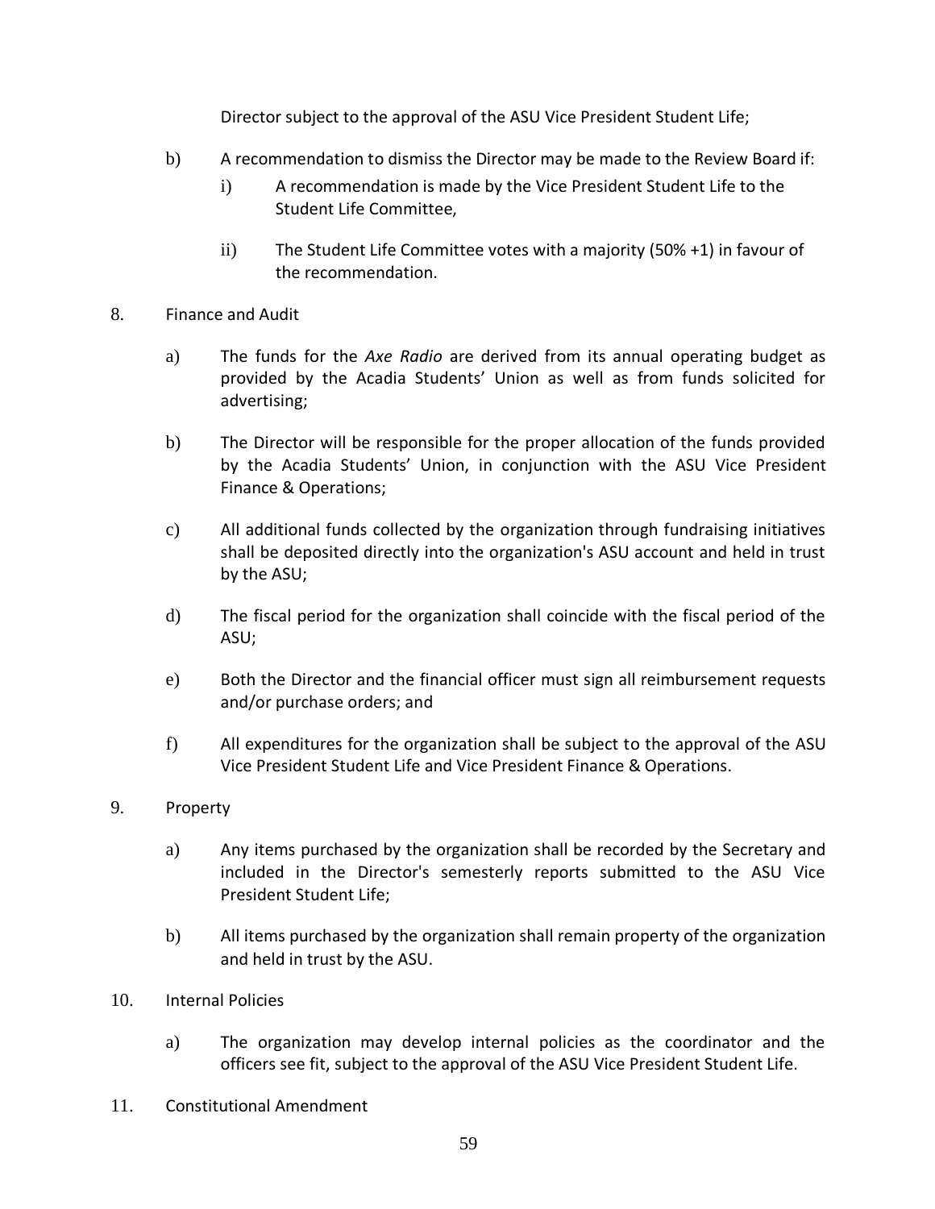Director subject to the approval of the ASU Vice President Student Life;

b) A recommendation to dismiss the Director may be made to the Review Board if:

   i) A recommendation is made by the Vice President Student Life to the Student Life Committee,

   ii) The Student Life Committee votes with a majority (50% +1) in favour of the recommendation.

8. Finance and Audit

   a) The funds for the *Axe Radio* are derived from its annual operating budget as provided by the Acadia Students' Union as well as from funds solicited for advertising;

   b) The Director will be responsible for the proper allocation of the funds provided by the Acadia Students' Union, in conjunction with the ASU Vice President Finance & Operations;

   c) All additional funds collected by the organization through fundraising initiatives shall be deposited directly into the organization's ASU account and held in trust by the ASU;

   d) The fiscal period for the organization shall coincide with the fiscal period of the ASU;

   e) Both the Director and the financial officer must sign all reimbursement requests and/or purchase orders; and

   f) All expenditures for the organization shall be subject to the approval of the ASU Vice President Student Life and Vice President Finance & Operations.

9. Property

   a) Any items purchased by the organization shall be recorded by the Secretary and included in the Director's semesterly reports submitted to the ASU Vice President Student Life;

   b) All items purchased by the organization shall remain property of the organization and held in trust by the ASU.

10. Internal Policies

   a) The organization may develop internal policies as the coordinator and the officers see fit, subject to the approval of the ASU Vice President Student Life.

11. Constitutional Amendment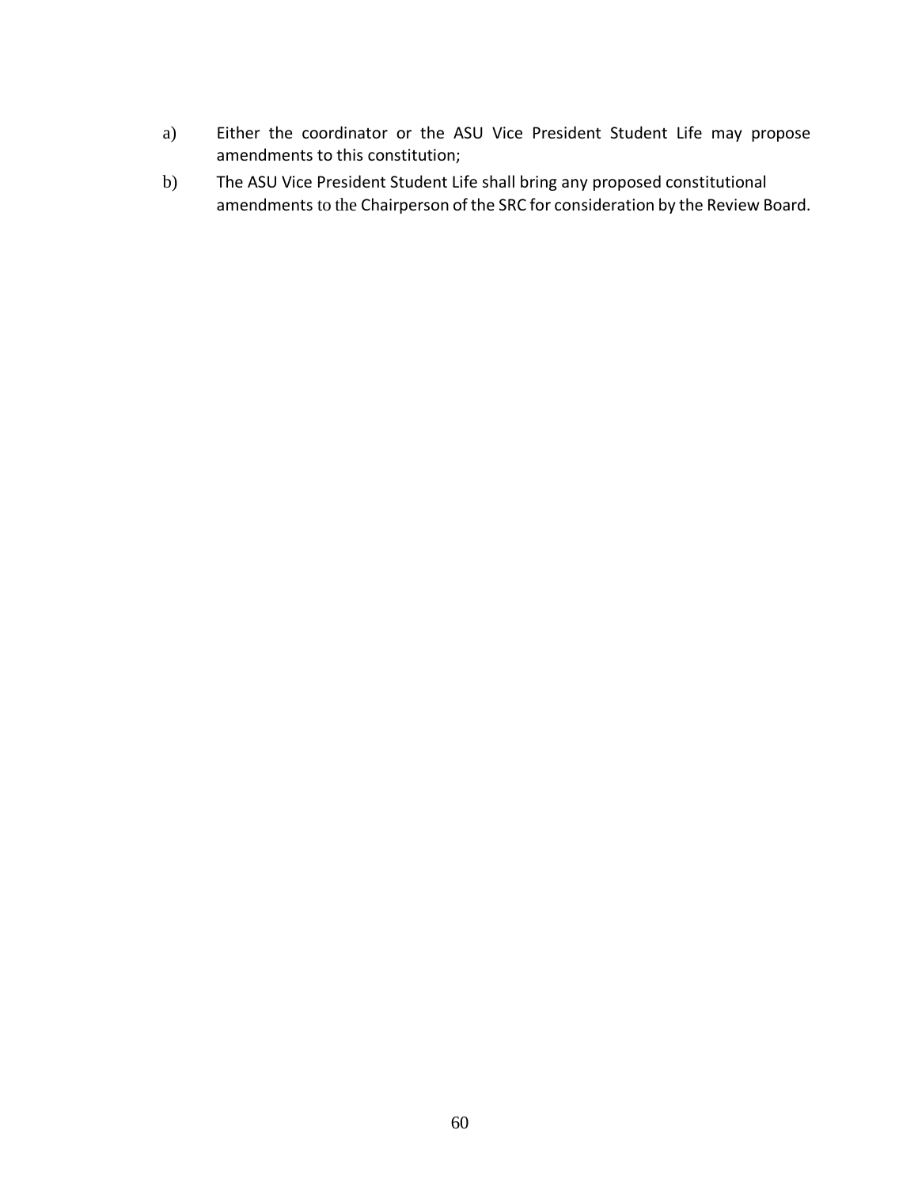a) Either the coordinator or the ASU Vice President Student Life may propose amendments to this constitution;

b) The ASU Vice President Student Life shall bring any proposed constitutional amendments to the Chairperson of the SRC for consideration by the Review Board.